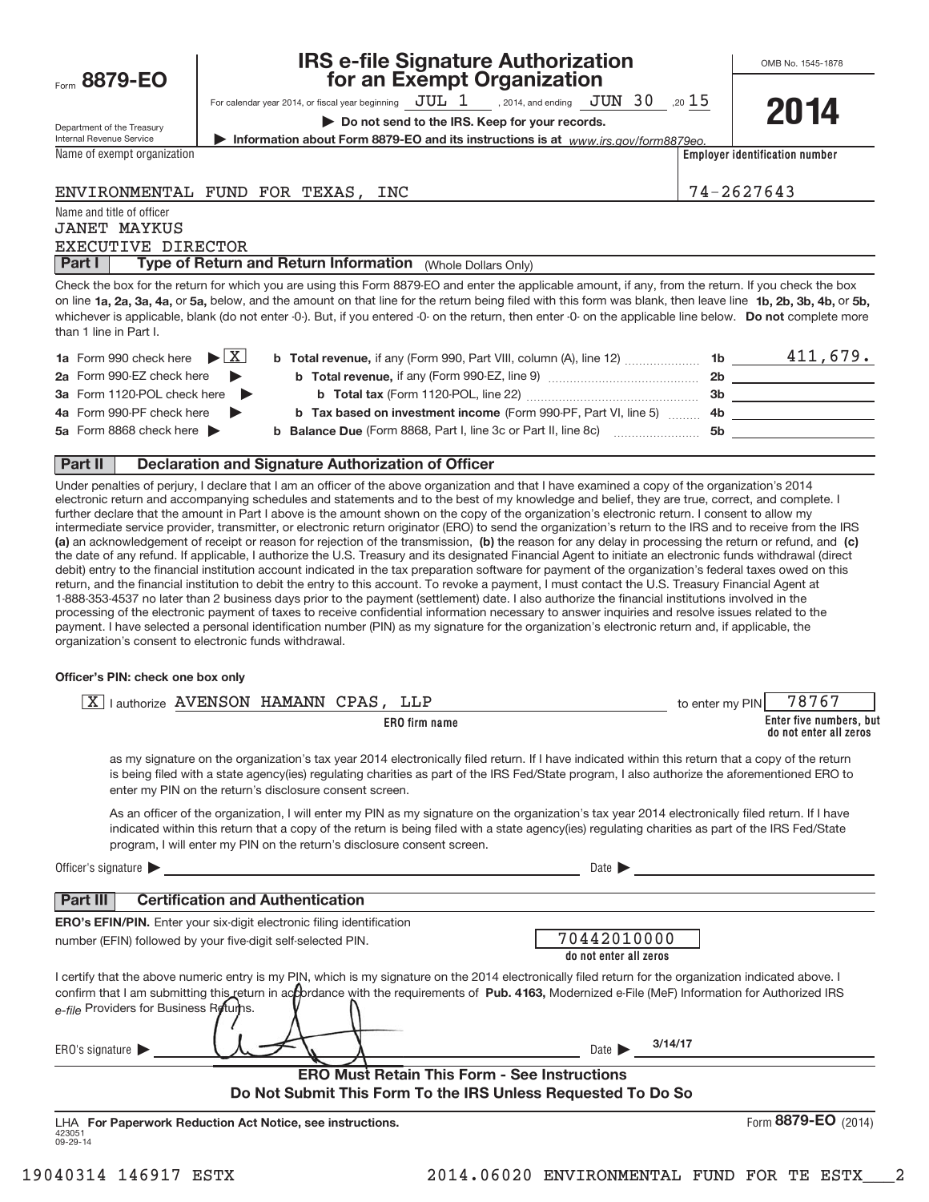Form **8879-EO**

Department of the Treasury
Internal Revenue Service

# IRS e-file Signature Authorization for an Exempt Organization

For calendar year 2014, or fiscal year beginning JUL 1, 2014, and ending JUN 30, 20 15

▶ **Do not send to the IRS. Keep for your records.**

▶ **Information about Form 8879-EO and its instructions is at** *www.irs.gov/form8879eo.*

OMB No. 1545-1878

**2014**

Name of exempt organization: ENVIRONMENTAL FUND FOR TEXAS, INC

**Employer identification number:** 74-2627643

Name and title of officer:
JANET MAYKUS
EXECUTIVE DIRECTOR

## Part I — Type of Return and Return Information (Whole Dollars Only)

Check the box for the return for which you are using this Form 8879-EO and enter the applicable amount, if any, from the return. If you check the box on line **1a, 2a, 3a, 4a,** or **5a,** below, and the amount on that line for the return being filed with this form was blank, then leave line **1b, 2b, 3b, 4b,** or **5b,** whichever is applicable, blank (do not enter -0-). But, if you entered -0- on the return, then enter -0- on the applicable line below. **Do not** complete more than 1 line in Part I.

| | | | |
|---|---|---|---|
| **1a** Form 990 check here ▶ [X] | **b Total revenue,** if any (Form 990, Part VIII, column (A), line 12) | **1b** | 411,679. |
| **2a** Form 990-EZ check here ▶ | **b Total revenue,** if any (Form 990-EZ, line 9) | **2b** | |
| **3a** Form 1120-POL check here ▶ | **b Total tax** (Form 1120-POL, line 22) | **3b** | |
| **4a** Form 990-PF check here ▶ | **b Tax based on investment income** (Form 990-PF, Part VI, line 5) | **4b** | |
| **5a** Form 8868 check here ▶ | **b Balance Due** (Form 8868, Part I, line 3c or Part II, line 8c) | **5b** | |

## Part II — Declaration and Signature Authorization of Officer

Under penalties of perjury, I declare that I am an officer of the above organization and that I have examined a copy of the organization's 2014 electronic return and accompanying schedules and statements and to the best of my knowledge and belief, they are true, correct, and complete. I further declare that the amount in Part I above is the amount shown on the copy of the organization's electronic return. I consent to allow my intermediate service provider, transmitter, or electronic return originator (ERO) to send the organization's return to the IRS and to receive from the IRS **(a)** an acknowledgement of receipt or reason for rejection of the transmission, **(b)** the reason for any delay in processing the return or refund, and **(c)** the date of any refund. If applicable, I authorize the U.S. Treasury and its designated Financial Agent to initiate an electronic funds withdrawal (direct debit) entry to the financial institution account indicated in the tax preparation software for payment of the organization's federal taxes owed on this return, and the financial institution to debit the entry to this account. To revoke a payment, I must contact the U.S. Treasury Financial Agent at 1-888-353-4537 no later than 2 business days prior to the payment (settlement) date. I also authorize the financial institutions involved in the processing of the electronic payment of taxes to receive confidential information necessary to answer inquiries and resolve issues related to the payment. I have selected a personal identification number (PIN) as my signature for the organization's electronic return and, if applicable, the organization's consent to electronic funds withdrawal.

**Officer's PIN: check one box only**

[X] I authorize AVENSON HAMANN CPAS, LLP (**ERO firm name**) to enter my PIN 78767 (**Enter five numbers, but do not enter all zeros**)

as my signature on the organization's tax year 2014 electronically filed return. If I have indicated within this return that a copy of the return is being filed with a state agency(ies) regulating charities as part of the IRS Fed/State program, I also authorize the aforementioned ERO to enter my PIN on the return's disclosure consent screen.

[ ] As an officer of the organization, I will enter my PIN as my signature on the organization's tax year 2014 electronically filed return. If I have indicated within this return that a copy of the return is being filed with a state agency(ies) regulating charities as part of the IRS Fed/State program, I will enter my PIN on the return's disclosure consent screen.

Officer's signature ▶ ______________________ Date ▶ ______________

## Part III — Certification and Authentication

**ERO's EFIN/PIN.** Enter your six-digit electronic filing identification number (EFIN) followed by your five-digit self-selected PIN. 70442010000 (**do not enter all zeros**)

I certify that the above numeric entry is my PIN, which is my signature on the 2014 electronically filed return for the organization indicated above. I confirm that I am submitting this return in accordance with the requirements of **Pub. 4163,** Modernized e-File (MeF) Information for Authorized IRS *e-file* Providers for Business Returns.

ERO's signature ▶ [signature] Date ▶ 3/14/17

**ERO Must Retain This Form - See Instructions**
**Do Not Submit This Form To the IRS Unless Requested To Do So**

LHA **For Paperwork Reduction Act Notice, see instructions.**
423051
09-29-14

Form **8879-EO** (2014)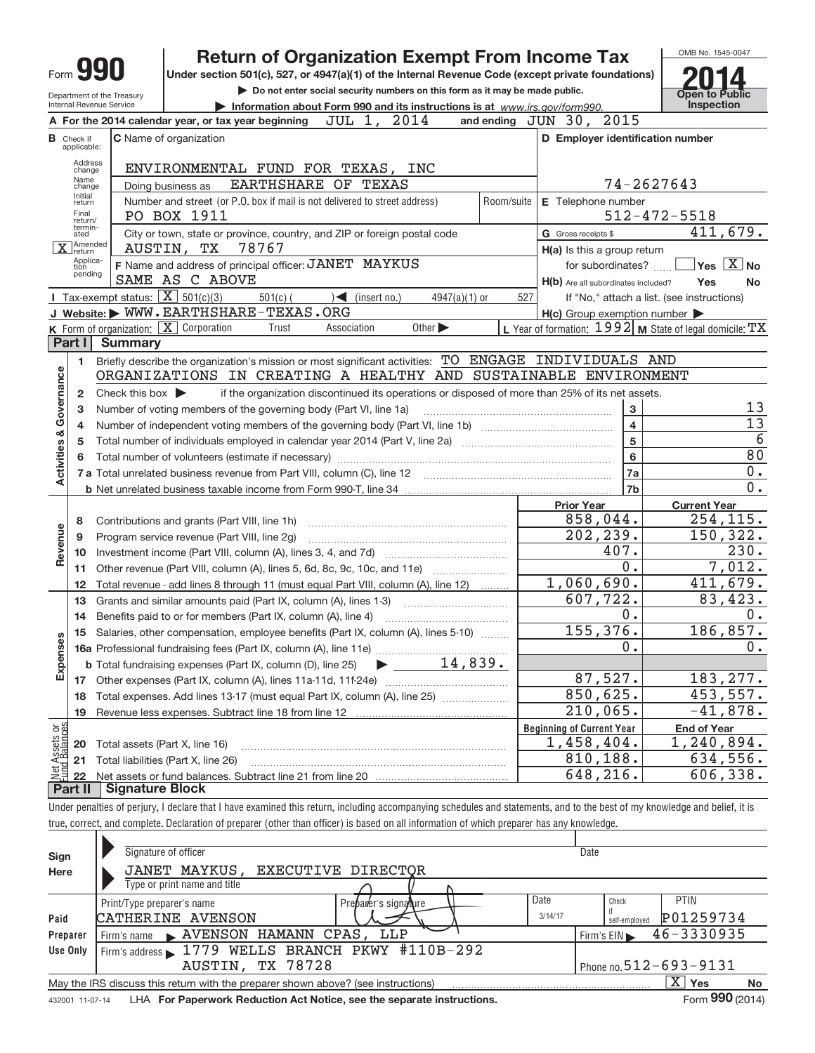# Form 990 — Return of Organization Exempt From Income Tax

**2014**

OMB No. 1545-0047

Under section 501(c), 527, or 4947(a)(1) of the Internal Revenue Code (except private foundations)

▶ Do not enter social security numbers on this form as it may be made public.

▶ Information about Form 990 and its instructions is at www.irs.gov/form990.

Department of the Treasury
Internal Revenue Service

**Open to Public Inspection**

**A** For the 2014 calendar year, or tax year beginning JUL 1, 2014 and ending JUN 30, 2015

**B** Check if applicable: Address change; Name change; Initial return; Final return/terminated; [X] Amended return; Application pending

**C** Name of organization: ENVIRONMENTAL FUND FOR TEXAS, INC

Doing business as: EARTHSHARE OF TEXAS

Number and street (or P.O. box if mail is not delivered to street address): PO BOX 1911 — Room/suite

City or town, state or province, country, and ZIP or foreign postal code: AUSTIN, TX 78767

**D** Employer identification number: 74-2627643

**E** Telephone number: 512-472-5518

**G** Gross receipts $ 411,679.

**F** Name and address of principal officer: JANET MAYKUS, SAME AS C ABOVE

**H(a)** Is this a group return for subordinates? Yes [X] No

**H(b)** Are all subordinates included? Yes No — If "No," attach a list. (see instructions)

**H(c)** Group exemption number ▶

**I** Tax-exempt status: [X] 501(c)(3) 501(c) ( ) ◀ (insert no.) 4947(a)(1) or 527

**J** Website: ▶ WWW.EARTHSHARE-TEXAS.ORG

**K** Form of organization: [X] Corporation Trust Association Other ▶

**L** Year of formation: 1992 **M** State of legal domicile: TX

## Part I Summary

**Activities & Governance**

1 Briefly describe the organization's mission or most significant activities: TO ENGAGE INDIVIDUALS AND ORGANIZATIONS IN CREATING A HEALTHY AND SUSTAINABLE ENVIRONMENT

2 Check this box ▶ if the organization discontinued its operations or disposed of more than 25% of its net assets.

| | | Line | |
|---|---|---|---|
| 3 | Number of voting members of the governing body (Part VI, line 1a) | 3 | 13 |
| 4 | Number of independent voting members of the governing body (Part VI, line 1b) | 4 | 13 |
| 5 | Total number of individuals employed in calendar year 2014 (Part V, line 2a) | 5 | 6 |
| 6 | Total number of volunteers (estimate if necessary) | 6 | 80 |
| 7a | Total unrelated business revenue from Part VIII, column (C), line 12 | 7a | 0. |
| b | Net unrelated business taxable income from Form 990-T, line 34 | 7b | 0. |

| | | Prior Year | Current Year |
|---|---|---|---|
| **Revenue** | | | |
| 8 | Contributions and grants (Part VIII, line 1h) | 858,044. | 254,115. |
| 9 | Program service revenue (Part VIII, line 2g) | 202,239. | 150,322. |
| 10 | Investment income (Part VIII, column (A), lines 3, 4, and 7d) | 407. | 230. |
| 11 | Other revenue (Part VIII, column (A), lines 5, 6d, 8c, 9c, 10c, and 11e) | 0. | 7,012. |
| 12 | Total revenue - add lines 8 through 11 (must equal Part VIII, column (A), line 12) | 1,060,690. | 411,679. |
| **Expenses** | | | |
| 13 | Grants and similar amounts paid (Part IX, column (A), lines 1-3) | 607,722. | 83,423. |
| 14 | Benefits paid to or for members (Part IX, column (A), line 4) | 0. | 0. |
| 15 | Salaries, other compensation, employee benefits (Part IX, column (A), lines 5-10) | 155,376. | 186,857. |
| 16a | Professional fundraising fees (Part IX, column (A), line 11e) | 0. | 0. |
| b | Total fundraising expenses (Part IX, column (D), line 25) ▶ 14,839. | | |
| 17 | Other expenses (Part IX, column (A), lines 11a-11d, 11f-24e) | 87,527. | 183,277. |
| 18 | Total expenses. Add lines 13-17 (must equal Part IX, column (A), line 25) | 850,625. | 453,557. |
| 19 | Revenue less expenses. Subtract line 18 from line 12 | 210,065. | -41,878. |

| **Net Assets or Fund Balances** | | Beginning of Current Year | End of Year |
|---|---|---|---|
| 20 | Total assets (Part X, line 16) | 1,458,404. | 1,240,894. |
| 21 | Total liabilities (Part X, line 26) | 810,188. | 634,556. |
| 22 | Net assets or fund balances. Subtract line 21 from line 20 | 648,216. | 606,338. |

## Part II Signature Block

Under penalties of perjury, I declare that I have examined this return, including accompanying schedules and statements, and to the best of my knowledge and belief, it is true, correct, and complete. Declaration of preparer (other than officer) is based on all information of which preparer has any knowledge.

**Sign Here**

Signature of officer — Date

JANET MAYKUS, EXECUTIVE DIRECTOR

Type or print name and title

**Paid Preparer Use Only**

| Print/Type preparer's name | Preparer's signature | Date | Check if self-employed | PTIN |
|---|---|---|---|---|
| CATHERINE AVENSON | | 3/14/17 | | P01259734 |

Firm's name ▶ AVENSON HAMANN CPAS, LLP — Firm's EIN ▶ 46-3330935

Firm's address ▶ 1779 WELLS BRANCH PKWY #110B-292, AUSTIN, TX 78728 — Phone no. 512-693-9131

May the IRS discuss this return with the preparer shown above? (see instructions) [X] Yes No

432001 11-07-14 LHA For Paperwork Reduction Act Notice, see the separate instructions. Form **990** (2014)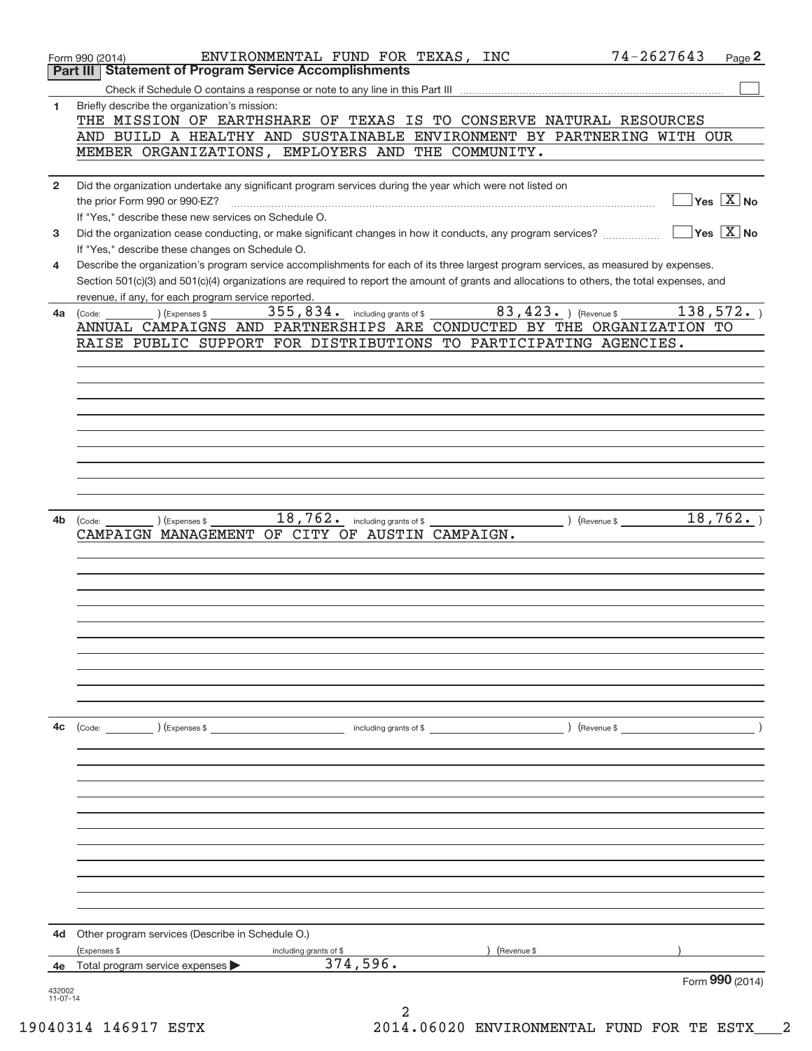Form 990 (2014) ENVIRONMENTAL FUND FOR TEXAS, INC 74-2627643

## Part III Statement of Program Service Accomplishments

Check if Schedule O contains a response or note to any line in this Part III ☐

**1** Briefly describe the organization's mission:

THE MISSION OF EARTHSHARE OF TEXAS IS TO CONSERVE NATURAL RESOURCES AND BUILD A HEALTHY AND SUSTAINABLE ENVIRONMENT BY PARTNERING WITH OUR MEMBER ORGANIZATIONS, EMPLOYERS AND THE COMMUNITY.

**2** Did the organization undertake any significant program services during the year which were not listed on the prior Form 990 or 990-EZ? ☐ Yes ☒ No

If "Yes," describe these new services on Schedule O.

**3** Did the organization cease conducting, or make significant changes in how it conducts, any program services? ☐ Yes ☒ No

If "Yes," describe these changes on Schedule O.

**4** Describe the organization's program service accomplishments for each of its three largest program services, as measured by expenses. Section 501(c)(3) and 501(c)(4) organizations are required to report the amount of grants and allocations to others, the total expenses, and revenue, if any, for each program service reported.

**4a** (Code: ) (Expenses $ 355,834. including grants of $ 83,423. ) (Revenue $ 138,572. )

ANNUAL CAMPAIGNS AND PARTNERSHIPS ARE CONDUCTED BY THE ORGANIZATION TO RAISE PUBLIC SUPPORT FOR DISTRIBUTIONS TO PARTICIPATING AGENCIES.

**4b** (Code: ) (Expenses $ 18,762. including grants of $ ) (Revenue $ 18,762. )

CAMPAIGN MANAGEMENT OF CITY OF AUSTIN CAMPAIGN.

**4c** (Code: ) (Expenses $ including grants of $ ) (Revenue $ )

**4d** Other program services (Describe in Schedule O.)

(Expenses $ including grants of $ ) (Revenue $ )

**4e** Total program service expenses ▶ 374,596.

Form **990** (2014)

432002 11-07-14

19040314 146917 ESTX 2014.06020 ENVIRONMENTAL FUND FOR TE ESTX___2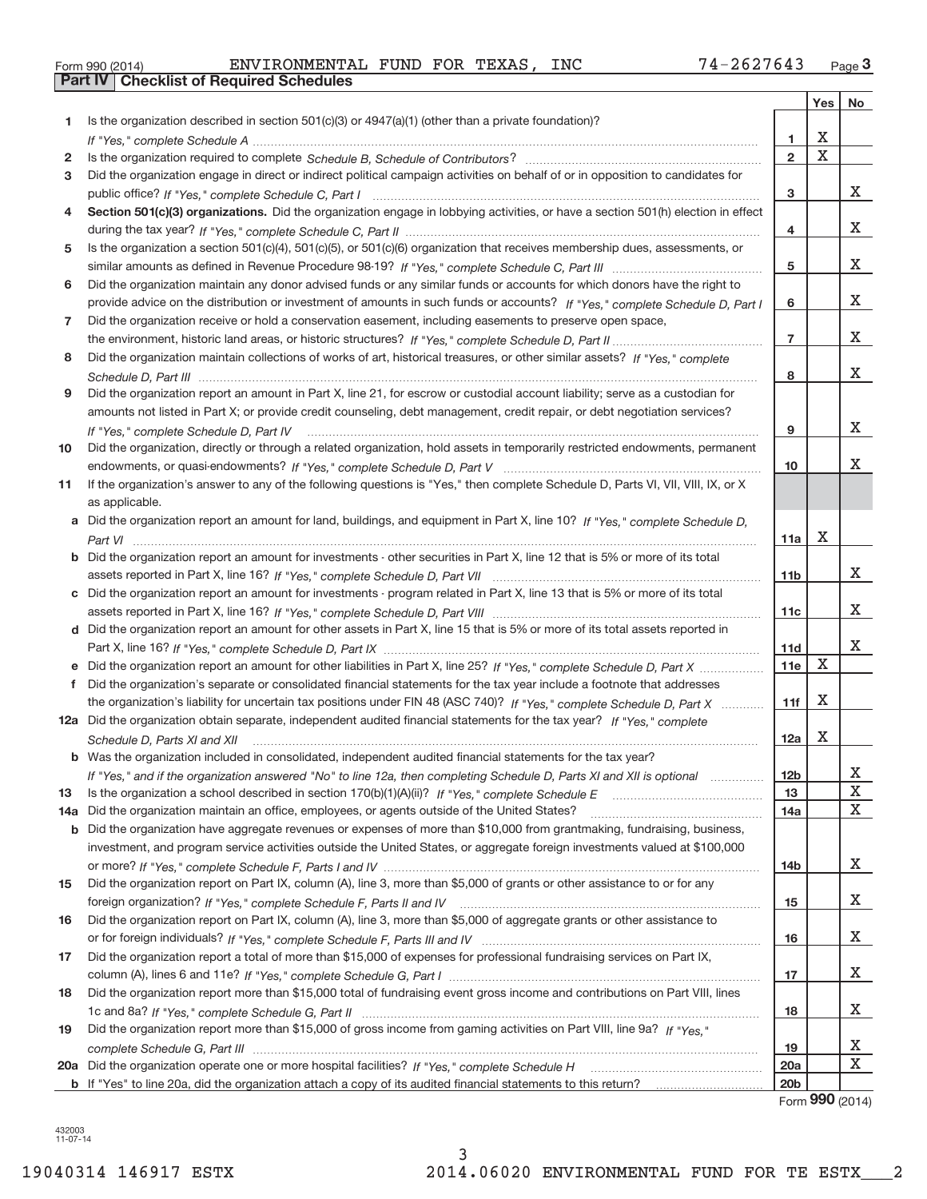Form 990 (2014) ENVIRONMENTAL FUND FOR TEXAS, INC 74-2627643 Page 3

## Part IV Checklist of Required Schedules

| | | | Yes | No |
|---|---|---|---|---|
| 1 | Is the organization described in section 501(c)(3) or 4947(a)(1) (other than a private foundation)? *If "Yes," complete Schedule A* | 1 | X | |
| 2 | Is the organization required to complete *Schedule B, Schedule of Contributors*? | 2 | X | |
| 3 | Did the organization engage in direct or indirect political campaign activities on behalf of or in opposition to candidates for public office? *If "Yes," complete Schedule C, Part I* | 3 | | X |
| 4 | **Section 501(c)(3) organizations.** Did the organization engage in lobbying activities, or have a section 501(h) election in effect during the tax year? *If "Yes," complete Schedule C, Part II* | 4 | | X |
| 5 | Is the organization a section 501(c)(4), 501(c)(5), or 501(c)(6) organization that receives membership dues, assessments, or similar amounts as defined in Revenue Procedure 98-19? *If "Yes," complete Schedule C, Part III* | 5 | | X |
| 6 | Did the organization maintain any donor advised funds or any similar funds or accounts for which donors have the right to provide advice on the distribution or investment of amounts in such funds or accounts? *If "Yes," complete Schedule D, Part I* | 6 | | X |
| 7 | Did the organization receive or hold a conservation easement, including easements to preserve open space, the environment, historic land areas, or historic structures? *If "Yes," complete Schedule D, Part II* | 7 | | X |
| 8 | Did the organization maintain collections of works of art, historical treasures, or other similar assets? *If "Yes," complete Schedule D, Part III* | 8 | | X |
| 9 | Did the organization report an amount in Part X, line 21, for escrow or custodial account liability; serve as a custodian for amounts not listed in Part X; or provide credit counseling, debt management, credit repair, or debt negotiation services? *If "Yes," complete Schedule D, Part IV* | 9 | | X |
| 10 | Did the organization, directly or through a related organization, hold assets in temporarily restricted endowments, permanent endowments, or quasi-endowments? *If "Yes," complete Schedule D, Part V* | 10 | | X |
| 11 | If the organization's answer to any of the following questions is "Yes," then complete Schedule D, Parts VI, VII, VIII, IX, or X as applicable. | | | |
| a | Did the organization report an amount for land, buildings, and equipment in Part X, line 10? *If "Yes," complete Schedule D, Part VI* | 11a | X | |
| b | Did the organization report an amount for investments - other securities in Part X, line 12 that is 5% or more of its total assets reported in Part X, line 16? *If "Yes," complete Schedule D, Part VII* | 11b | | X |
| c | Did the organization report an amount for investments - program related in Part X, line 13 that is 5% or more of its total assets reported in Part X, line 16? *If "Yes," complete Schedule D, Part VIII* | 11c | | X |
| d | Did the organization report an amount for other assets in Part X, line 15 that is 5% or more of its total assets reported in Part X, line 16? *If "Yes," complete Schedule D, Part IX* | 11d | | X |
| e | Did the organization report an amount for other liabilities in Part X, line 25? *If "Yes," complete Schedule D, Part X* | 11e | X | |
| f | Did the organization's separate or consolidated financial statements for the tax year include a footnote that addresses the organization's liability for uncertain tax positions under FIN 48 (ASC 740)? *If "Yes," complete Schedule D, Part X* | 11f | X | |
| 12a | Did the organization obtain separate, independent audited financial statements for the tax year? *If "Yes," complete Schedule D, Parts XI and XII* | 12a | X | |
| b | Was the organization included in consolidated, independent audited financial statements for the tax year? *If "Yes," and if the organization answered "No" to line 12a, then completing Schedule D, Parts XI and XII is optional* | 12b | | X |
| 13 | Is the organization a school described in section 170(b)(1)(A)(ii)? *If "Yes," complete Schedule E* | 13 | | X |
| 14a | Did the organization maintain an office, employees, or agents outside of the United States? | 14a | | X |
| b | Did the organization have aggregate revenues or expenses of more than $10,000 from grantmaking, fundraising, business, investment, and program service activities outside the United States, or aggregate foreign investments valued at $100,000 or more? *If "Yes," complete Schedule F, Parts I and IV* | 14b | | X |
| 15 | Did the organization report on Part IX, column (A), line 3, more than $5,000 of grants or other assistance to or for any foreign organization? *If "Yes," complete Schedule F, Parts II and IV* | 15 | | X |
| 16 | Did the organization report on Part IX, column (A), line 3, more than $5,000 of aggregate grants or other assistance to or for foreign individuals? *If "Yes," complete Schedule F, Parts III and IV* | 16 | | X |
| 17 | Did the organization report a total of more than $15,000 of expenses for professional fundraising services on Part IX, column (A), lines 6 and 11e? *If "Yes," complete Schedule G, Part I* | 17 | | X |
| 18 | Did the organization report more than $15,000 total of fundraising event gross income and contributions on Part VIII, lines 1c and 8a? *If "Yes," complete Schedule G, Part II* | 18 | | X |
| 19 | Did the organization report more than $15,000 of gross income from gaming activities on Part VIII, line 9a? *If "Yes," complete Schedule G, Part III* | 19 | | X |
| 20a | Did the organization operate one or more hospital facilities? *If "Yes," complete Schedule H* | 20a | | X |
| b | If "Yes" to line 20a, did the organization attach a copy of its audited financial statements to this return? | 20b | | |

Form 990 (2014)

432003 11-07-14

19040314 146917 ESTX 2014.06020 ENVIRONMENTAL FUND FOR TE ESTX___2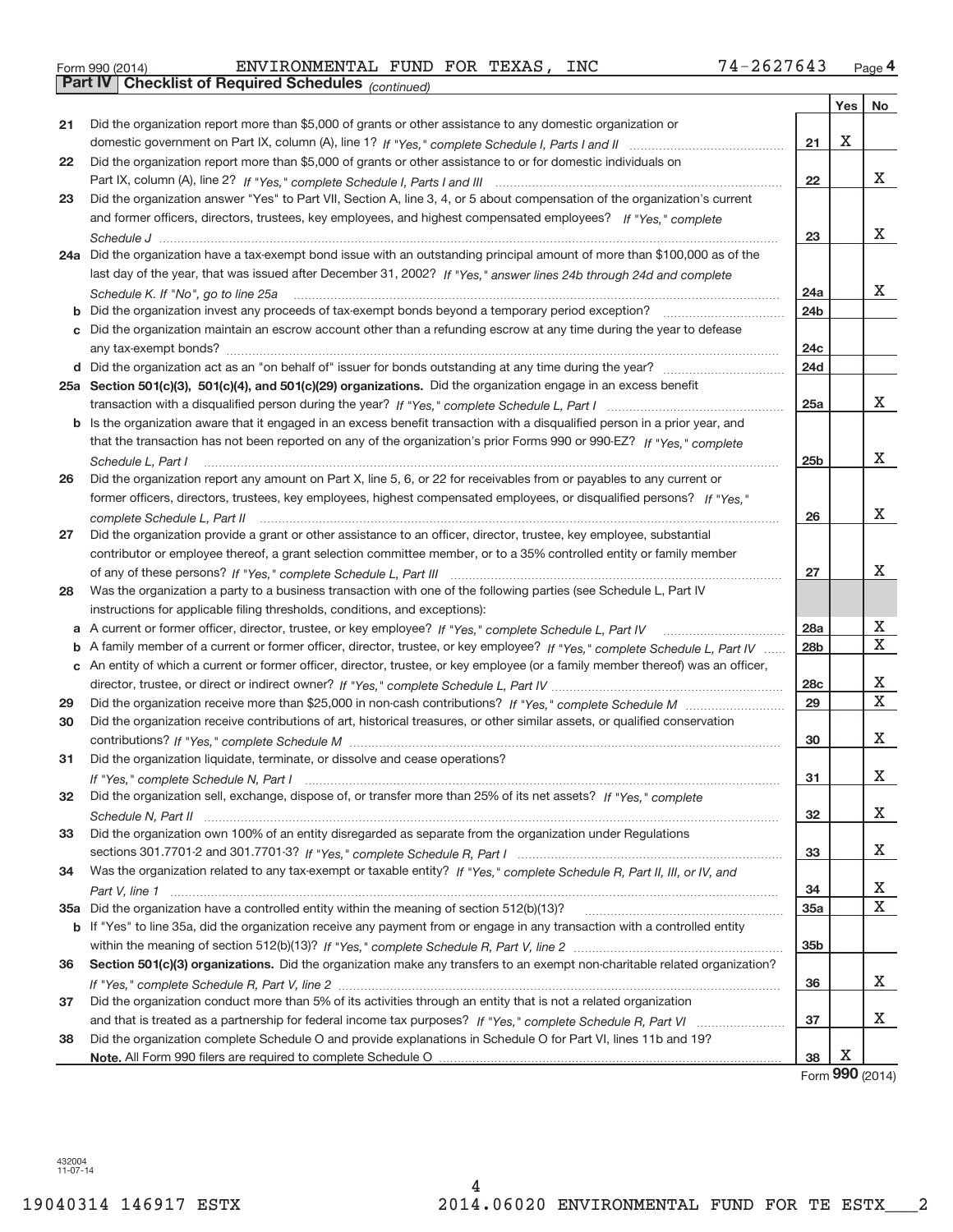Form 990 (2014) ENVIRONMENTAL FUND FOR TEXAS, INC 74-2627643

**Part IV | Checklist of Required Schedules** *(continued)*

| | | | Yes | No |
|---|---|---|---|---|
| 21 | Did the organization report more than $5,000 of grants or other assistance to any domestic organization or domestic government on Part IX, column (A), line 1? *If "Yes," complete Schedule I, Parts I and II* | 21 | X | |
| 22 | Did the organization report more than $5,000 of grants or other assistance to or for domestic individuals on Part IX, column (A), line 2? *If "Yes," complete Schedule I, Parts I and III* | 22 | | X |
| 23 | Did the organization answer "Yes" to Part VII, Section A, line 3, 4, or 5 about compensation of the organization's current and former officers, directors, trustees, key employees, and highest compensated employees? *If "Yes," complete Schedule J* | 23 | | X |
| 24a | Did the organization have a tax-exempt bond issue with an outstanding principal amount of more than $100,000 as of the last day of the year, that was issued after December 31, 2002? *If "Yes," answer lines 24b through 24d and complete Schedule K. If "No", go to line 25a* | 24a | | X |
| b | Did the organization invest any proceeds of tax-exempt bonds beyond a temporary period exception? | 24b | | |
| c | Did the organization maintain an escrow account other than a refunding escrow at any time during the year to defease any tax-exempt bonds? | 24c | | |
| d | Did the organization act as an "on behalf of" issuer for bonds outstanding at any time during the year? | 24d | | |
| 25a | **Section 501(c)(3), 501(c)(4), and 501(c)(29) organizations.** Did the organization engage in an excess benefit transaction with a disqualified person during the year? *If "Yes," complete Schedule L, Part I* | 25a | | X |
| b | Is the organization aware that it engaged in an excess benefit transaction with a disqualified person in a prior year, and that the transaction has not been reported on any of the organization's prior Forms 990 or 990-EZ? *If "Yes," complete Schedule L, Part I* | 25b | | X |
| 26 | Did the organization report any amount on Part X, line 5, 6, or 22 for receivables from or payables to any current or former officers, directors, trustees, key employees, highest compensated employees, or disqualified persons? *If "Yes," complete Schedule L, Part II* | 26 | | X |
| 27 | Did the organization provide a grant or other assistance to an officer, director, trustee, key employee, substantial contributor or employee thereof, a grant selection committee member, or to a 35% controlled entity or family member of any of these persons? *If "Yes," complete Schedule L, Part III* | 27 | | X |
| 28 | Was the organization a party to a business transaction with one of the following parties (see Schedule L, Part IV instructions for applicable filing thresholds, conditions, and exceptions): | | | |
| a | A current or former officer, director, trustee, or key employee? *If "Yes," complete Schedule L, Part IV* | 28a | | X |
| b | A family member of a current or former officer, director, trustee, or key employee? *If "Yes," complete Schedule L, Part IV* | 28b | | X |
| c | An entity of which a current or former officer, director, trustee, or key employee (or a family member thereof) was an officer, director, trustee, or direct or indirect owner? *If "Yes," complete Schedule L, Part IV* | 28c | | X |
| 29 | Did the organization receive more than $25,000 in non-cash contributions? *If "Yes," complete Schedule M* | 29 | | X |
| 30 | Did the organization receive contributions of art, historical treasures, or other similar assets, or qualified conservation contributions? *If "Yes," complete Schedule M* | 30 | | X |
| 31 | Did the organization liquidate, terminate, or dissolve and cease operations? *If "Yes," complete Schedule N, Part I* | 31 | | X |
| 32 | Did the organization sell, exchange, dispose of, or transfer more than 25% of its net assets? *If "Yes," complete Schedule N, Part II* | 32 | | X |
| 33 | Did the organization own 100% of an entity disregarded as separate from the organization under Regulations sections 301.7701-2 and 301.7701-3? *If "Yes," complete Schedule R, Part I* | 33 | | X |
| 34 | Was the organization related to any tax-exempt or taxable entity? *If "Yes," complete Schedule R, Part II, III, or IV, and Part V, line 1* | 34 | | X |
| 35a | Did the organization have a controlled entity within the meaning of section 512(b)(13)? | 35a | | X |
| b | If "Yes" to line 35a, did the organization receive any payment from or engage in any transaction with a controlled entity within the meaning of section 512(b)(13)? *If "Yes," complete Schedule R, Part V, line 2* | 35b | | |
| 36 | **Section 501(c)(3) organizations.** Did the organization make any transfers to an exempt non-charitable related organization? *If "Yes," complete Schedule R, Part V, line 2* | 36 | | X |
| 37 | Did the organization conduct more than 5% of its activities through an entity that is not a related organization and that is treated as a partnership for federal income tax purposes? *If "Yes," complete Schedule R, Part VI* | 37 | | X |
| 38 | Did the organization complete Schedule O and provide explanations in Schedule O for Part VI, lines 11b and 19? **Note.** All Form 990 filers are required to complete Schedule O | 38 | X | |

Form **990** (2014)

432004
11-07-14

19040314 146917 ESTX 2014.06020 ENVIRONMENTAL FUND FOR TE ESTX___2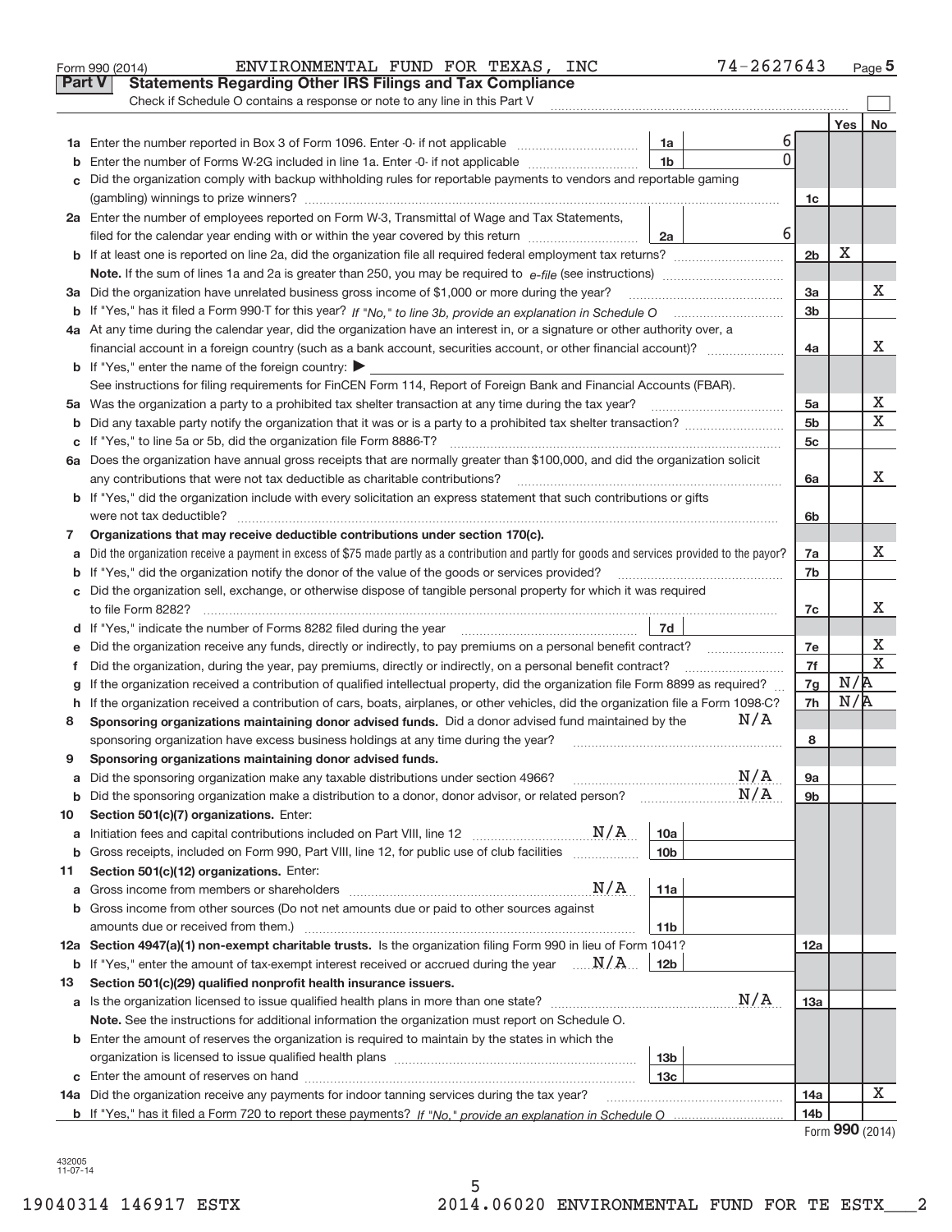Form 990 (2014) ENVIRONMENTAL FUND FOR TEXAS, INC 74-2627643 Page 5

**Part V Statements Regarding Other IRS Filings and Tax Compliance**

Check if Schedule O contains a response or note to any line in this Part V

| | | | | | Yes | No |
|---|---|---|---|---|---|---|
| **1a** | Enter the number reported in Box 3 of Form 1096. Enter -0- if not applicable | 1a | 6 | | | |
| **b** | Enter the number of Forms W-2G included in line 1a. Enter -0- if not applicable | 1b | 0 | | | |
| **c** | Did the organization comply with backup withholding rules for reportable payments to vendors and reportable gaming (gambling) winnings to prize winners? | | | 1c | | |
| **2a** | Enter the number of employees reported on Form W-3, Transmittal of Wage and Tax Statements, filed for the calendar year ending with or within the year covered by this return | 2a | 6 | | | |
| **b** | If at least one is reported on line 2a, did the organization file all required federal employment tax returns? | | | 2b | X | |
| | **Note.** If the sum of lines 1a and 2a is greater than 250, you may be required to *e-file* (see instructions) | | | | | |
| **3a** | Did the organization have unrelated business gross income of $1,000 or more during the year? | | | 3a | | X |
| **b** | If "Yes," has it filed a Form 990-T for this year? *If "No," to line 3b, provide an explanation in Schedule O* | | | 3b | | |
| **4a** | At any time during the calendar year, did the organization have an interest in, or a signature or other authority over, a financial account in a foreign country (such as a bank account, securities account, or other financial account)? | | | 4a | | X |
| **b** | If "Yes," enter the name of the foreign country: ▶ | | | | | |
| | See instructions for filing requirements for FinCEN Form 114, Report of Foreign Bank and Financial Accounts (FBAR). | | | | | |
| **5a** | Was the organization a party to a prohibited tax shelter transaction at any time during the tax year? | | | 5a | | X |
| **b** | Did any taxable party notify the organization that it was or is a party to a prohibited tax shelter transaction? | | | 5b | | X |
| **c** | If "Yes," to line 5a or 5b, did the organization file Form 8886-T? | | | 5c | | |
| **6a** | Does the organization have annual gross receipts that are normally greater than $100,000, and did the organization solicit any contributions that were not tax deductible as charitable contributions? | | | 6a | | X |
| **b** | If "Yes," did the organization include with every solicitation an express statement that such contributions or gifts were not tax deductible? | | | 6b | | |
| **7** | **Organizations that may receive deductible contributions under section 170(c).** | | | | | |
| **a** | Did the organization receive a payment in excess of $75 made partly as a contribution and partly for goods and services provided to the payor? | | | 7a | | X |
| **b** | If "Yes," did the organization notify the donor of the value of the goods or services provided? | | | 7b | | |
| **c** | Did the organization sell, exchange, or otherwise dispose of tangible personal property for which it was required to file Form 8282? | | | 7c | | X |
| **d** | If "Yes," indicate the number of Forms 8282 filed during the year | 7d | | | | |
| **e** | Did the organization receive any funds, directly or indirectly, to pay premiums on a personal benefit contract? | | | 7e | | X |
| **f** | Did the organization, during the year, pay premiums, directly or indirectly, on a personal benefit contract? | | | 7f | | X |
| **g** | If the organization received a contribution of qualified intellectual property, did the organization file Form 8899 as required? | | | 7g | N/A | |
| **h** | If the organization received a contribution of cars, boats, airplanes, or other vehicles, did the organization file a Form 1098-C? | | | 7h | N/A | |
| **8** | **Sponsoring organizations maintaining donor advised funds.** Did a donor advised fund maintained by the sponsoring organization have excess business holdings at any time during the year? N/A | | | 8 | | |
| **9** | **Sponsoring organizations maintaining donor advised funds.** | | | | | |
| **a** | Did the sponsoring organization make any taxable distributions under section 4966? N/A | | | 9a | | |
| **b** | Did the sponsoring organization make a distribution to a donor, donor advisor, or related person? N/A | | | 9b | | |
| **10** | **Section 501(c)(7) organizations.** Enter: | | | | | |
| **a** | Initiation fees and capital contributions included on Part VIII, line 12 N/A | 10a | | | | |
| **b** | Gross receipts, included on Form 990, Part VIII, line 12, for public use of club facilities | 10b | | | | |
| **11** | **Section 501(c)(12) organizations.** Enter: | | | | | |
| **a** | Gross income from members or shareholders N/A | 11a | | | | |
| **b** | Gross income from other sources (Do not net amounts due or paid to other sources against amounts due or received from them.) | 11b | | | | |
| **12a** | **Section 4947(a)(1) non-exempt charitable trusts.** Is the organization filing Form 990 in lieu of Form 1041? | | | 12a | | |
| **b** | If "Yes," enter the amount of tax-exempt interest received or accrued during the year N/A | 12b | | | | |
| **13** | **Section 501(c)(29) qualified nonprofit health insurance issuers.** | | | | | |
| **a** | Is the organization licensed to issue qualified health plans in more than one state? N/A | | | 13a | | |
| | **Note.** See the instructions for additional information the organization must report on Schedule O. | | | | | |
| **b** | Enter the amount of reserves the organization is required to maintain by the states in which the organization is licensed to issue qualified health plans | 13b | | | | |
| **c** | Enter the amount of reserves on hand | 13c | | | | |
| **14a** | Did the organization receive any payments for indoor tanning services during the tax year? | | | 14a | | X |
| **b** | If "Yes," has it filed a Form 720 to report these payments? *If "No," provide an explanation in Schedule O* | | | 14b | | |

Form **990** (2014)

432005 11-07-14

19040314 146917 ESTX 2014.06020 ENVIRONMENTAL FUND FOR TE ESTX___2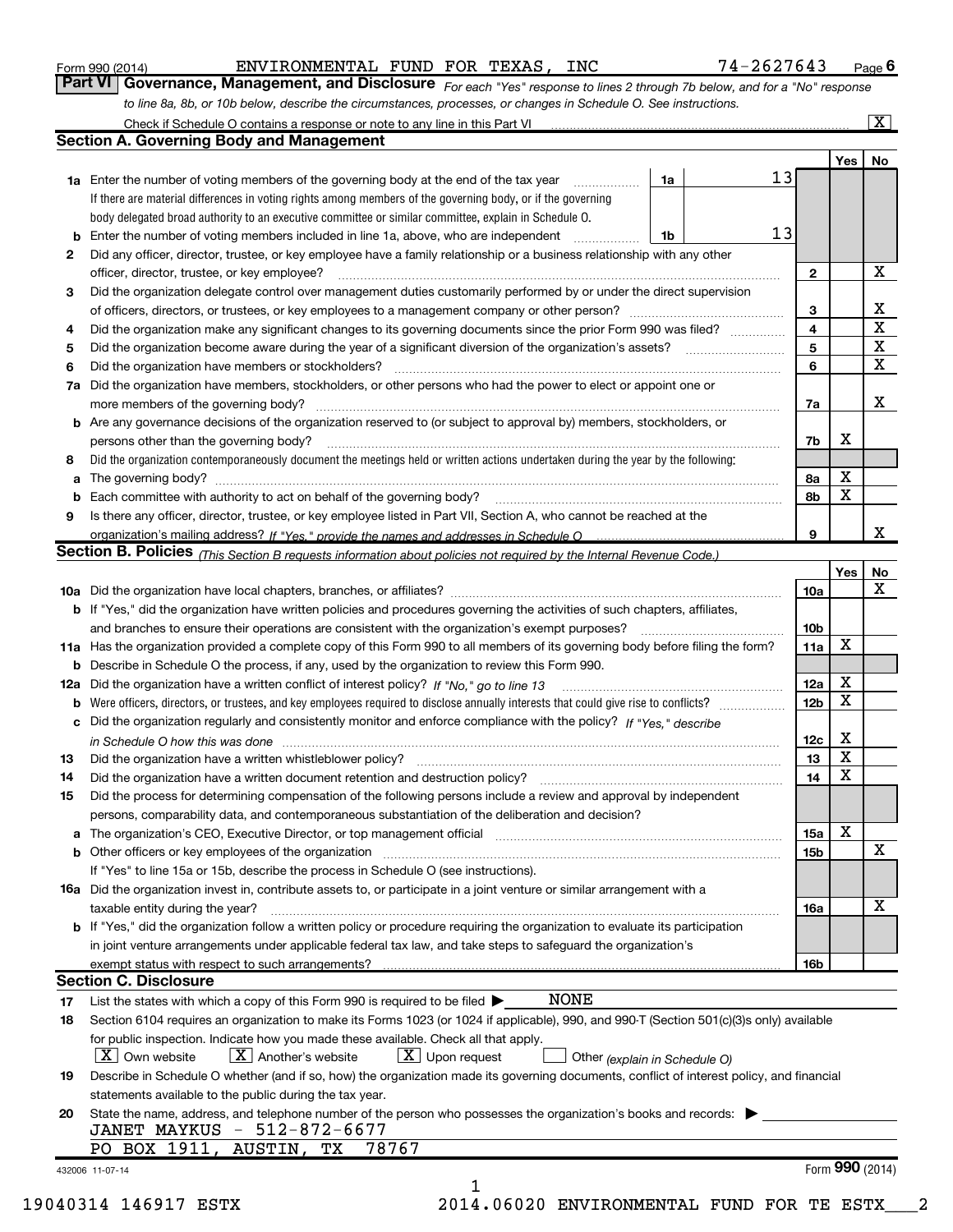Form 990 (2014) ENVIRONMENTAL FUND FOR TEXAS, INC 74-2627643 Page 6

## Part VI Governance, Management, and Disclosure

*For each "Yes" response to lines 2 through 7b below, and for a "No" response to line 8a, 8b, or 10b below, describe the circumstances, processes, or changes in Schedule O. See instructions.*

Check if Schedule O contains a response or note to any line in this Part VI [X]

### Section A. Governing Body and Management

| | | | | Yes | No |
|---|---|---|---|---|---|
| **1a** | Enter the number of voting members of the governing body at the end of the tax year | 1a | 13 | | |
| | If there are material differences in voting rights among members of the governing body, or if the governing body delegated broad authority to an executive committee or similar committee, explain in Schedule O. | | | | |
| **b** | Enter the number of voting members included in line 1a, above, who are independent | 1b | 13 | | |
| **2** | Did any officer, director, trustee, or key employee have a family relationship or a business relationship with any other officer, director, trustee, or key employee? | 2 | | | X |
| **3** | Did the organization delegate control over management duties customarily performed by or under the direct supervision of officers, directors, or trustees, or key employees to a management company or other person? | 3 | | | X |
| **4** | Did the organization make any significant changes to its governing documents since the prior Form 990 was filed? | 4 | | | X |
| **5** | Did the organization become aware during the year of a significant diversion of the organization's assets? | 5 | | | X |
| **6** | Did the organization have members or stockholders? | 6 | | | X |
| **7a** | Did the organization have members, stockholders, or other persons who had the power to elect or appoint one or more members of the governing body? | 7a | | | X |
| **b** | Are any governance decisions of the organization reserved to (or subject to approval by) members, stockholders, or persons other than the governing body? | 7b | | X | |
| **8** | Did the organization contemporaneously document the meetings held or written actions undertaken during the year by the following: | | | | |
| **a** | The governing body? | 8a | | X | |
| **b** | Each committee with authority to act on behalf of the governing body? | 8b | | X | |
| **9** | Is there any officer, director, trustee, or key employee listed in Part VII, Section A, who cannot be reached at the organization's mailing address? *If "Yes," provide the names and addresses in Schedule O* | 9 | | | X |

### Section B. Policies *(This Section B requests information about policies not required by the Internal Revenue Code.)*

| | | | Yes | No |
|---|---|---|---|---|
| **10a** | Did the organization have local chapters, branches, or affiliates? | 10a | | X |
| **b** | If "Yes," did the organization have written policies and procedures governing the activities of such chapters, affiliates, and branches to ensure their operations are consistent with the organization's exempt purposes? | 10b | | |
| **11a** | Has the organization provided a complete copy of this Form 990 to all members of its governing body before filing the form? | 11a | X | |
| **b** | Describe in Schedule O the process, if any, used by the organization to review this Form 990. | | | |
| **12a** | Did the organization have a written conflict of interest policy? *If "No," go to line 13* | 12a | X | |
| **b** | Were officers, directors, or trustees, and key employees required to disclose annually interests that could give rise to conflicts? | 12b | X | |
| **c** | Did the organization regularly and consistently monitor and enforce compliance with the policy? *If "Yes," describe in Schedule O how this was done* | 12c | X | |
| **13** | Did the organization have a written whistleblower policy? | 13 | X | |
| **14** | Did the organization have a written document retention and destruction policy? | 14 | X | |
| **15** | Did the process for determining compensation of the following persons include a review and approval by independent persons, comparability data, and contemporaneous substantiation of the deliberation and decision? | | | |
| **a** | The organization's CEO, Executive Director, or top management official | 15a | X | |
| **b** | Other officers or key employees of the organization | 15b | | X |
| | If "Yes" to line 15a or 15b, describe the process in Schedule O (see instructions). | | | |
| **16a** | Did the organization invest in, contribute assets to, or participate in a joint venture or similar arrangement with a taxable entity during the year? | 16a | | X |
| **b** | If "Yes," did the organization follow a written policy or procedure requiring the organization to evaluate its participation in joint venture arrangements under applicable federal tax law, and take steps to safeguard the organization's exempt status with respect to such arrangements? | 16b | | |

### Section C. Disclosure

**17** List the states with which a copy of this Form 990 is required to be filed ▶ NONE

**18** Section 6104 requires an organization to make its Forms 1023 (or 1024 if applicable), 990, and 990-T (Section 501(c)(3)s only) available for public inspection. Indicate how you made these available. Check all that apply.

[X] Own website [X] Another's website [X] Upon request [ ] Other *(explain in Schedule O)*

**19** Describe in Schedule O whether (and if so, how) the organization made its governing documents, conflict of interest policy, and financial statements available to the public during the tax year.

**20** State the name, address, and telephone number of the person who possesses the organization's books and records: ▶

JANET MAYKUS - 512-872-6677
PO BOX 1911, AUSTIN, TX 78767

432006 11-07-14 Form **990** (2014)

19040314 146917 ESTX 2014.06020 ENVIRONMENTAL FUND FOR TE ESTX___2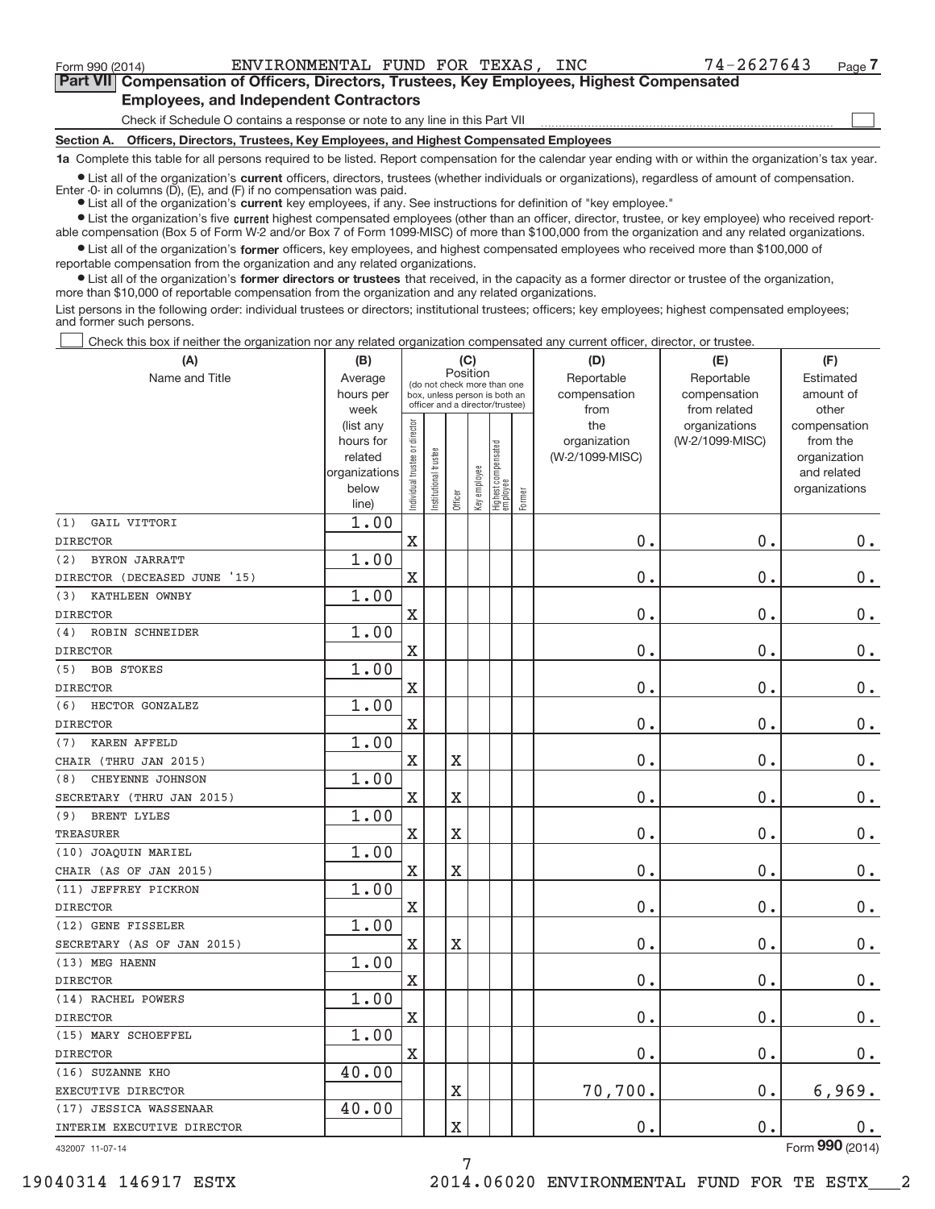Form 990 (2014) ENVIRONMENTAL FUND FOR TEXAS, INC 74-2627643 Page 7

## Part VII Compensation of Officers, Directors, Trustees, Key Employees, Highest Compensated Employees, and Independent Contractors

Check if Schedule O contains a response or note to any line in this Part VII

### Section A. Officers, Directors, Trustees, Key Employees, and Highest Compensated Employees

**1a** Complete this table for all persons required to be listed. Report compensation for the calendar year ending with or within the organization's tax year.

- List all of the organization's **current** officers, directors, trustees (whether individuals or organizations), regardless of amount of compensation. Enter -0- in columns (D), (E), and (F) if no compensation was paid.
- List all of the organization's **current** key employees, if any. See instructions for definition of "key employee."
- List the organization's five **current** highest compensated employees (other than an officer, director, trustee, or key employee) who received reportable compensation (Box 5 of Form W-2 and/or Box 7 of Form 1099-MISC) of more than $100,000 from the organization and any related organizations.
- List all of the organization's **former** officers, key employees, and highest compensated employees who received more than $100,000 of reportable compensation from the organization and any related organizations.
- List all of the organization's **former directors or trustees** that received, in the capacity as a former director or trustee of the organization, more than $10,000 of reportable compensation from the organization and any related organizations.

List persons in the following order: individual trustees or directors; institutional trustees; officers; key employees; highest compensated employees; and former such persons.

Check this box if neither the organization nor any related organization compensated any current officer, director, or trustee.

| (A) Name and Title | (B) Average hours per week (list any hours for related organizations below line) | (C) Position (do not check more than one box, unless person is both an officer and a director/trustee) | | | | | | (D) Reportable compensation from the organization (W-2/1099-MISC) | (E) Reportable compensation from related organizations (W-2/1099-MISC) | (F) Estimated amount of other compensation from the organization and related organizations |
|---|---|---|---|---|---|---|---|---|---|---|
| | | Individual trustee or director | Institutional trustee | Officer | Key employee | Highest compensated employee | Former | | | |
| (1) GAIL VITTORI<br>DIRECTOR | 1.00 | X | | | | | | 0. | 0. | 0. |
| (2) BYRON JARRATT<br>DIRECTOR (DECEASED JUNE '15) | 1.00 | X | | | | | | 0. | 0. | 0. |
| (3) KATHLEEN OWNBY<br>DIRECTOR | 1.00 | X | | | | | | 0. | 0. | 0. |
| (4) ROBIN SCHNEIDER<br>DIRECTOR | 1.00 | X | | | | | | 0. | 0. | 0. |
| (5) BOB STOKES<br>DIRECTOR | 1.00 | X | | | | | | 0. | 0. | 0. |
| (6) HECTOR GONZALEZ<br>DIRECTOR | 1.00 | X | | | | | | 0. | 0. | 0. |
| (7) KAREN AFFELD<br>CHAIR (THRU JAN 2015) | 1.00 | X | | X | | | | 0. | 0. | 0. |
| (8) CHEYENNE JOHNSON<br>SECRETARY (THRU JAN 2015) | 1.00 | X | | X | | | | 0. | 0. | 0. |
| (9) BRENT LYLES<br>TREASURER | 1.00 | X | | X | | | | 0. | 0. | 0. |
| (10) JOAQUIN MARIEL<br>CHAIR (AS OF JAN 2015) | 1.00 | X | | X | | | | 0. | 0. | 0. |
| (11) JEFFREY PICKRON<br>DIRECTOR | 1.00 | X | | | | | | 0. | 0. | 0. |
| (12) GENE FISSELER<br>SECRETARY (AS OF JAN 2015) | 1.00 | X | | X | | | | 0. | 0. | 0. |
| (13) MEG HAENN<br>DIRECTOR | 1.00 | X | | | | | | 0. | 0. | 0. |
| (14) RACHEL POWERS<br>DIRECTOR | 1.00 | X | | | | | | 0. | 0. | 0. |
| (15) MARY SCHOEFFEL<br>DIRECTOR | 1.00 | X | | | | | | 0. | 0. | 0. |
| (16) SUZANNE KHO<br>EXECUTIVE DIRECTOR | 40.00 | | | X | | | | 70,700. | 0. | 6,969. |
| (17) JESSICA WASSENAAR<br>INTERIM EXECUTIVE DIRECTOR | 40.00 | | | X | | | | 0. | 0. | 0. |

432007 11-07-14 Form 990 (2014)

19040314 146917 ESTX 2014.06020 ENVIRONMENTAL FUND FOR TE ESTX___2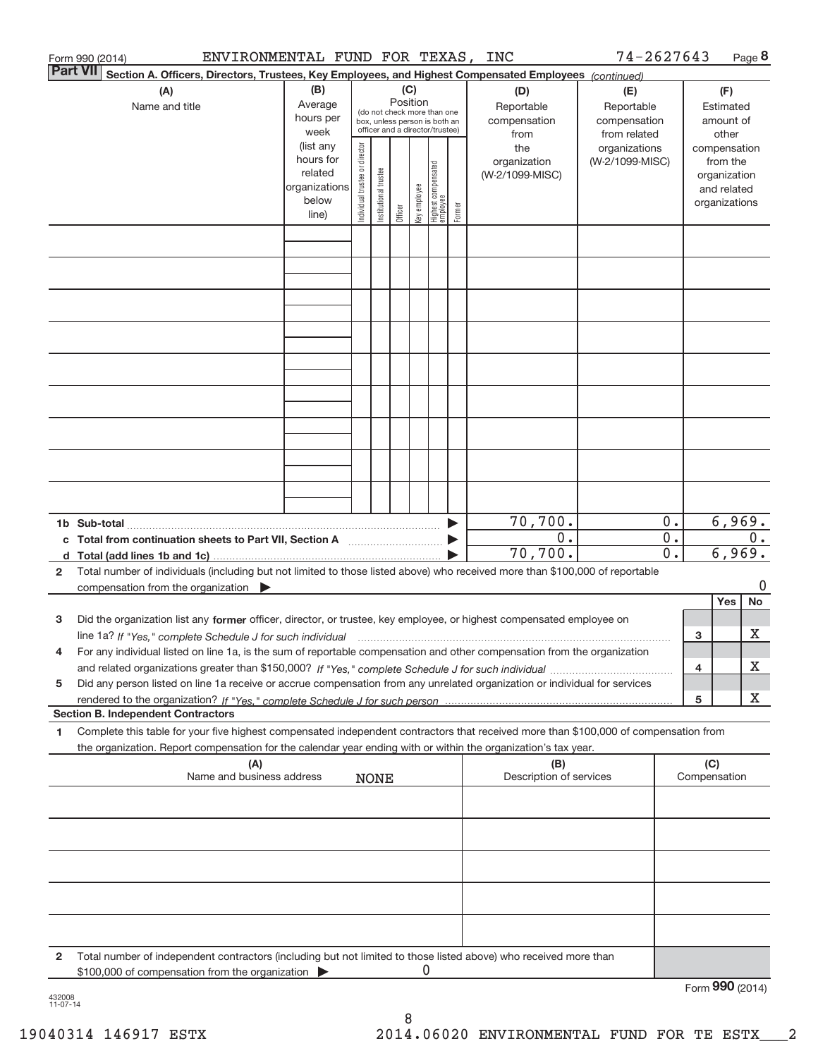Form 990 (2014) ENVIRONMENTAL FUND FOR TEXAS, INC 74-2627643 Page 8

**Part VII Section A. Officers, Directors, Trustees, Key Employees, and Highest Compensated Employees** *(continued)*

| (A) Name and title | (B) Average hours per week (list any hours for related organizations below line) | (C) Position (do not check more than one box, unless person is both an officer and a director/trustee): Individual trustee or director | Institutional trustee | Officer | Key employee | Highest compensated employee | Former | (D) Reportable compensation from the organization (W-2/1099-MISC) | (E) Reportable compensation from related organizations (W-2/1099-MISC) | (F) Estimated amount of other compensation from the organization and related organizations |
|---|---|---|---|---|---|---|---|---|---|---|
| | | | | | | | | | | |
| | | | | | | | | | | |
| | | | | | | | | | | |
| | | | | | | | | | | |
| | | | | | | | | | | |
| | | | | | | | | | | |
| | | | | | | | | | | |
| | | | | | | | | | | |
| | | | | | | | | | | |
| **1b Sub-total** | | | | | | | ▶ | 70,700. | 0. | 6,969. |
| **c Total from continuation sheets to Part VII, Section A** | | | | | | | ▶ | 0. | 0. | 0. |
| **d Total (add lines 1b and 1c)** | | | | | | | ▶ | 70,700. | 0. | 6,969. |

**2** Total number of individuals (including but not limited to those listed above) who received more than $100,000 of reportable compensation from the organization ▶ 0

| | | | Yes | No |
|---|---|---|---|---|
| **3** | Did the organization list any **former** officer, director, or trustee, key employee, or highest compensated employee on line 1a? *If "Yes," complete Schedule J for such individual* | 3 | | X |
| **4** | For any individual listed on line 1a, is the sum of reportable compensation and other compensation from the organization and related organizations greater than $150,000? *If "Yes," complete Schedule J for such individual* | 4 | | X |
| **5** | Did any person listed on line 1a receive or accrue compensation from any unrelated organization or individual for services rendered to the organization? *If "Yes," complete Schedule J for such person* | 5 | | X |

**Section B. Independent Contractors**

**1** Complete this table for your five highest compensated independent contractors that received more than $100,000 of compensation from the organization. Report compensation for the calendar year ending with or within the organization's tax year.

| (A) Name and business address NONE | (B) Description of services | (C) Compensation |
|---|---|---|
| | | |
| | | |
| | | |
| | | |
| | | |

**2** Total number of independent contractors (including but not limited to those listed above) who received more than $100,000 of compensation from the organization ▶ 0

Form **990** (2014)

432008 11-07-14

19040314 146917 ESTX 2014.06020 ENVIRONMENTAL FUND FOR TE ESTX___2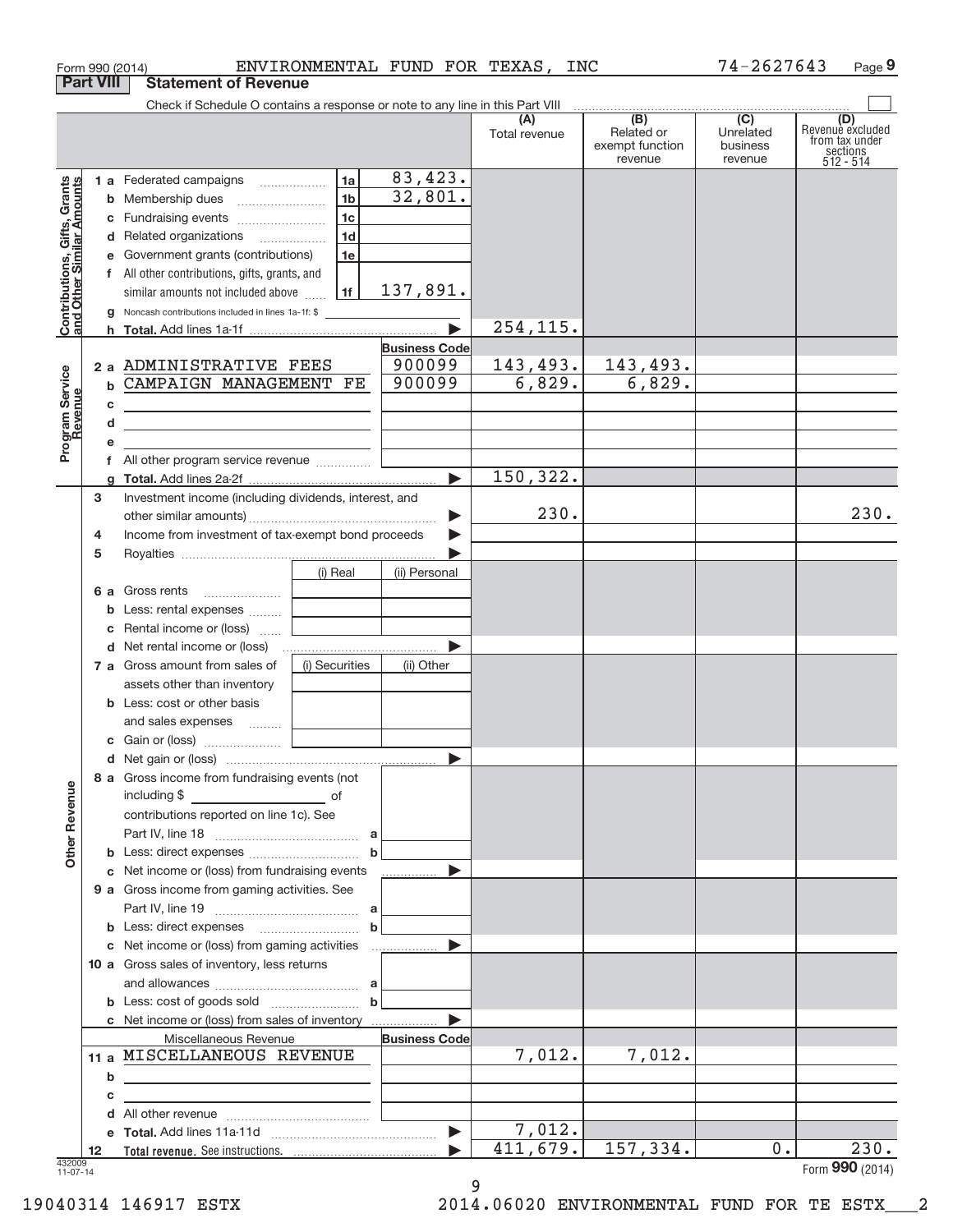Form 990 (2014) ENVIRONMENTAL FUND FOR TEXAS, INC 74-2627643 Page 9

**Part VIII Statement of Revenue**

Check if Schedule O contains a response or note to any line in this Part VIII

| | | | | (A) Total revenue | (B) Related or exempt function revenue | (C) Unrelated business revenue | (D) Revenue excluded from tax under sections 512 - 514 |
|---|---|---|---|---|---|---|---|
| **Contributions, Gifts, Grants and Other Similar Amounts** | 1 a Federated campaigns | 1a | 83,423. | | | | |
| | b Membership dues | 1b | 32,801. | | | | |
| | c Fundraising events | 1c | | | | | |
| | d Related organizations | 1d | | | | | |
| | e Government grants (contributions) | 1e | | | | | |
| | f All other contributions, gifts, grants, and similar amounts not included above | 1f | 137,891. | | | | |
| | g Noncash contributions included in lines 1a-1f: $ | | | | | | |
| | h Total. Add lines 1a-1f | | ▶ | 254,115. | | | |
| **Program Service Revenue** | | | Business Code | | | | |
| | 2 a ADMINISTRATIVE FEES | | 900099 | 143,493. | 143,493. | | |
| | b CAMPAIGN MANAGEMENT FE | | 900099 | 6,829. | 6,829. | | |
| | c | | | | | | |
| | d | | | | | | |
| | e | | | | | | |
| | f All other program service revenue | | | | | | |
| | g Total. Add lines 2a-2f | | ▶ | 150,322. | | | |
| **Other Revenue** | 3 Investment income (including dividends, interest, and other similar amounts) | | ▶ | 230. | | | 230. |
| | 4 Income from investment of tax-exempt bond proceeds | | ▶ | | | | |
| | 5 Royalties | | ▶ | | | | |
| | | (i) Real | (ii) Personal | | | | |
| | 6 a Gross rents | | | | | | |
| | b Less: rental expenses | | | | | | |
| | c Rental income or (loss) | | | | | | |
| | d Net rental income or (loss) | | ▶ | | | | |
| | 7 a Gross amount from sales of assets other than inventory | (i) Securities | (ii) Other | | | | |
| | b Less: cost or other basis and sales expenses | | | | | | |
| | c Gain or (loss) | | | | | | |
| | d Net gain or (loss) | | ▶ | | | | |
| | 8 a Gross income from fundraising events (not including $ ___ of contributions reported on line 1c). See Part IV, line 18 | a | | | | | |
| | b Less: direct expenses | b | | | | | |
| | c Net income or (loss) from fundraising events | | ▶ | | | | |
| | 9 a Gross income from gaming activities. See Part IV, line 19 | a | | | | | |
| | b Less: direct expenses | b | | | | | |
| | c Net income or (loss) from gaming activities | | ▶ | | | | |
| | 10 a Gross sales of inventory, less returns and allowances | a | | | | | |
| | b Less: cost of goods sold | b | | | | | |
| | c Net income or (loss) from sales of inventory | | ▶ | | | | |
| | Miscellaneous Revenue | | Business Code | | | | |
| | 11 a MISCELLANEOUS REVENUE | | | 7,012. | 7,012. | | |
| | b | | | | | | |
| | c | | | | | | |
| | d All other revenue | | | | | | |
| | e Total. Add lines 11a-11d | | ▶ | 7,012. | | | |
| | 12 Total revenue. See instructions. | | ▶ | 411,679. | 157,334. | 0. | 230. |

432009 11-07-14

Form **990** (2014)

19040314 146917 ESTX 2014.06020 ENVIRONMENTAL FUND FOR TE ESTX___2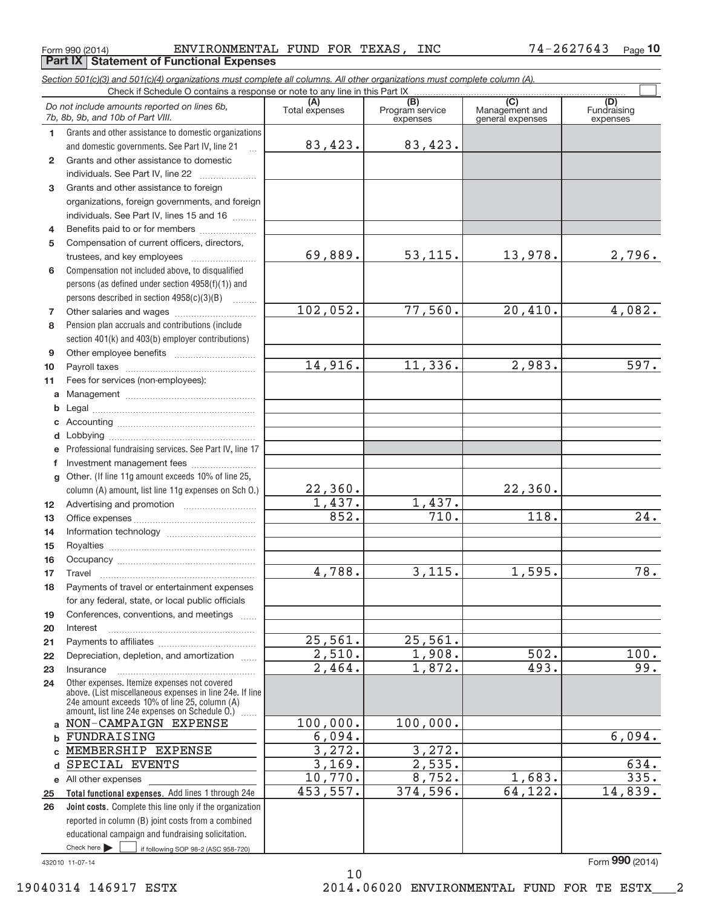Form 990 (2014) ENVIRONMENTAL FUND FOR TEXAS, INC 74-2627643 Page 10

## Part IX Statement of Functional Expenses

*Section 501(c)(3) and 501(c)(4) organizations must complete all columns. All other organizations must complete column (A).*

Check if Schedule O contains a response or note to any line in this Part IX

| | *Do not include amounts reported on lines 6b, 7b, 8b, 9b, and 10b of Part VIII.* | (A) Total expenses | (B) Program service expenses | (C) Management and general expenses | (D) Fundraising expenses |
|---|---|---|---|---|---|
| 1 | Grants and other assistance to domestic organizations and domestic governments. See Part IV, line 21 | 83,423. | 83,423. | | |
| 2 | Grants and other assistance to domestic individuals. See Part IV, line 22 | | | | |
| 3 | Grants and other assistance to foreign organizations, foreign governments, and foreign individuals. See Part IV, lines 15 and 16 | | | | |
| 4 | Benefits paid to or for members | | | | |
| 5 | Compensation of current officers, directors, trustees, and key employees | 69,889. | 53,115. | 13,978. | 2,796. |
| 6 | Compensation not included above, to disqualified persons (as defined under section 4958(f)(1)) and persons described in section 4958(c)(3)(B) | | | | |
| 7 | Other salaries and wages | 102,052. | 77,560. | 20,410. | 4,082. |
| 8 | Pension plan accruals and contributions (include section 401(k) and 403(b) employer contributions) | | | | |
| 9 | Other employee benefits | | | | |
| 10 | Payroll taxes | 14,916. | 11,336. | 2,983. | 597. |
| 11 | Fees for services (non-employees): | | | | |
| a | Management | | | | |
| b | Legal | | | | |
| c | Accounting | | | | |
| d | Lobbying | | | | |
| e | Professional fundraising services. See Part IV, line 17 | | | | |
| f | Investment management fees | | | | |
| g | Other. (If line 11g amount exceeds 10% of line 25, column (A) amount, list line 11g expenses on Sch O.) | 22,360. | | 22,360. | |
| 12 | Advertising and promotion | 1,437. | 1,437. | | |
| 13 | Office expenses | 852. | 710. | 118. | 24. |
| 14 | Information technology | | | | |
| 15 | Royalties | | | | |
| 16 | Occupancy | | | | |
| 17 | Travel | 4,788. | 3,115. | 1,595. | 78. |
| 18 | Payments of travel or entertainment expenses for any federal, state, or local public officials | | | | |
| 19 | Conferences, conventions, and meetings | | | | |
| 20 | Interest | | | | |
| 21 | Payments to affiliates | 25,561. | 25,561. | | |
| 22 | Depreciation, depletion, and amortization | 2,510. | 1,908. | 502. | 100. |
| 23 | Insurance | 2,464. | 1,872. | 493. | 99. |
| 24 | Other expenses. Itemize expenses not covered above. (List miscellaneous expenses in line 24e. If line 24e amount exceeds 10% of line 25, column (A) amount, list line 24e expenses on Schedule O.) | | | | |
| a | NON-CAMPAIGN EXPENSE | 100,000. | 100,000. | | |
| b | FUNDRAISING | 6,094. | | | 6,094. |
| c | MEMBERSHIP EXPENSE | 3,272. | 3,272. | | |
| d | SPECIAL EVENTS | 3,169. | 2,535. | | 634. |
| e | All other expenses | 10,770. | 8,752. | 1,683. | 335. |
| 25 | **Total functional expenses.** Add lines 1 through 24e | 453,557. | 374,596. | 64,122. | 14,839. |
| 26 | **Joint costs.** Complete this line only if the organization reported in column (B) joint costs from a combined educational campaign and fundraising solicitation. Check here ☐ if following SOP 98-2 (ASC 958-720) | | | | |

432010 11-07-14

Form **990** (2014)

19040314 146917 ESTX 2014.06020 ENVIRONMENTAL FUND FOR TE ESTX___2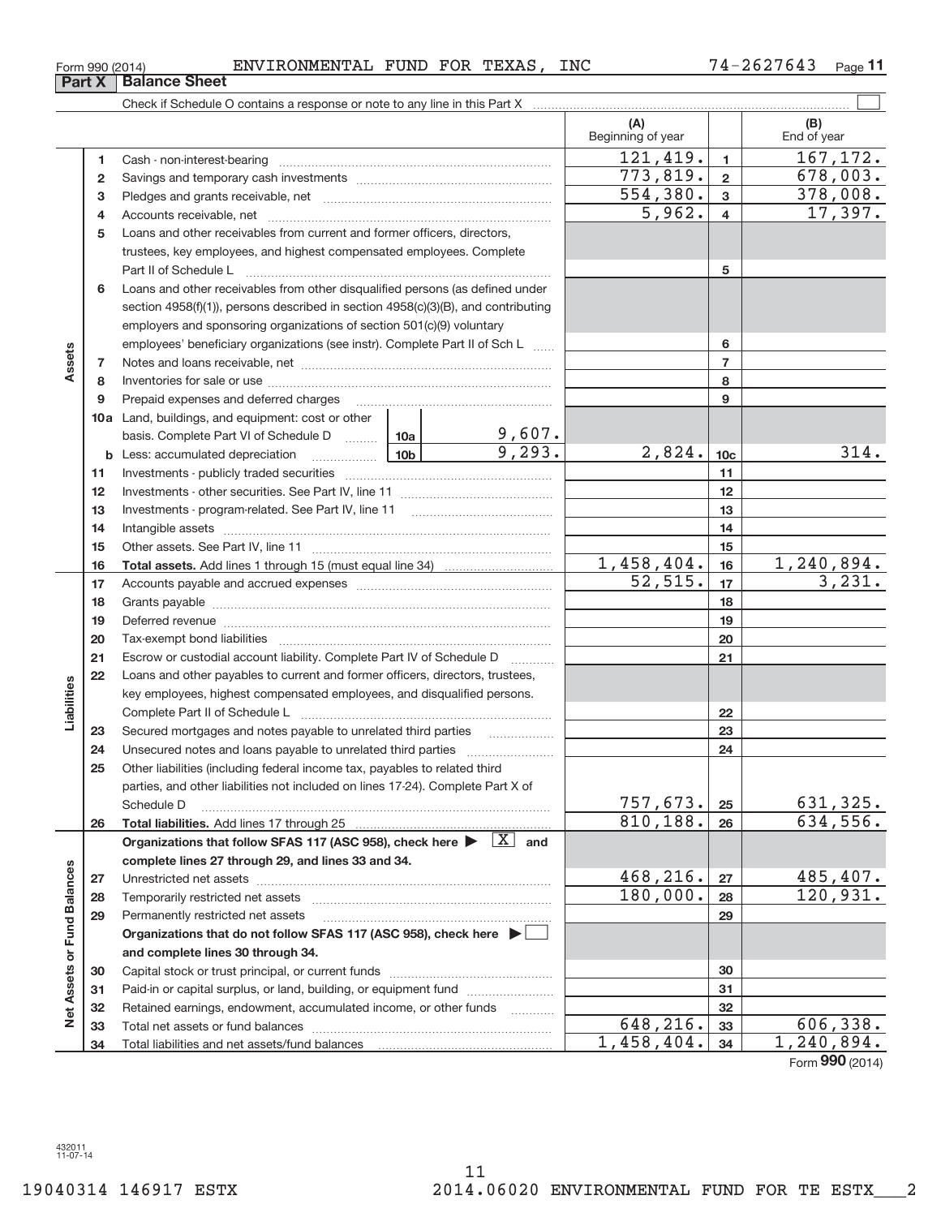Form 990 (2014) ENVIRONMENTAL FUND FOR TEXAS, INC 74-2627643

**Part X | Balance Sheet**

Check if Schedule O contains a response or note to any line in this Part X ☐

| | | | (A) Beginning of year | | (B) End of year |
|---|---|---|---|---|---|
| Assets | 1 | Cash - non-interest-bearing | 121,419. | 1 | 167,172. |
| | 2 | Savings and temporary cash investments | 773,819. | 2 | 678,003. |
| | 3 | Pledges and grants receivable, net | 554,380. | 3 | 378,008. |
| | 4 | Accounts receivable, net | 5,962. | 4 | 17,397. |
| | 5 | Loans and other receivables from current and former officers, directors, trustees, key employees, and highest compensated employees. Complete Part II of Schedule L | | 5 | |
| | 6 | Loans and other receivables from other disqualified persons (as defined under section 4958(f)(1)), persons described in section 4958(c)(3)(B), and contributing employers and sponsoring organizations of section 501(c)(9) voluntary employees' beneficiary organizations (see instr). Complete Part II of Sch L | | 6 | |
| | 7 | Notes and loans receivable, net | | 7 | |
| | 8 | Inventories for sale or use | | 8 | |
| | 9 | Prepaid expenses and deferred charges | | 9 | |
| | 10a | Land, buildings, and equipment: cost or other basis. Complete Part VI of Schedule D — 10a: 9,607. | | | |
| | b | Less: accumulated depreciation — 10b: 9,293. | 2,824. | 10c | 314. |
| | 11 | Investments - publicly traded securities | | 11 | |
| | 12 | Investments - other securities. See Part IV, line 11 | | 12 | |
| | 13 | Investments - program-related. See Part IV, line 11 | | 13 | |
| | 14 | Intangible assets | | 14 | |
| | 15 | Other assets. See Part IV, line 11 | | 15 | |
| | 16 | **Total assets.** Add lines 1 through 15 (must equal line 34) | 1,458,404. | 16 | 1,240,894. |
| Liabilities | 17 | Accounts payable and accrued expenses | 52,515. | 17 | 3,231. |
| | 18 | Grants payable | | 18 | |
| | 19 | Deferred revenue | | 19 | |
| | 20 | Tax-exempt bond liabilities | | 20 | |
| | 21 | Escrow or custodial account liability. Complete Part IV of Schedule D | | 21 | |
| | 22 | Loans and other payables to current and former officers, directors, trustees, key employees, highest compensated employees, and disqualified persons. Complete Part II of Schedule L | | 22 | |
| | 23 | Secured mortgages and notes payable to unrelated third parties | | 23 | |
| | 24 | Unsecured notes and loans payable to unrelated third parties | | 24 | |
| | 25 | Other liabilities (including federal income tax, payables to related third parties, and other liabilities not included on lines 17-24). Complete Part X of Schedule D | 757,673. | 25 | 631,325. |
| | 26 | **Total liabilities.** Add lines 17 through 25 | 810,188. | 26 | 634,556. |
| Net Assets or Fund Balances | | **Organizations that follow SFAS 117 (ASC 958), check here ▶ [X] and complete lines 27 through 29, and lines 33 and 34.** | | | |
| | 27 | Unrestricted net assets | 468,216. | 27 | 485,407. |
| | 28 | Temporarily restricted net assets | 180,000. | 28 | 120,931. |
| | 29 | Permanently restricted net assets | | 29 | |
| | | **Organizations that do not follow SFAS 117 (ASC 958), check here ▶ ☐ and complete lines 30 through 34.** | | | |
| | 30 | Capital stock or trust principal, or current funds | | 30 | |
| | 31 | Paid-in or capital surplus, or land, building, or equipment fund | | 31 | |
| | 32 | Retained earnings, endowment, accumulated income, or other funds | | 32 | |
| | 33 | Total net assets or fund balances | 648,216. | 33 | 606,338. |
| | 34 | Total liabilities and net assets/fund balances | 1,458,404. | 34 | 1,240,894. |

Form **990** (2014)

432011 11-07-14

19040314 146917 ESTX 2014.06020 ENVIRONMENTAL FUND FOR TE ESTX___2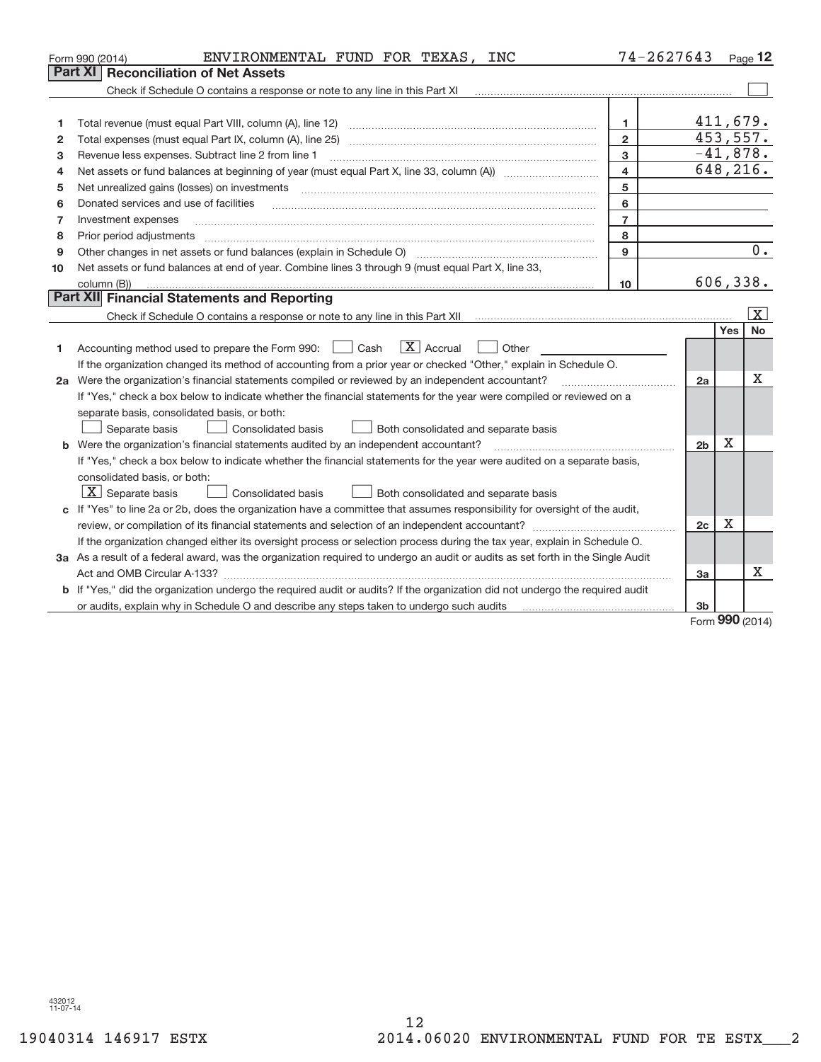Form 990 (2014) ENVIRONMENTAL FUND FOR TEXAS, INC 74-2627643

## Part XI Reconciliation of Net Assets

Check if Schedule O contains a response or note to any line in this Part XI ☐

| | | | |
|---|---|---|---|
| 1 | Total revenue (must equal Part VIII, column (A), line 12) | 1 | 411,679. |
| 2 | Total expenses (must equal Part IX, column (A), line 25) | 2 | 453,557. |
| 3 | Revenue less expenses. Subtract line 2 from line 1 | 3 | -41,878. |
| 4 | Net assets or fund balances at beginning of year (must equal Part X, line 33, column (A)) | 4 | 648,216. |
| 5 | Net unrealized gains (losses) on investments | 5 | |
| 6 | Donated services and use of facilities | 6 | |
| 7 | Investment expenses | 7 | |
| 8 | Prior period adjustments | 8 | |
| 9 | Other changes in net assets or fund balances (explain in Schedule O) | 9 | 0. |
| 10 | Net assets or fund balances at end of year. Combine lines 3 through 9 (must equal Part X, line 33, column (B)) | 10 | 606,338. |

## Part XII Financial Statements and Reporting

Check if Schedule O contains a response or note to any line in this Part XII ☒

| | | | Yes | No |
|---|---|---|---|---|
| 1 | Accounting method used to prepare the Form 990: ☐ Cash ☒ Accrual ☐ Other<br>If the organization changed its method of accounting from a prior year or checked "Other," explain in Schedule O. | | | |
| 2a | Were the organization's financial statements compiled or reviewed by an independent accountant?<br>If "Yes," check a box below to indicate whether the financial statements for the year were compiled or reviewed on a separate basis, consolidated basis, or both:<br>☐ Separate basis ☐ Consolidated basis ☐ Both consolidated and separate basis | 2a | | X |
| b | Were the organization's financial statements audited by an independent accountant?<br>If "Yes," check a box below to indicate whether the financial statements for the year were audited on a separate basis, consolidated basis, or both:<br>☒ Separate basis ☐ Consolidated basis ☐ Both consolidated and separate basis | 2b | X | |
| c | If "Yes" to line 2a or 2b, does the organization have a committee that assumes responsibility for oversight of the audit, review, or compilation of its financial statements and selection of an independent accountant?<br>If the organization changed either its oversight process or selection process during the tax year, explain in Schedule O. | 2c | X | |
| 3a | As a result of a federal award, was the organization required to undergo an audit or audits as set forth in the Single Audit Act and OMB Circular A-133? | 3a | | X |
| b | If "Yes," did the organization undergo the required audit or audits? If the organization did not undergo the required audit or audits, explain why in Schedule O and describe any steps taken to undergo such audits | 3b | | |

Form **990** (2014)

432012 11-07-14

19040314 146917 ESTX 2014.06020 ENVIRONMENTAL FUND FOR TE ESTX___2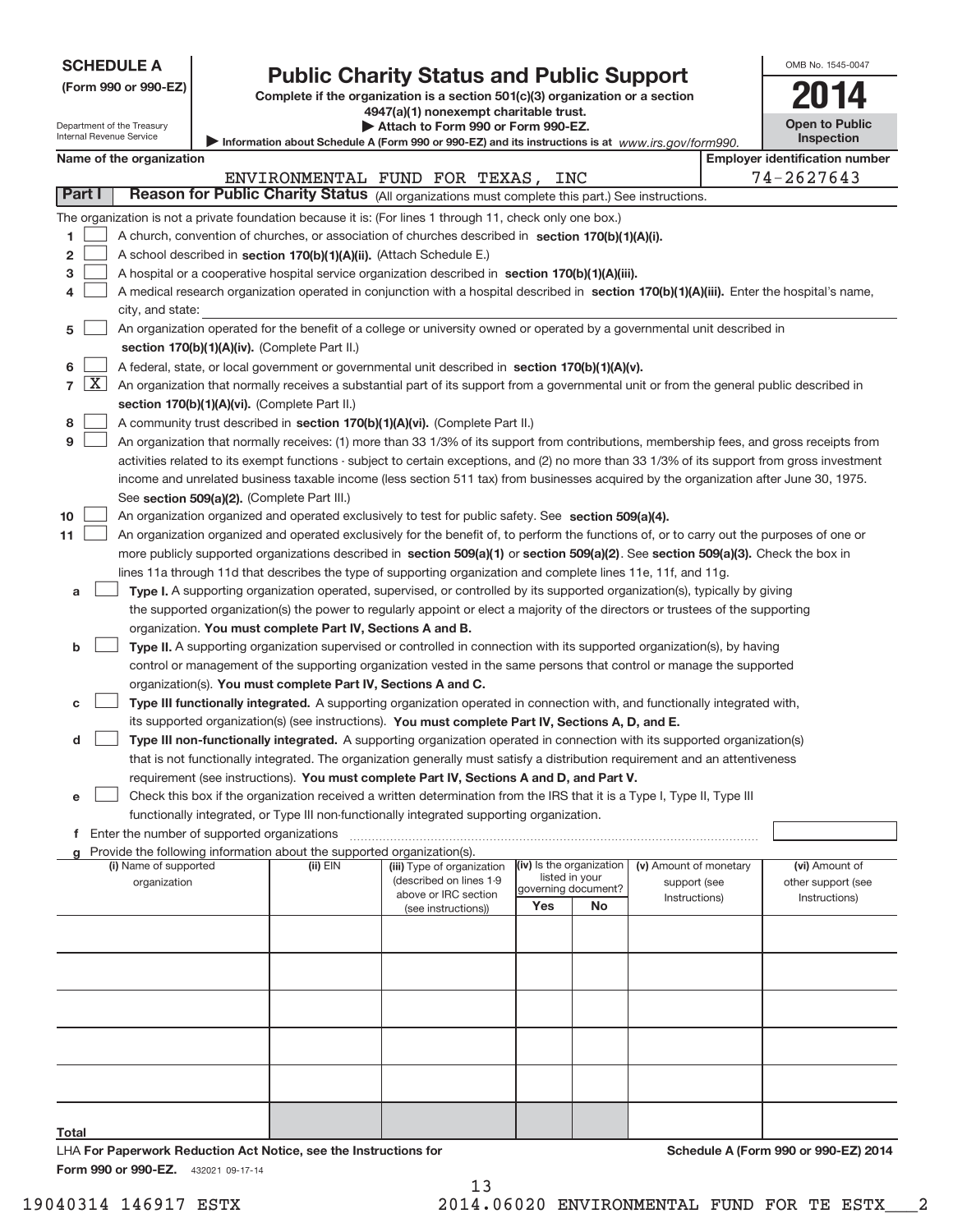**SCHEDULE A**
**(Form 990 or 990-EZ)**

Department of the Treasury
Internal Revenue Service

# Public Charity Status and Public Support

**Complete if the organization is a section 501(c)(3) organization or a section 4947(a)(1) nonexempt charitable trust.**
▶ **Attach to Form 990 or Form 990-EZ.**
▶ **Information about Schedule A (Form 990 or 990-EZ) and its instructions is at** *www.irs.gov/form990.*

OMB No. 1545-0047
**2014**
**Open to Public Inspection**

**Name of the organization:** ENVIRONMENTAL FUND FOR TEXAS, INC
**Employer identification number:** 74-2627643

## Part I Reason for Public Charity Status (All organizations must complete this part.) See instructions.

The organization is not a private foundation because it is: (For lines 1 through 11, check only one box.)

1 [ ] A church, convention of churches, or association of churches described in **section 170(b)(1)(A)(i).**
2 [ ] A school described in **section 170(b)(1)(A)(ii).** (Attach Schedule E.)
3 [ ] A hospital or a cooperative hospital service organization described in **section 170(b)(1)(A)(iii).**
4 [ ] A medical research organization operated in conjunction with a hospital described in **section 170(b)(1)(A)(iii).** Enter the hospital's name, city, and state:
5 [ ] An organization operated for the benefit of a college or university owned or operated by a governmental unit described in **section 170(b)(1)(A)(iv).** (Complete Part II.)
6 [ ] A federal, state, or local government or governmental unit described in **section 170(b)(1)(A)(v).**
7 [X] An organization that normally receives a substantial part of its support from a governmental unit or from the general public described in **section 170(b)(1)(A)(vi).** (Complete Part II.)
8 [ ] A community trust described in **section 170(b)(1)(A)(vi).** (Complete Part II.)
9 [ ] An organization that normally receives: (1) more than 33 1/3% of its support from contributions, membership fees, and gross receipts from activities related to its exempt functions - subject to certain exceptions, and (2) no more than 33 1/3% of its support from gross investment income and unrelated business taxable income (less section 511 tax) from businesses acquired by the organization after June 30, 1975. See **section 509(a)(2).** (Complete Part III.)
10 [ ] An organization organized and operated exclusively to test for public safety. See **section 509(a)(4).**
11 [ ] An organization organized and operated exclusively for the benefit of, to perform the functions of, or to carry out the purposes of one or more publicly supported organizations described in **section 509(a)(1)** or **section 509(a)(2)**. See **section 509(a)(3).** Check the box in lines 11a through 11d that describes the type of supporting organization and complete lines 11e, 11f, and 11g.

a [ ] **Type I.** A supporting organization operated, supervised, or controlled by its supported organization(s), typically by giving the supported organization(s) the power to regularly appoint or elect a majority of the directors or trustees of the supporting organization. **You must complete Part IV, Sections A and B.**
b [ ] **Type II.** A supporting organization supervised or controlled in connection with its supported organization(s), by having control or management of the supporting organization vested in the same persons that control or manage the supported organization(s). **You must complete Part IV, Sections A and C.**
c [ ] **Type III functionally integrated.** A supporting organization operated in connection with, and functionally integrated with, its supported organization(s) (see instructions). **You must complete Part IV, Sections A, D, and E.**
d [ ] **Type III non-functionally integrated.** A supporting organization operated in connection with its supported organization(s) that is not functionally integrated. The organization generally must satisfy a distribution requirement and an attentiveness requirement (see instructions). **You must complete Part IV, Sections A and D, and Part V.**
e [ ] Check this box if the organization received a written determination from the IRS that it is a Type I, Type II, Type III functionally integrated, or Type III non-functionally integrated supporting organization.
f Enter the number of supported organizations
g Provide the following information about the supported organization(s).

| (i) Name of supported organization | (ii) EIN | (iii) Type of organization (described on lines 1-9 above or IRC section (see instructions)) | (iv) Is the organization listed in your governing document? Yes | No | (v) Amount of monetary support (see Instructions) | (vi) Amount of other support (see Instructions) |
|---|---|---|---|---|---|---|
| | | | | | | |
| | | | | | | |
| | | | | | | |
| | | | | | | |
| | | | | | | |
| | | | | | | |
| **Total** | | | | | | |

LHA **For Paperwork Reduction Act Notice, see the Instructions for Form 990 or 990-EZ.** 432021 09-17-14

**Schedule A (Form 990 or 990-EZ) 2014**

19040314 146917 ESTX 2014.06020 ENVIRONMENTAL FUND FOR TE ESTX___2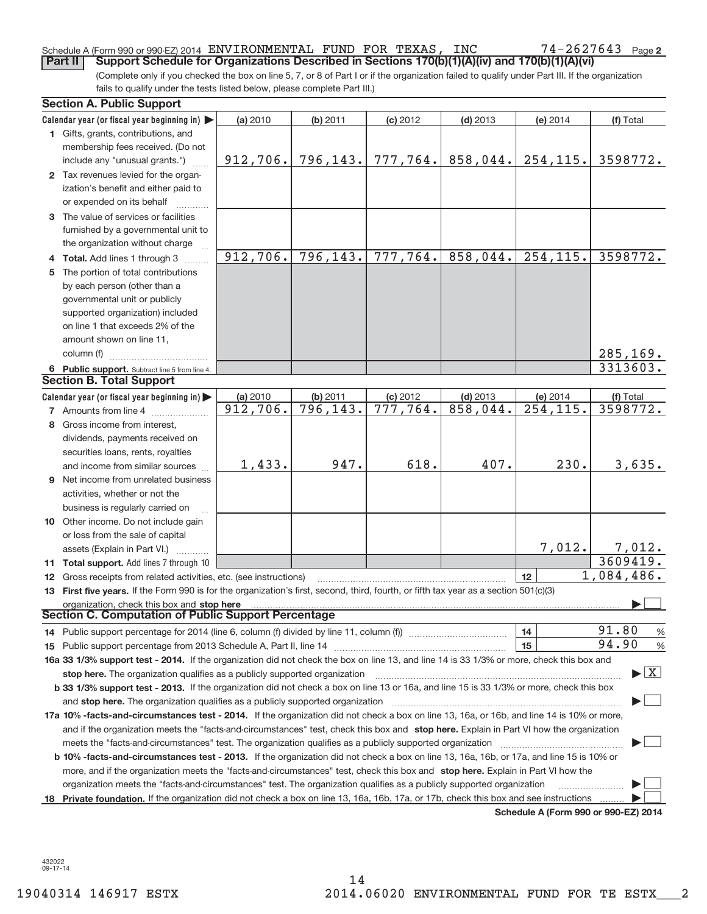Schedule A (Form 990 or 990-EZ) 2014 ENVIRONMENTAL FUND FOR TEXAS, INC 74-2627643 Page 2

**Part II Support Schedule for Organizations Described in Sections 170(b)(1)(A)(iv) and 170(b)(1)(A)(vi)**

(Complete only if you checked the box on line 5, 7, or 8 of Part I or if the organization failed to qualify under Part III. If the organization fails to qualify under the tests listed below, please complete Part III.)

### Section A. Public Support

| Calendar year (or fiscal year beginning in) ▶ | (a) 2010 | (b) 2011 | (c) 2012 | (d) 2013 | (e) 2014 | (f) Total |
|---|---|---|---|---|---|---|
| 1 Gifts, grants, contributions, and membership fees received. (Do not include any "unusual grants.") | 912,706. | 796,143. | 777,764. | 858,044. | 254,115. | 3598772. |
| 2 Tax revenues levied for the organization's benefit and either paid to or expended on its behalf | | | | | | |
| 3 The value of services or facilities furnished by a governmental unit to the organization without charge | | | | | | |
| 4 Total. Add lines 1 through 3 | 912,706. | 796,143. | 777,764. | 858,044. | 254,115. | 3598772. |
| 5 The portion of total contributions by each person (other than a governmental unit or publicly supported organization) included on line 1 that exceeds 2% of the amount shown on line 11, column (f) | | | | | | 285,169. |
| 6 Public support. Subtract line 5 from line 4. | | | | | | 3313603. |

### Section B. Total Support

| Calendar year (or fiscal year beginning in) ▶ | (a) 2010 | (b) 2011 | (c) 2012 | (d) 2013 | (e) 2014 | (f) Total |
|---|---|---|---|---|---|---|
| 7 Amounts from line 4 | 912,706. | 796,143. | 777,764. | 858,044. | 254,115. | 3598772. |
| 8 Gross income from interest, dividends, payments received on securities loans, rents, royalties and income from similar sources | 1,433. | 947. | 618. | 407. | 230. | 3,635. |
| 9 Net income from unrelated business activities, whether or not the business is regularly carried on | | | | | | |
| 10 Other income. Do not include gain or loss from the sale of capital assets (Explain in Part VI.) | | | | | 7,012. | 7,012. |
| 11 Total support. Add lines 7 through 10 | | | | | | 3609419. |

12 Gross receipts from related activities, etc. (see instructions) | 12 | 1,084,486.

13 **First five years.** If the Form 990 is for the organization's first, second, third, fourth, or fifth tax year as a section 501(c)(3) organization, check this box and **stop here** ▶ ☐

### Section C. Computation of Public Support Percentage

14 Public support percentage for 2014 (line 6, column (f) divided by line 11, column (f)) | 14 | 91.80 %

15 Public support percentage from 2013 Schedule A, Part II, line 14 | 15 | 94.90 %

**16a 33 1/3% support test - 2014.** If the organization did not check the box on line 13, and line 14 is 33 1/3% or more, check this box and **stop here.** The organization qualifies as a publicly supported organization ▶ ☒

**b 33 1/3% support test - 2013.** If the organization did not check a box on line 13 or 16a, and line 15 is 33 1/3% or more, check this box and **stop here.** The organization qualifies as a publicly supported organization ▶ ☐

**17a 10% -facts-and-circumstances test - 2014.** If the organization did not check a box on line 13, 16a, or 16b, and line 14 is 10% or more, and if the organization meets the "facts-and-circumstances" test, check this box and **stop here.** Explain in Part VI how the organization meets the "facts-and-circumstances" test. The organization qualifies as a publicly supported organization ▶ ☐

**b 10% -facts-and-circumstances test - 2013.** If the organization did not check a box on line 13, 16a, 16b, or 17a, and line 15 is 10% or more, and if the organization meets the "facts-and-circumstances" test, check this box and **stop here.** Explain in Part VI how the organization meets the "facts-and-circumstances" test. The organization qualifies as a publicly supported organization ▶ ☐

**18 Private foundation.** If the organization did not check a box on line 13, 16a, 16b, 17a, or 17b, check this box and see instructions ▶ ☐

**Schedule A (Form 990 or 990-EZ) 2014**

432022 09-17-14

19040314 146917 ESTX 2014.06020 ENVIRONMENTAL FUND FOR TE ESTX___2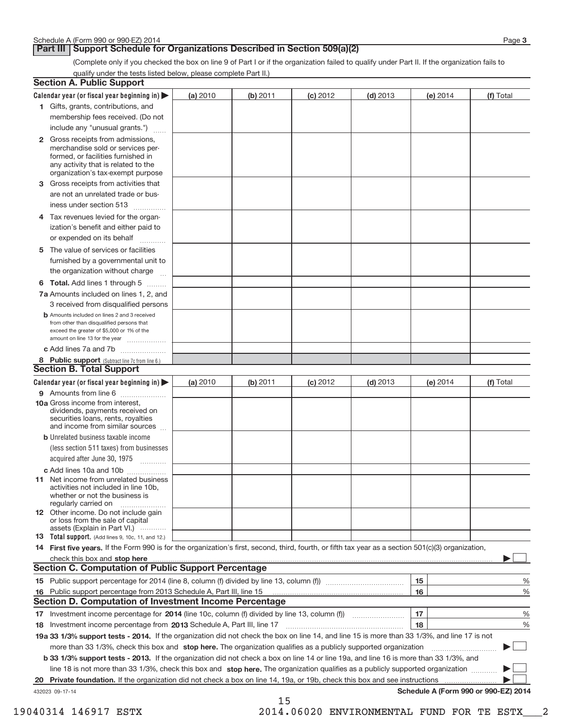## Part III Support Schedule for Organizations Described in Section 509(a)(2)

(Complete only if you checked the box on line 9 of Part I or if the organization failed to qualify under Part II. If the organization fails to qualify under the tests listed below, please complete Part II.)

### Section A. Public Support

| Calendar year (or fiscal year beginning in) ▶ | (a) 2010 | (b) 2011 | (c) 2012 | (d) 2013 | (e) 2014 | (f) Total |
|---|---|---|---|---|---|---|
| 1 Gifts, grants, contributions, and membership fees received. (Do not include any "unusual grants.") | | | | | | |
| 2 Gross receipts from admissions, merchandise sold or services performed, or facilities furnished in any activity that is related to the organization's tax-exempt purpose | | | | | | |
| 3 Gross receipts from activities that are not an unrelated trade or business under section 513 | | | | | | |
| 4 Tax revenues levied for the organization's benefit and either paid to or expended on its behalf | | | | | | |
| 5 The value of services or facilities furnished by a governmental unit to the organization without charge | | | | | | |
| 6 **Total.** Add lines 1 through 5 | | | | | | |
| 7a Amounts included on lines 1, 2, and 3 received from disqualified persons | | | | | | |
| b Amounts included on lines 2 and 3 received from other than disqualified persons that exceed the greater of $5,000 or 1% of the amount on line 13 for the year | | | | | | |
| c Add lines 7a and 7b | | | | | | |
| 8 **Public support** (Subtract line 7c from line 6.) | | | | | | |

### Section B. Total Support

| Calendar year (or fiscal year beginning in) ▶ | (a) 2010 | (b) 2011 | (c) 2012 | (d) 2013 | (e) 2014 | (f) Total |
|---|---|---|---|---|---|---|
| 9 Amounts from line 6 | | | | | | |
| 10a Gross income from interest, dividends, payments received on securities loans, rents, royalties and income from similar sources | | | | | | |
| b Unrelated business taxable income (less section 511 taxes) from businesses acquired after June 30, 1975 | | | | | | |
| c Add lines 10a and 10b | | | | | | |
| 11 Net income from unrelated business activities not included in line 10b, whether or not the business is regularly carried on | | | | | | |
| 12 Other income. Do not include gain or loss from the sale of capital assets (Explain in Part VI.) | | | | | | |
| 13 **Total support.** (Add lines 9, 10c, 11, and 12.) | | | | | | |

14 **First five years.** If the Form 990 is for the organization's first, second, third, fourth, or fifth tax year as a section 501(c)(3) organization, check this box and **stop here** ▶ ☐

### Section C. Computation of Public Support Percentage

| | | | |
|---|---|---|---|
| 15 | Public support percentage for 2014 (line 8, column (f) divided by line 13, column (f)) | 15 | % |
| 16 | Public support percentage from 2013 Schedule A, Part III, line 15 | 16 | % |

### Section D. Computation of Investment Income Percentage

| | | | |
|---|---|---|---|
| 17 | Investment income percentage for **2014** (line 10c, column (f) divided by line 13, column (f)) | 17 | % |
| 18 | Investment income percentage from **2013** Schedule A, Part III, line 17 | 18 | % |

**19a 33 1/3% support tests - 2014.** If the organization did not check the box on line 14, and line 15 is more than 33 1/3%, and line 17 is not more than 33 1/3%, check this box and **stop here.** The organization qualifies as a publicly supported organization ▶ ☐

**b 33 1/3% support tests - 2013.** If the organization did not check a box on line 14 or line 19a, and line 16 is more than 33 1/3%, and line 18 is not more than 33 1/3%, check this box and **stop here.** The organization qualifies as a publicly supported organization ▶ ☐

**20 Private foundation.** If the organization did not check a box on line 14, 19a, or 19b, check this box and see instructions ▶ ☐

432023 09-17-14

**Schedule A (Form 990 or 990-EZ) 2014**

19040314 146917 ESTX 2014.06020 ENVIRONMENTAL FUND FOR TE ESTX___2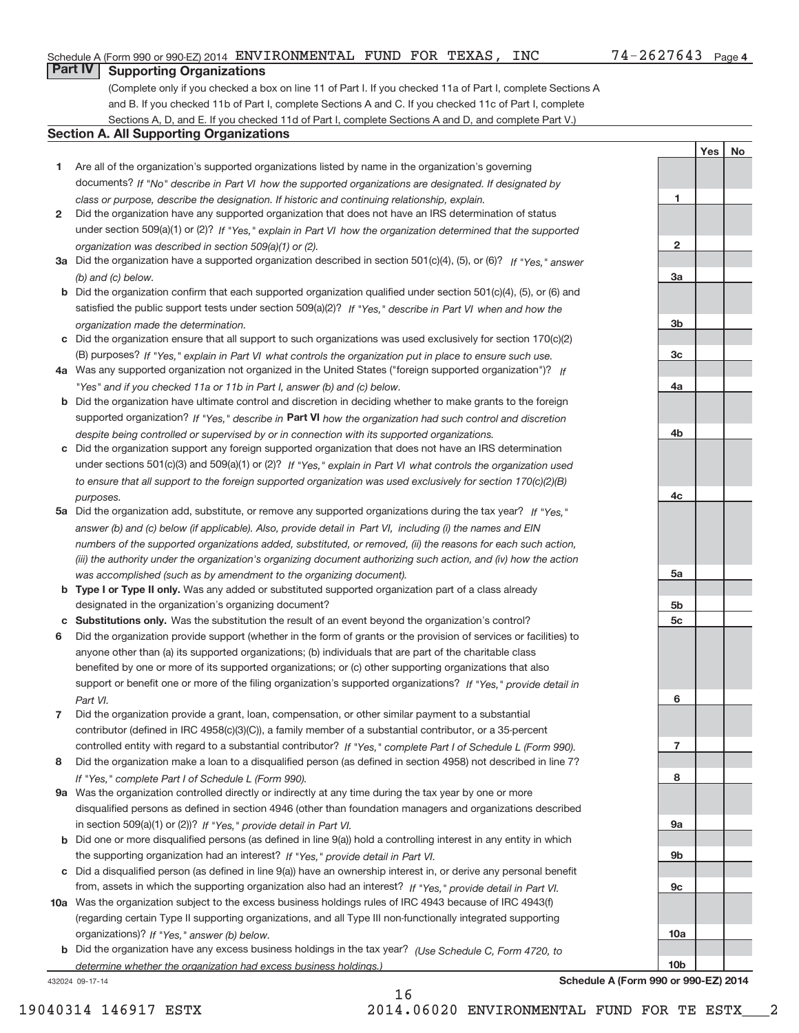Schedule A (Form 990 or 990-EZ) 2014 ENVIRONMENTAL FUND FOR TEXAS, INC 74-2627643 Page 4

## Part IV Supporting Organizations

(Complete only if you checked a box on line 11 of Part I. If you checked 11a of Part I, complete Sections A and B. If you checked 11b of Part I, complete Sections A and C. If you checked 11c of Part I, complete Sections A, D, and E. If you checked 11d of Part I, complete Sections A and D, and complete Part V.)

### Section A. All Supporting Organizations

| | | | Yes | No |
|---|---|---|---|---|
| **1** | Are all of the organization's supported organizations listed by name in the organization's governing documents? *If "No" describe in Part VI how the supported organizations are designated. If designated by class or purpose, describe the designation. If historic and continuing relationship, explain.* | 1 | | |
| **2** | Did the organization have any supported organization that does not have an IRS determination of status under section 509(a)(1) or (2)? *If "Yes," explain in Part VI how the organization determined that the supported organization was described in section 509(a)(1) or (2).* | 2 | | |
| **3a** | Did the organization have a supported organization described in section 501(c)(4), (5), or (6)? *If "Yes," answer (b) and (c) below.* | 3a | | |
| **b** | Did the organization confirm that each supported organization qualified under section 501(c)(4), (5), or (6) and satisfied the public support tests under section 509(a)(2)? *If "Yes," describe in Part VI when and how the organization made the determination.* | 3b | | |
| **c** | Did the organization ensure that all support to such organizations was used exclusively for section 170(c)(2)(B) purposes? *If "Yes," explain in Part VI what controls the organization put in place to ensure such use.* | 3c | | |
| **4a** | Was any supported organization not organized in the United States ("foreign supported organization")? *If "Yes" and if you checked 11a or 11b in Part I, answer (b) and (c) below.* | 4a | | |
| **b** | Did the organization have ultimate control and discretion in deciding whether to make grants to the foreign supported organization? *If "Yes," describe in* **Part VI** *how the organization had such control and discretion despite being controlled or supervised by or in connection with its supported organizations.* | 4b | | |
| **c** | Did the organization support any foreign supported organization that does not have an IRS determination under sections 501(c)(3) and 509(a)(1) or (2)? *If "Yes," explain in Part VI what controls the organization used to ensure that all support to the foreign supported organization was used exclusively for section 170(c)(2)(B) purposes.* | 4c | | |
| **5a** | Did the organization add, substitute, or remove any supported organizations during the tax year? *If "Yes," answer (b) and (c) below (if applicable). Also, provide detail in Part VI, including (i) the names and EIN numbers of the supported organizations added, substituted, or removed, (ii) the reasons for each such action, (iii) the authority under the organization's organizing document authorizing such action, and (iv) how the action was accomplished (such as by amendment to the organizing document).* | 5a | | |
| **b** | **Type I or Type II only.** Was any added or substituted supported organization part of a class already designated in the organization's organizing document? | 5b | | |
| **c** | **Substitutions only.** Was the substitution the result of an event beyond the organization's control? | 5c | | |
| **6** | Did the organization provide support (whether in the form of grants or the provision of services or facilities) to anyone other than (a) its supported organizations; (b) individuals that are part of the charitable class benefited by one or more of its supported organizations; or (c) other supporting organizations that also support or benefit one or more of the filing organization's supported organizations? *If "Yes," provide detail in Part VI.* | 6 | | |
| **7** | Did the organization provide a grant, loan, compensation, or other similar payment to a substantial contributor (defined in IRC 4958(c)(3)(C)), a family member of a substantial contributor, or a 35-percent controlled entity with regard to a substantial contributor? *If "Yes," complete Part I of Schedule L (Form 990).* | 7 | | |
| **8** | Did the organization make a loan to a disqualified person (as defined in section 4958) not described in line 7? *If "Yes," complete Part I of Schedule L (Form 990).* | 8 | | |
| **9a** | Was the organization controlled directly or indirectly at any time during the tax year by one or more disqualified persons as defined in section 4946 (other than foundation managers and organizations described in section 509(a)(1) or (2))? *If "Yes," provide detail in Part VI.* | 9a | | |
| **b** | Did one or more disqualified persons (as defined in line 9(a)) hold a controlling interest in any entity in which the supporting organization had an interest? *If "Yes," provide detail in Part VI.* | 9b | | |
| **c** | Did a disqualified person (as defined in line 9(a)) have an ownership interest in, or derive any personal benefit from, assets in which the supporting organization also had an interest? *If "Yes," provide detail in Part VI.* | 9c | | |
| **10a** | Was the organization subject to the excess business holdings rules of IRC 4943 because of IRC 4943(f) (regarding certain Type II supporting organizations, and all Type III non-functionally integrated supporting organizations)? *If "Yes," answer (b) below.* | 10a | | |
| **b** | Did the organization have any excess business holdings in the tax year? *(Use Schedule C, Form 4720, to determine whether the organization had excess business holdings.)* | 10b | | |

432024 09-17-14 **Schedule A (Form 990 or 990-EZ) 2014**

19040314 146917 ESTX 2014.06020 ENVIRONMENTAL FUND FOR TE ESTX___2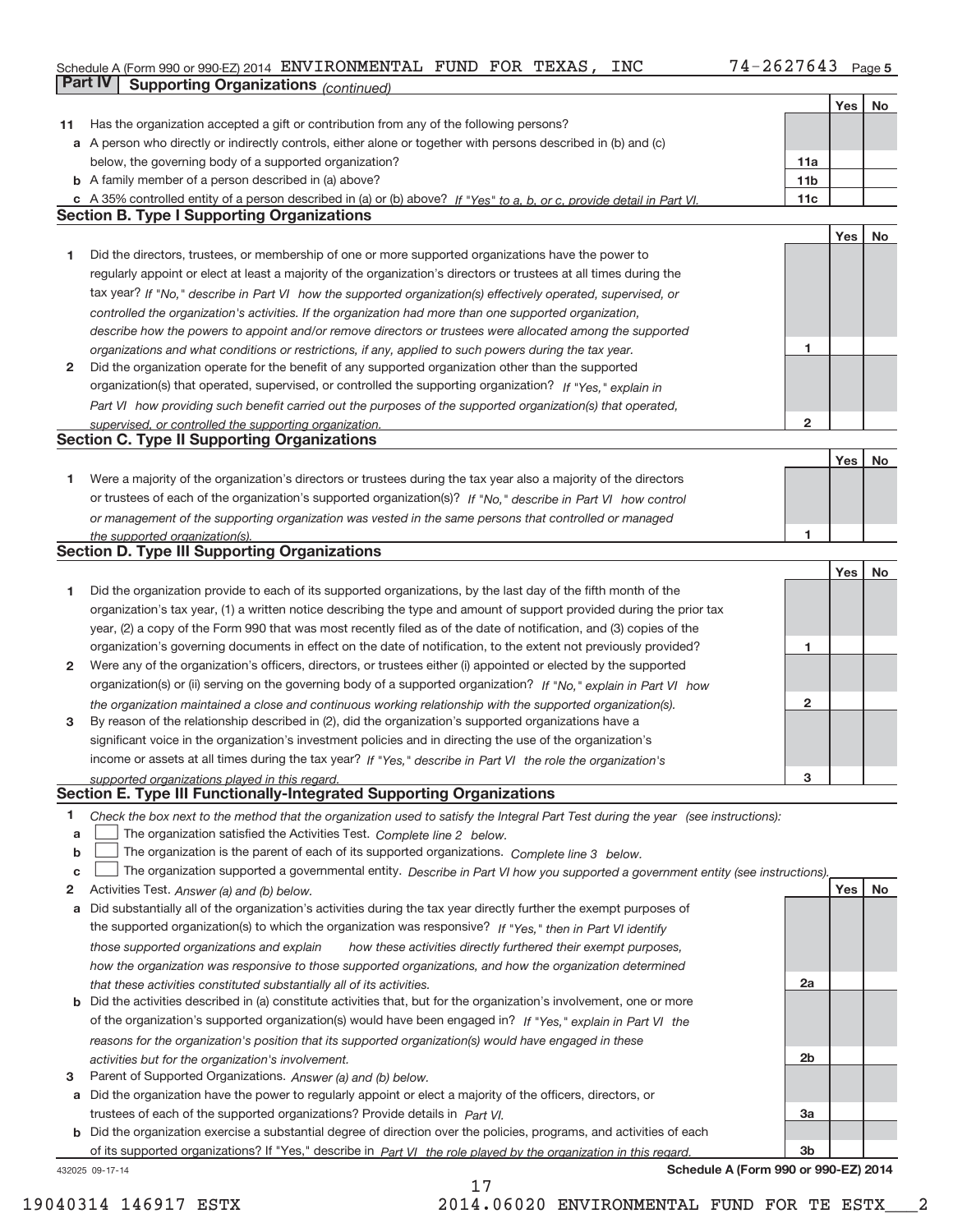Schedule A (Form 990 or 990-EZ) 2014 ENVIRONMENTAL FUND FOR TEXAS, INC 74-2627643 Page 5

## Part IV Supporting Organizations *(continued)*

| | | | Yes | No |
|---|---|---|---|---|
| **11** | Has the organization accepted a gift or contribution from any of the following persons? | | | |
| **a** | A person who directly or indirectly controls, either alone or together with persons described in (b) and (c) below, the governing body of a supported organization? | **11a** | | |
| **b** | A family member of a person described in (a) above? | **11b** | | |
| **c** | A 35% controlled entity of a person described in (a) or (b) above? *If "Yes" to a, b, or c, provide detail in Part VI.* | **11c** | | |

### Section B. Type I Supporting Organizations

| | | | Yes | No |
|---|---|---|---|---|
| **1** | Did the directors, trustees, or membership of one or more supported organizations have the power to regularly appoint or elect at least a majority of the organization's directors or trustees at all times during the tax year? *If "No," describe in Part VI how the supported organization(s) effectively operated, supervised, or controlled the organization's activities. If the organization had more than one supported organization, describe how the powers to appoint and/or remove directors or trustees were allocated among the supported organizations and what conditions or restrictions, if any, applied to such powers during the tax year.* | **1** | | |
| **2** | Did the organization operate for the benefit of any supported organization other than the supported organization(s) that operated, supervised, or controlled the supporting organization? *If "Yes," explain in Part VI how providing such benefit carried out the purposes of the supported organization(s) that operated, supervised, or controlled the supporting organization.* | **2** | | |

### Section C. Type II Supporting Organizations

| | | | Yes | No |
|---|---|---|---|---|
| **1** | Were a majority of the organization's directors or trustees during the tax year also a majority of the directors or trustees of each of the organization's supported organization(s)? *If "No," describe in Part VI how control or management of the supporting organization was vested in the same persons that controlled or managed the supported organization(s).* | **1** | | |

### Section D. Type III Supporting Organizations

| | | | Yes | No |
|---|---|---|---|---|
| **1** | Did the organization provide to each of its supported organizations, by the last day of the fifth month of the organization's tax year, (1) a written notice describing the type and amount of support provided during the prior tax year, (2) a copy of the Form 990 that was most recently filed as of the date of notification, and (3) copies of the organization's governing documents in effect on the date of notification, to the extent not previously provided? | **1** | | |
| **2** | Were any of the organization's officers, directors, or trustees either (i) appointed or elected by the supported organization(s) or (ii) serving on the governing body of a supported organization? *If "No," explain in Part VI how the organization maintained a close and continuous working relationship with the supported organization(s).* | **2** | | |
| **3** | By reason of the relationship described in (2), did the organization's supported organizations have a significant voice in the organization's investment policies and in directing the use of the organization's income or assets at all times during the tax year? *If "Yes," describe in Part VI the role the organization's supported organizations played in this regard.* | **3** | | |

### Section E. Type III Functionally-Integrated Supporting Organizations

**1** *Check the box next to the method that the organization used to satisfy the Integral Part Test during the year (see instructions):*

- **a** ☐ The organization satisfied the Activities Test. *Complete line 2 below.*
- **b** ☐ The organization is the parent of each of its supported organizations. *Complete line 3 below.*
- **c** ☐ The organization supported a governmental entity. *Describe in Part VI how you supported a government entity (see instructions).*

| | | | Yes | No |
|---|---|---|---|---|
| **2** | Activities Test. *Answer (a) and (b) below.* | | | |
| **a** | Did substantially all of the organization's activities during the tax year directly further the exempt purposes of the supported organization(s) to which the organization was responsive? *If "Yes," then in Part VI identify those supported organizations and explain how these activities directly furthered their exempt purposes, how the organization was responsive to those supported organizations, and how the organization determined that these activities constituted substantially all of its activities.* | **2a** | | |
| **b** | Did the activities described in (a) constitute activities that, but for the organization's involvement, one or more of the organization's supported organization(s) would have been engaged in? *If "Yes," explain in Part VI the reasons for the organization's position that its supported organization(s) would have engaged in these activities but for the organization's involvement.* | **2b** | | |
| **3** | Parent of Supported Organizations. *Answer (a) and (b) below.* | | | |
| **a** | Did the organization have the power to regularly appoint or elect a majority of the officers, directors, or trustees of each of the supported organizations? Provide details in *Part VI.* | **3a** | | |
| **b** | Did the organization exercise a substantial degree of direction over the policies, programs, and activities of each of its supported organizations? If "Yes," describe in *Part VI the role played by the organization in this regard.* | **3b** | | |

432025 09-17-14 **Schedule A (Form 990 or 990-EZ) 2014**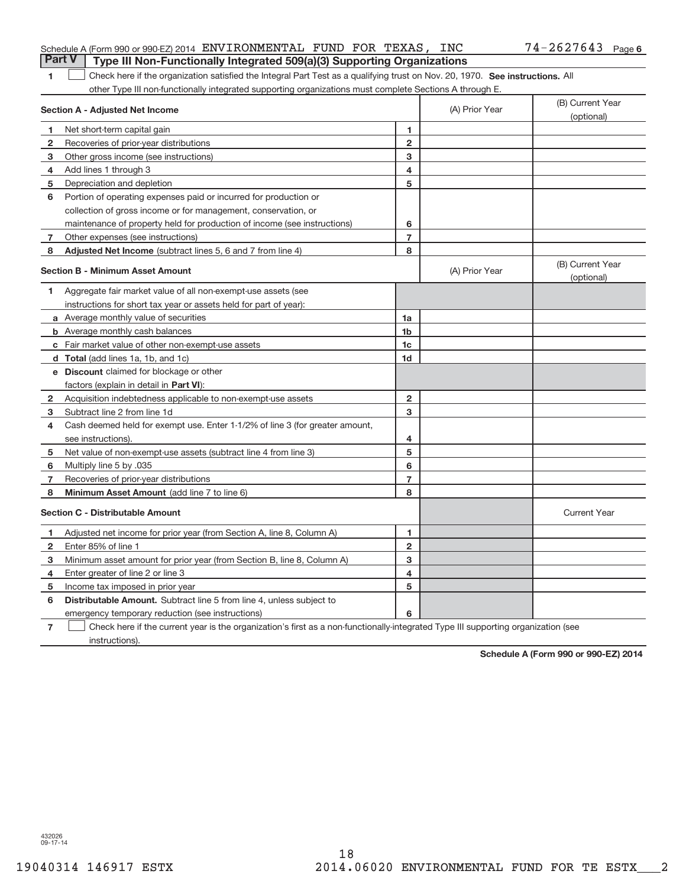Schedule A (Form 990 or 990-EZ) 2014 ENVIRONMENTAL FUND FOR TEXAS, INC 74-2627643 Page 6

## Part V Type III Non-Functionally Integrated 509(a)(3) Supporting Organizations

1 ☐ Check here if the organization satisfied the Integral Part Test as a qualifying trust on Nov. 20, 1970. **See instructions.** All other Type III non-functionally integrated supporting organizations must complete Sections A through E.

| **Section A - Adjusted Net Income** | | | (A) Prior Year | (B) Current Year (optional) |
|---|---|---|---|---|
| 1 | Net short-term capital gain | 1 | | |
| 2 | Recoveries of prior-year distributions | 2 | | |
| 3 | Other gross income (see instructions) | 3 | | |
| 4 | Add lines 1 through 3 | 4 | | |
| 5 | Depreciation and depletion | 5 | | |
| 6 | Portion of operating expenses paid or incurred for production or collection of gross income or for management, conservation, or maintenance of property held for production of income (see instructions) | 6 | | |
| 7 | Other expenses (see instructions) | 7 | | |
| 8 | **Adjusted Net Income** (subtract lines 5, 6 and 7 from line 4) | 8 | | |

| **Section B - Minimum Asset Amount** | | | (A) Prior Year | (B) Current Year (optional) |
|---|---|---|---|---|
| 1 | Aggregate fair market value of all non-exempt-use assets (see instructions for short tax year or assets held for part of year): | | | |
| a | Average monthly value of securities | 1a | | |
| b | Average monthly cash balances | 1b | | |
| c | Fair market value of other non-exempt-use assets | 1c | | |
| d | **Total** (add lines 1a, 1b, and 1c) | 1d | | |
| e | **Discount** claimed for blockage or other factors (explain in detail in **Part VI**): | | | |
| 2 | Acquisition indebtedness applicable to non-exempt-use assets | 2 | | |
| 3 | Subtract line 2 from line 1d | 3 | | |
| 4 | Cash deemed held for exempt use. Enter 1-1/2% of line 3 (for greater amount, see instructions). | 4 | | |
| 5 | Net value of non-exempt-use assets (subtract line 4 from line 3) | 5 | | |
| 6 | Multiply line 5 by .035 | 6 | | |
| 7 | Recoveries of prior-year distributions | 7 | | |
| 8 | **Minimum Asset Amount** (add line 7 to line 6) | 8 | | |

| **Section C - Distributable Amount** | | | | Current Year |
|---|---|---|---|---|
| 1 | Adjusted net income for prior year (from Section A, line 8, Column A) | 1 | | |
| 2 | Enter 85% of line 1 | 2 | | |
| 3 | Minimum asset amount for prior year (from Section B, line 8, Column A) | 3 | | |
| 4 | Enter greater of line 2 or line 3 | 4 | | |
| 5 | Income tax imposed in prior year | 5 | | |
| 6 | **Distributable Amount.** Subtract line 5 from line 4, unless subject to emergency temporary reduction (see instructions) | 6 | | |

7 ☐ Check here if the current year is the organization's first as a non-functionally-integrated Type III supporting organization (see instructions).

**Schedule A (Form 990 or 990-EZ) 2014**

432026 09-17-14

19040314 146917 ESTX 2014.06020 ENVIRONMENTAL FUND FOR TE ESTX___2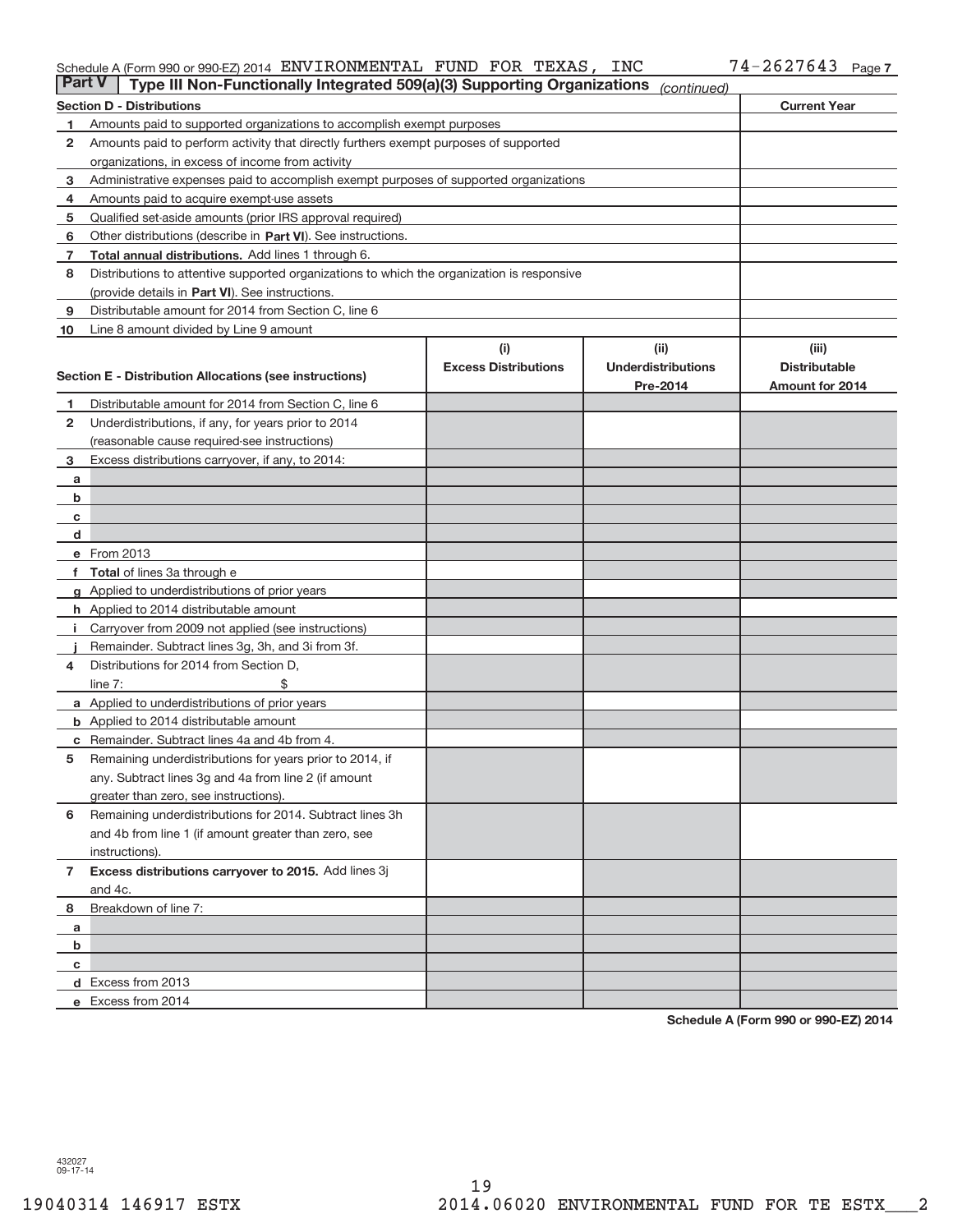Schedule A (Form 990 or 990-EZ) 2014 ENVIRONMENTAL FUND FOR TEXAS, INC 74-2627643 Page 7

## Part V Type III Non-Functionally Integrated 509(a)(3) Supporting Organizations *(continued)*

| Section D - Distributions | Current Year |
|---|---|
| 1 Amounts paid to supported organizations to accomplish exempt purposes | |
| 2 Amounts paid to perform activity that directly furthers exempt purposes of supported organizations, in excess of income from activity | |
| 3 Administrative expenses paid to accomplish exempt purposes of supported organizations | |
| 4 Amounts paid to acquire exempt-use assets | |
| 5 Qualified set-aside amounts (prior IRS approval required) | |
| 6 Other distributions (describe in **Part VI**). See instructions. | |
| 7 **Total annual distributions.** Add lines 1 through 6. | |
| 8 Distributions to attentive supported organizations to which the organization is responsive (provide details in **Part VI**). See instructions. | |
| 9 Distributable amount for 2014 from Section C, line 6 | |
| 10 Line 8 amount divided by Line 9 amount | |

| Section E - Distribution Allocations (see instructions) | (i) Excess Distributions | (ii) Underdistributions Pre-2014 | (iii) Distributable Amount for 2014 |
|---|---|---|---|
| 1 Distributable amount for 2014 from Section C, line 6 | | | |
| 2 Underdistributions, if any, for years prior to 2014 (reasonable cause required-see instructions) | | | |
| 3 Excess distributions carryover, if any, to 2014: | | | |
| a | | | |
| b | | | |
| c | | | |
| d | | | |
| e From 2013 | | | |
| f **Total** of lines 3a through e | | | |
| g Applied to underdistributions of prior years | | | |
| h Applied to 2014 distributable amount | | | |
| i Carryover from 2009 not applied (see instructions) | | | |
| j Remainder. Subtract lines 3g, 3h, and 3i from 3f. | | | |
| 4 Distributions for 2014 from Section D, line 7: $ | | | |
| a Applied to underdistributions of prior years | | | |
| b Applied to 2014 distributable amount | | | |
| c Remainder. Subtract lines 4a and 4b from 4. | | | |
| 5 Remaining underdistributions for years prior to 2014, if any. Subtract lines 3g and 4a from line 2 (if amount greater than zero, see instructions). | | | |
| 6 Remaining underdistributions for 2014. Subtract lines 3h and 4b from line 1 (if amount greater than zero, see instructions). | | | |
| 7 **Excess distributions carryover to 2015.** Add lines 3j and 4c. | | | |
| 8 Breakdown of line 7: | | | |
| a | | | |
| b | | | |
| c | | | |
| d Excess from 2013 | | | |
| e Excess from 2014 | | | |

**Schedule A (Form 990 or 990-EZ) 2014**

432027 09-17-14

19040314 146917 ESTX 2014.06020 ENVIRONMENTAL FUND FOR TE ESTX___2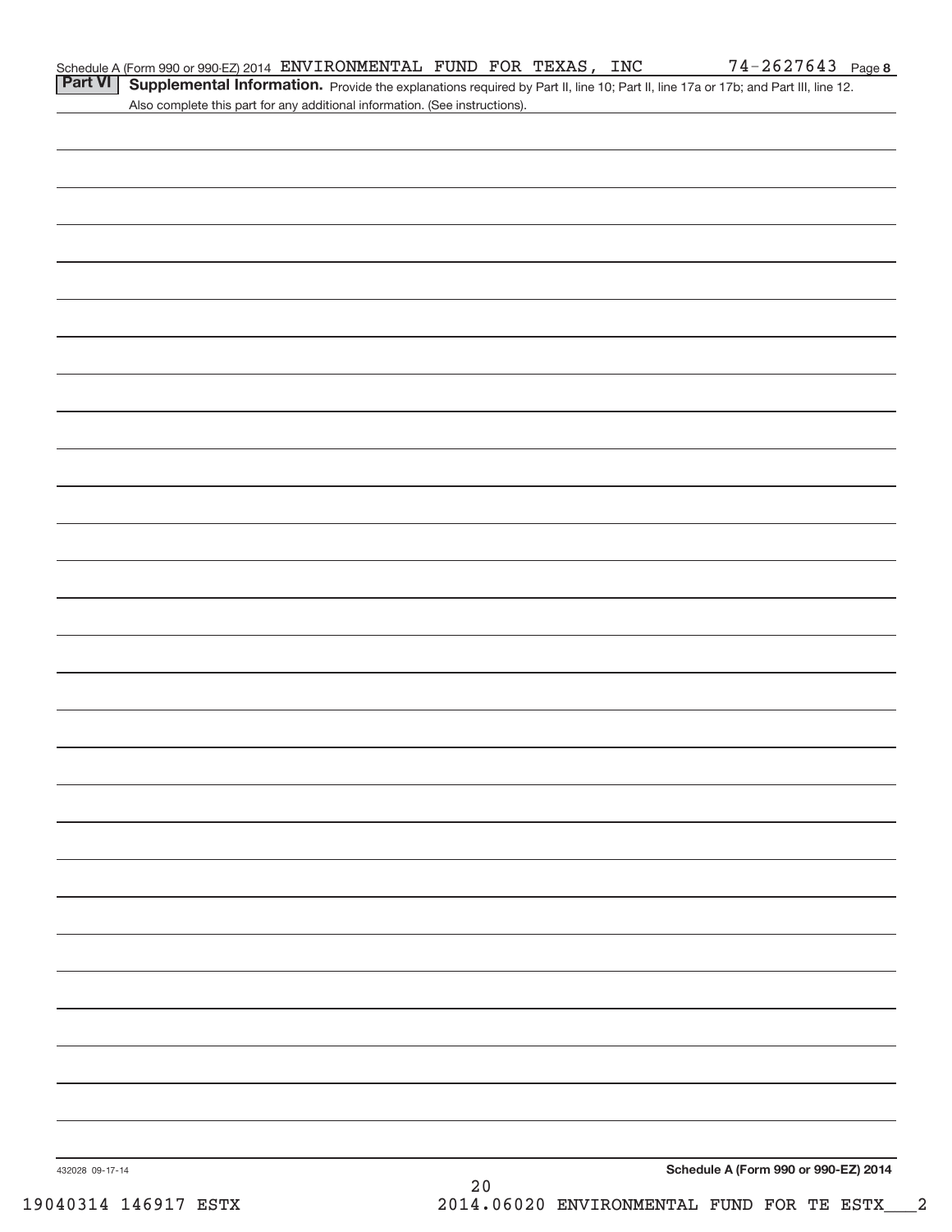Schedule A (Form 990 or 990-EZ) 2014 ENVIRONMENTAL FUND FOR TEXAS, INC 74-2627643 Page **8**

**Part VI** **Supplemental Information.** Provide the explanations required by Part II, line 10; Part II, line 17a or 17b; and Part III, line 12. Also complete this part for any additional information. (See instructions).

432028 09-17-14

**Schedule A (Form 990 or 990-EZ) 2014**

19040314 146917 ESTX 2014.06020 ENVIRONMENTAL FUND FOR TE ESTX___2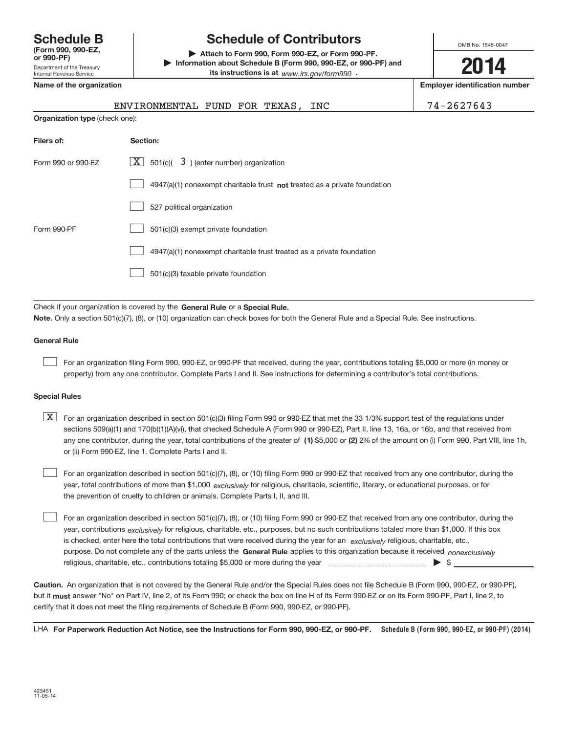# Schedule B (Form 990, 990-EZ, or 990-PF)

Department of the Treasury
Internal Revenue Service

## Schedule of Contributors

▶ Attach to Form 990, Form 990-EZ, or Form 990-PF.
▶ Information about Schedule B (Form 990, 990-EZ, or 990-PF) and its instructions is at www.irs.gov/form990 .

OMB No. 1545-0047

**2014**

**Name of the organization**: ENVIRONMENTAL FUND FOR TEXAS, INC

**Employer identification number**: 74-2627643

**Organization type** (check one):

| Filers of: | Section: |
|---|---|
| Form 990 or 990-EZ | [X] 501(c)( 3 ) (enter number) organization |
| | [ ] 4947(a)(1) nonexempt charitable trust **not** treated as a private foundation |
| | [ ] 527 political organization |
| Form 990-PF | [ ] 501(c)(3) exempt private foundation |
| | [ ] 4947(a)(1) nonexempt charitable trust treated as a private foundation |
| | [ ] 501(c)(3) taxable private foundation |

Check if your organization is covered by the **General Rule** or a **Special Rule.**

**Note.** Only a section 501(c)(7), (8), or (10) organization can check boxes for both the General Rule and a Special Rule. See instructions.

### General Rule

[ ] For an organization filing Form 990, 990-EZ, or 990-PF that received, during the year, contributions totaling $5,000 or more (in money or property) from any one contributor. Complete Parts I and II. See instructions for determining a contributor's total contributions.

### Special Rules

[X] For an organization described in section 501(c)(3) filing Form 990 or 990-EZ that met the 33 1/3% support test of the regulations under sections 509(a)(1) and 170(b)(1)(A)(vi), that checked Schedule A (Form 990 or 990-EZ), Part II, line 13, 16a, or 16b, and that received from any one contributor, during the year, total contributions of the greater of **(1)** $5,000 or **(2)** 2% of the amount on (i) Form 990, Part VIII, line 1h, or (ii) Form 990-EZ, line 1. Complete Parts I and II.

[ ] For an organization described in section 501(c)(7), (8), or (10) filing Form 990 or 990-EZ that received from any one contributor, during the year, total contributions of more than $1,000 *exclusively* for religious, charitable, scientific, literary, or educational purposes, or for the prevention of cruelty to children or animals. Complete Parts I, II, and III.

[ ] For an organization described in section 501(c)(7), (8), or (10) filing Form 990 or 990-EZ that received from any one contributor, during the year, contributions *exclusively* for religious, charitable, etc., purposes, but no such contributions totaled more than $1,000. If this box is checked, enter here the total contributions that were received during the year for an *exclusively* religious, charitable, etc., purpose. Do not complete any of the parts unless the **General Rule** applies to this organization because it received *nonexclusively* religious, charitable, etc., contributions totaling $5,000 or more during the year ▶ $ ____________

**Caution.** An organization that is not covered by the General Rule and/or the Special Rules does not file Schedule B (Form 990, 990-EZ, or 990-PF), but it **must** answer "No" on Part IV, line 2, of its Form 990; or check the box on line H of its Form 990-EZ or on its Form 990-PF, Part I, line 2, to certify that it does not meet the filing requirements of Schedule B (Form 990, 990-EZ, or 990-PF).

LHA **For Paperwork Reduction Act Notice, see the Instructions for Form 990, 990-EZ, or 990-PF.** **Schedule B (Form 990, 990-EZ, or 990-PF) (2014)**

423451
11-05-14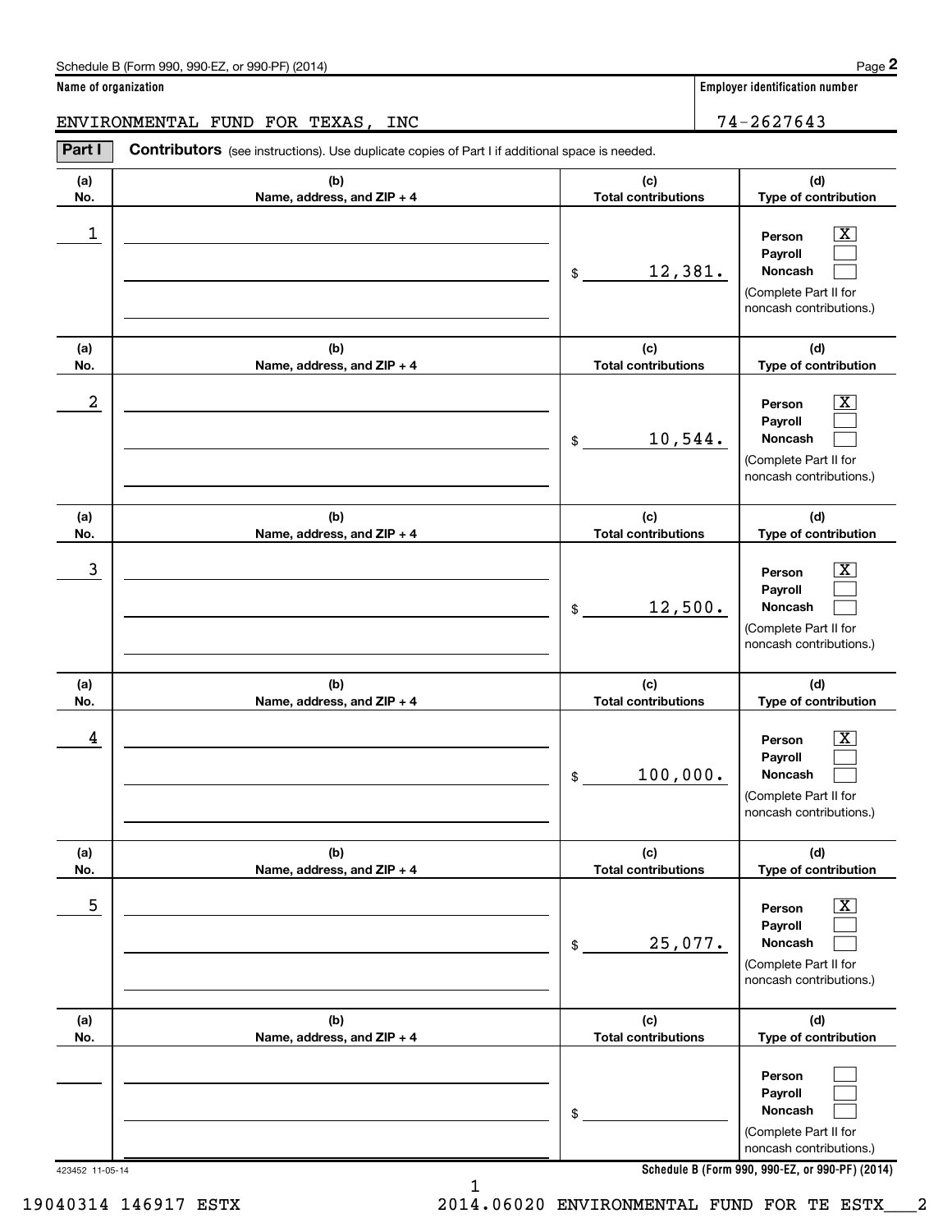**Name of organization**

ENVIRONMENTAL FUND FOR TEXAS, INC

**Employer identification number**

74-2627643

**Part I** **Contributors** (see instructions). Use duplicate copies of Part I if additional space is needed.

| (a) No. | (b) Name, address, and ZIP + 4 | (c) Total contributions | (d) Type of contribution |
|---|---|---|---|
| 1 | | $ 12,381. | Person [X] Payroll [ ] Noncash [ ] (Complete Part II for noncash contributions.) |
| 2 | | $ 10,544. | Person [X] Payroll [ ] Noncash [ ] (Complete Part II for noncash contributions.) |
| 3 | | $ 12,500. | Person [X] Payroll [ ] Noncash [ ] (Complete Part II for noncash contributions.) |
| 4 | | $ 100,000. | Person [X] Payroll [ ] Noncash [ ] (Complete Part II for noncash contributions.) |
| 5 | | $ 25,077. | Person [X] Payroll [ ] Noncash [ ] (Complete Part II for noncash contributions.) |
| | | $ | Person [ ] Payroll [ ] Noncash [ ] (Complete Part II for noncash contributions.) |

423452 11-05-14

19040314 146917 ESTX 2014.06020 ENVIRONMENTAL FUND FOR TE ESTX___2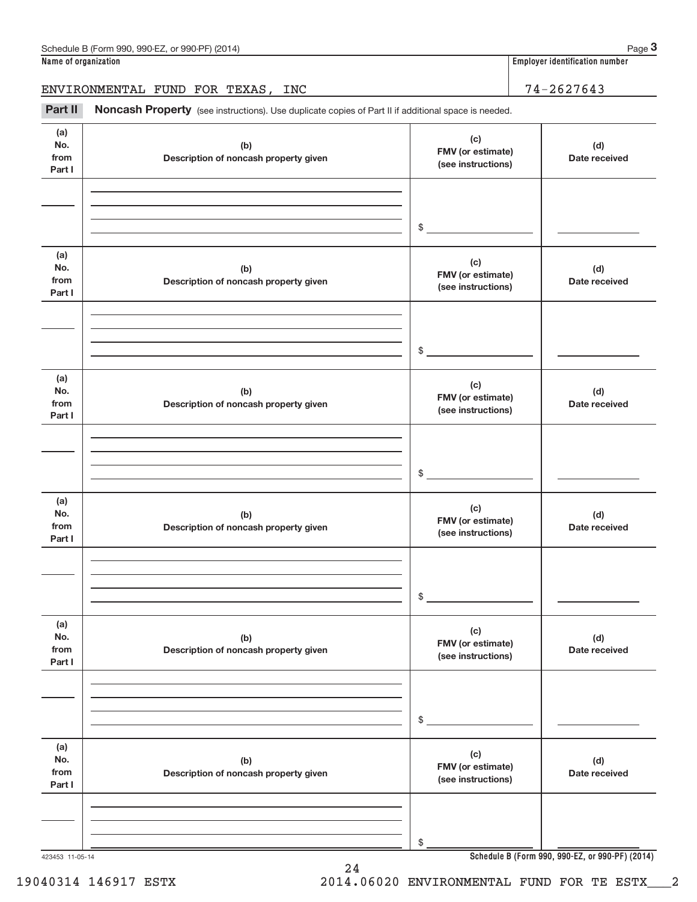Schedule B (Form 990, 990-EZ, or 990-PF) (2014)

**Name of organization**

ENVIRONMENTAL FUND FOR TEXAS, INC

**Employer identification number**

74-2627643

**Part II** **Noncash Property** (see instructions). Use duplicate copies of Part II if additional space is needed.

| (a) No. from Part I | (b) Description of noncash property given | (c) FMV (or estimate) (see instructions) | (d) Date received |
|---|---|---|---|
| | | $ | |

| (a) No. from Part I | (b) Description of noncash property given | (c) FMV (or estimate) (see instructions) | (d) Date received |
|---|---|---|---|
| | | $ | |

| (a) No. from Part I | (b) Description of noncash property given | (c) FMV (or estimate) (see instructions) | (d) Date received |
|---|---|---|---|
| | | $ | |

| (a) No. from Part I | (b) Description of noncash property given | (c) FMV (or estimate) (see instructions) | (d) Date received |
|---|---|---|---|
| | | $ | |

| (a) No. from Part I | (b) Description of noncash property given | (c) FMV (or estimate) (see instructions) | (d) Date received |
|---|---|---|---|
| | | $ | |

| (a) No. from Part I | (b) Description of noncash property given | (c) FMV (or estimate) (see instructions) | (d) Date received |
|---|---|---|---|
| | | $ | |

423453 11-05-14

**Schedule B (Form 990, 990-EZ, or 990-PF) (2014)**

19040314 146917 ESTX 2014.06020 ENVIRONMENTAL FUND FOR TE ESTX___2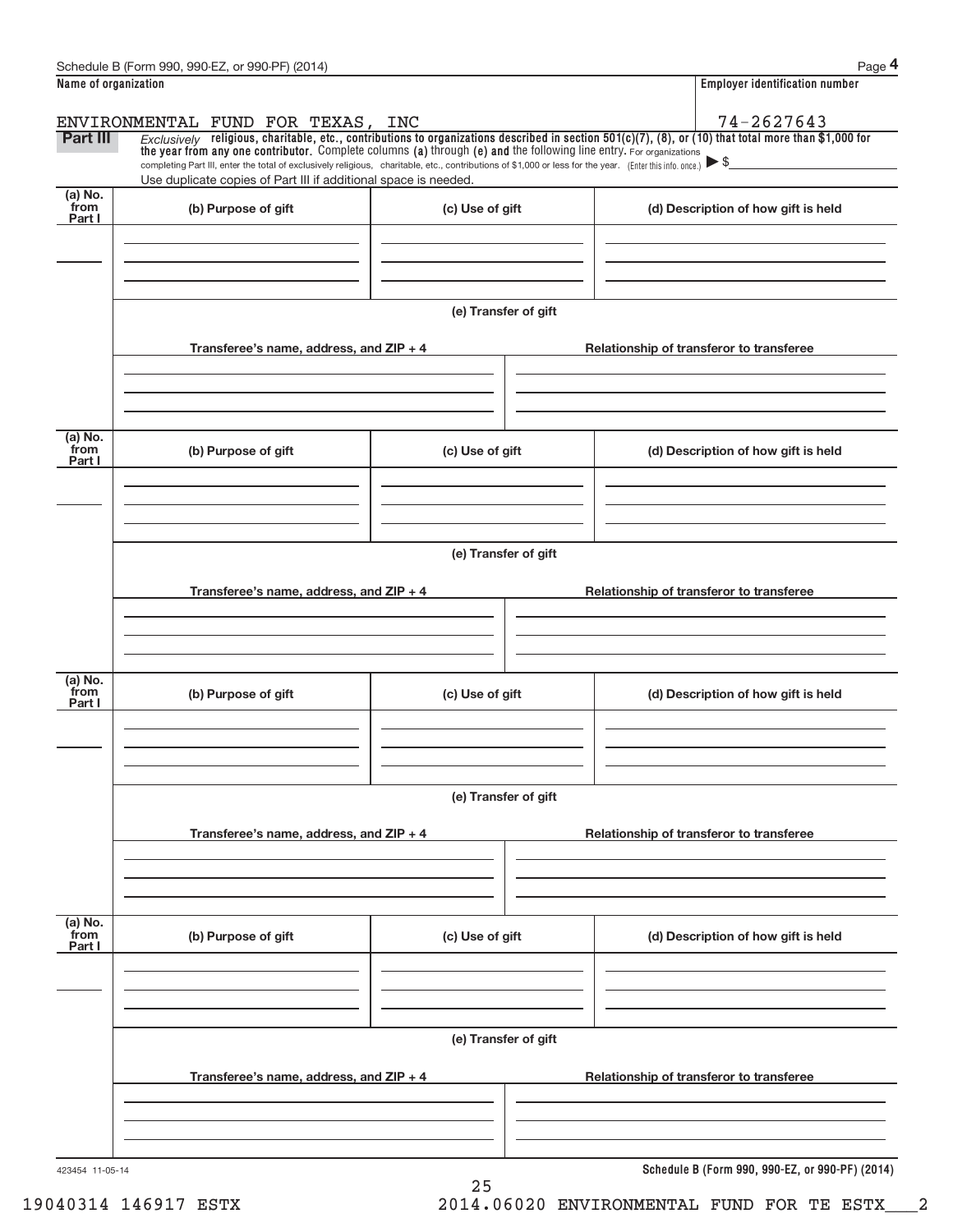Schedule B (Form 990, 990-EZ, or 990-PF) (2014)

| Name of organization | Employer identification number |
|---|---|
| ENVIRONMENTAL FUND FOR TEXAS, INC | 74-2627643 |

**Part III** *Exclusively* **religious, charitable, etc., contributions to organizations described in section 501(c)(7), (8), or (10) that total more than $1,000 for the year from any one contributor.** Complete columns **(a)** through **(e) and** the following line entry. For organizations completing Part III, enter the total of exclusively religious, charitable, etc., contributions of $1,000 or less for the year. (Enter this info. once.) ▶ $\_\_\_\_\_\_\_\_

Use duplicate copies of Part III if additional space is needed.

| (a) No. from Part I | (b) Purpose of gift | (c) Use of gift | (d) Description of how gift is held |
|---|---|---|---|
| | | | |

(e) Transfer of gift

| Transferee's name, address, and ZIP + 4 | Relationship of transferor to transferee |
|---|---|
| | |

| (a) No. from Part I | (b) Purpose of gift | (c) Use of gift | (d) Description of how gift is held |
|---|---|---|---|
| | | | |

(e) Transfer of gift

| Transferee's name, address, and ZIP + 4 | Relationship of transferor to transferee |
|---|---|
| | |

| (a) No. from Part I | (b) Purpose of gift | (c) Use of gift | (d) Description of how gift is held |
|---|---|---|---|
| | | | |

(e) Transfer of gift

| Transferee's name, address, and ZIP + 4 | Relationship of transferor to transferee |
|---|---|
| | |

| (a) No. from Part I | (b) Purpose of gift | (c) Use of gift | (d) Description of how gift is held |
|---|---|---|---|
| | | | |

(e) Transfer of gift

| Transferee's name, address, and ZIP + 4 | Relationship of transferor to transferee |
|---|---|
| | |

423454 11-05-14

**Schedule B (Form 990, 990-EZ, or 990-PF) (2014)**

19040314 146917 ESTX 2014.06020 ENVIRONMENTAL FUND FOR TE ESTX___2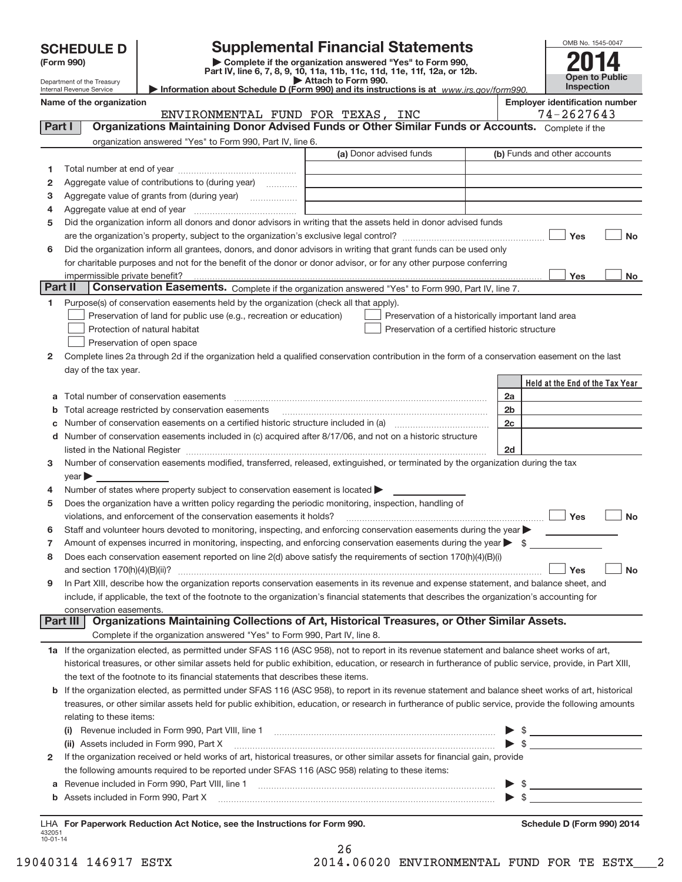# SCHEDULE D (Form 990)

Department of the Treasury
Internal Revenue Service

## Supplemental Financial Statements

▶ Complete if the organization answered "Yes" to Form 990, Part IV, line 6, 7, 8, 9, 10, 11a, 11b, 11c, 11d, 11e, 11f, 12a, or 12b.
▶ Attach to Form 990.
▶ Information about Schedule D (Form 990) and its instructions is at www.irs.gov/form990.

OMB No. 1545-0047

**2014**

**Open to Public Inspection**

**Name of the organization**: ENVIRONMENTAL FUND FOR TEXAS, INC

**Employer identification number**: 74-2627643

### Part I — Organizations Maintaining Donor Advised Funds or Other Similar Funds or Accounts. Complete if the organization answered "Yes" to Form 990, Part IV, line 6.

| | | (a) Donor advised funds | (b) Funds and other accounts |
|---|---|---|---|
| 1 | Total number at end of year | | |
| 2 | Aggregate value of contributions to (during year) | | |
| 3 | Aggregate value of grants from (during year) | | |
| 4 | Aggregate value at end of year | | |

5 Did the organization inform all donors and donor advisors in writing that the assets held in donor advised funds are the organization's property, subject to the organization's exclusive legal control? ☐ Yes ☐ No

6 Did the organization inform all grantees, donors, and donor advisors in writing that grant funds can be used only for charitable purposes and not for the benefit of the donor or donor advisor, or for any other purpose conferring impermissible private benefit? ☐ Yes ☐ No

### Part II — Conservation Easements. Complete if the organization answered "Yes" to Form 990, Part IV, line 7.

1 Purpose(s) of conservation easements held by the organization (check all that apply).

- ☐ Preservation of land for public use (e.g., recreation or education)
- ☐ Protection of natural habitat
- ☐ Preservation of open space
- ☐ Preservation of a historically important land area
- ☐ Preservation of a certified historic structure

2 Complete lines 2a through 2d if the organization held a qualified conservation contribution in the form of a conservation easement on the last day of the tax year.

| | | | Held at the End of the Tax Year |
|---|---|---|---|
| a | Total number of conservation easements | 2a | |
| b | Total acreage restricted by conservation easements | 2b | |
| c | Number of conservation easements on a certified historic structure included in (a) | 2c | |
| d | Number of conservation easements included in (c) acquired after 8/17/06, and not on a historic structure listed in the National Register | 2d | |

3 Number of conservation easements modified, transferred, released, extinguished, or terminated by the organization during the tax year ▶

4 Number of states where property subject to conservation easement is located ▶

5 Does the organization have a written policy regarding the periodic monitoring, inspection, handling of violations, and enforcement of the conservation easements it holds? ☐ Yes ☐ No

6 Staff and volunteer hours devoted to monitoring, inspecting, and enforcing conservation easements during the year ▶

7 Amount of expenses incurred in monitoring, inspecting, and enforcing conservation easements during the year ▶ $

8 Does each conservation easement reported on line 2(d) above satisfy the requirements of section 170(h)(4)(B)(i) and section 170(h)(4)(B)(ii)? ☐ Yes ☐ No

9 In Part XIII, describe how the organization reports conservation easements in its revenue and expense statement, and balance sheet, and include, if applicable, the text of the footnote to the organization's financial statements that describes the organization's accounting for conservation easements.

### Part III — Organizations Maintaining Collections of Art, Historical Treasures, or Other Similar Assets. Complete if the organization answered "Yes" to Form 990, Part IV, line 8.

1a If the organization elected, as permitted under SFAS 116 (ASC 958), not to report in its revenue statement and balance sheet works of art, historical treasures, or other similar assets held for public exhibition, education, or research in furtherance of public service, provide, in Part XIII, the text of the footnote to its financial statements that describes these items.

b If the organization elected, as permitted under SFAS 116 (ASC 958), to report in its revenue statement and balance sheet works of art, historical treasures, or other similar assets held for public exhibition, education, or research in furtherance of public service, provide the following amounts relating to these items:

(i) Revenue included in Form 990, Part VIII, line 1 ▶ $

(ii) Assets included in Form 990, Part X ▶ $

2 If the organization received or held works of art, historical treasures, or other similar assets for financial gain, provide the following amounts required to be reported under SFAS 116 (ASC 958) relating to these items:

a Revenue included in Form 990, Part VIII, line 1 ▶ $

b Assets included in Form 990, Part X ▶ $

LHA **For Paperwork Reduction Act Notice, see the Instructions for Form 990.** **Schedule D (Form 990) 2014**

432051 10-01-14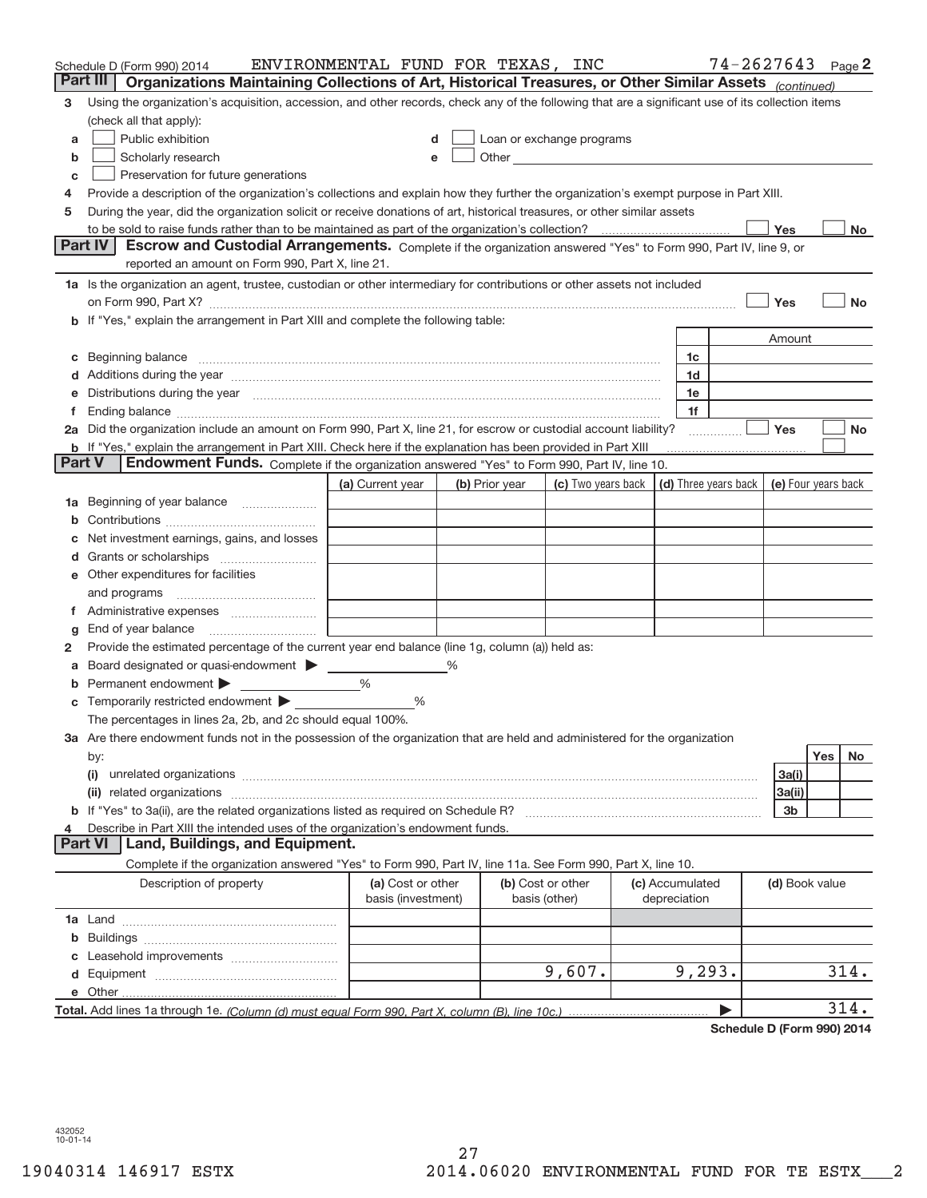Schedule D (Form 990) 2014 ENVIRONMENTAL FUND FOR TEXAS, INC 74-2627643 Page 2

## Part III Organizations Maintaining Collections of Art, Historical Treasures, or Other Similar Assets *(continued)*

3 Using the organization's acquisition, accession, and other records, check any of the following that are a significant use of its collection items (check all that apply):

a ☐ Public exhibition  
b ☐ Scholarly research  
c ☐ Preservation for future generations  
d ☐ Loan or exchange programs  
e ☐ Other

4 Provide a description of the organization's collections and explain how they further the organization's exempt purpose in Part XIII.

5 During the year, did the organization solicit or receive donations of art, historical treasures, or other similar assets to be sold to raise funds rather than to be maintained as part of the organization's collection? ☐ Yes ☐ No

## Part IV Escrow and Custodial Arrangements.

Complete if the organization answered "Yes" to Form 990, Part IV, line 9, or reported an amount on Form 990, Part X, line 21.

1a Is the organization an agent, trustee, custodian or other intermediary for contributions or other assets not included on Form 990, Part X? ☐ Yes ☐ No

b If "Yes," explain the arrangement in Part XIII and complete the following table:

| | | Amount |
|---|---|---|
| c Beginning balance | 1c | |
| d Additions during the year | 1d | |
| e Distributions during the year | 1e | |
| f Ending balance | 1f | |

2a Did the organization include an amount on Form 990, Part X, line 21, for escrow or custodial account liability? ☐ Yes ☐ No

b If "Yes," explain the arrangement in Part XIII. Check here if the explanation has been provided in Part XIII ☐

## Part V Endowment Funds.

Complete if the organization answered "Yes" to Form 990, Part IV, line 10.

| | (a) Current year | (b) Prior year | (c) Two years back | (d) Three years back | (e) Four years back |
|---|---|---|---|---|---|
| 1a Beginning of year balance | | | | | |
| b Contributions | | | | | |
| c Net investment earnings, gains, and losses | | | | | |
| d Grants or scholarships | | | | | |
| e Other expenditures for facilities and programs | | | | | |
| f Administrative expenses | | | | | |
| g End of year balance | | | | | |

2 Provide the estimated percentage of the current year end balance (line 1g, column (a)) held as:

a Board designated or quasi-endowment ▶ %  
b Permanent endowment ▶ %  
c Temporarily restricted endowment ▶ %  
The percentages in lines 2a, 2b, and 2c should equal 100%.

3a Are there endowment funds not in the possession of the organization that are held and administered for the organization by:

| | | Yes | No |
|---|---|---|---|
| (i) unrelated organizations | 3a(i) | | |
| (ii) related organizations | 3a(ii) | | |
| b If "Yes" to 3a(ii), are the related organizations listed as required on Schedule R? | 3b | | |

4 Describe in Part XIII the intended uses of the organization's endowment funds.

## Part VI Land, Buildings, and Equipment.

Complete if the organization answered "Yes" to Form 990, Part IV, line 11a. See Form 990, Part X, line 10.

| Description of property | (a) Cost or other basis (investment) | (b) Cost or other basis (other) | (c) Accumulated depreciation | (d) Book value |
|---|---|---|---|---|
| 1a Land | | | | |
| b Buildings | | | | |
| c Leasehold improvements | | | | |
| d Equipment | | 9,607. | 9,293. | 314. |
| e Other | | | | |
| **Total.** Add lines 1a through 1e. *(Column (d) must equal Form 990, Part X, column (B), line 10c.)* | | | ▶ | 314. |

**Schedule D (Form 990) 2014**

432052 10-01-14

19040314 146917 ESTX 2014.06020 ENVIRONMENTAL FUND FOR TE ESTX___2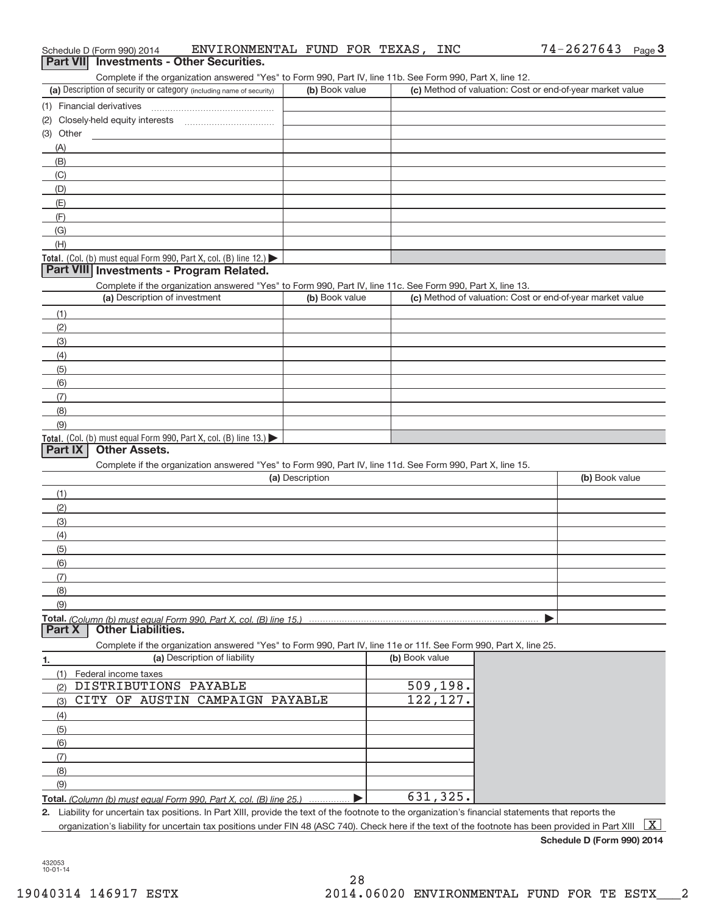Schedule D (Form 990) 2014 ENVIRONMENTAL FUND FOR TEXAS, INC 74-2627643 Page 3

## Part VII Investments - Other Securities.

Complete if the organization answered "Yes" to Form 990, Part IV, line 11b. See Form 990, Part X, line 12.

| (a) Description of security or category (including name of security) | (b) Book value | (c) Method of valuation: Cost or end-of-year market value |
|---|---|---|
| (1) Financial derivatives | | |
| (2) Closely-held equity interests | | |
| (3) Other | | |
| (A) | | |
| (B) | | |
| (C) | | |
| (D) | | |
| (E) | | |
| (F) | | |
| (G) | | |
| (H) | | |
| **Total.** (Col. (b) must equal Form 990, Part X, col. (B) line 12.) ▶ | | |

## Part VIII Investments - Program Related.

Complete if the organization answered "Yes" to Form 990, Part IV, line 11c. See Form 990, Part X, line 13.

| (a) Description of investment | (b) Book value | (c) Method of valuation: Cost or end-of-year market value |
|---|---|---|
| (1) | | |
| (2) | | |
| (3) | | |
| (4) | | |
| (5) | | |
| (6) | | |
| (7) | | |
| (8) | | |
| (9) | | |
| **Total.** (Col. (b) must equal Form 990, Part X, col. (B) line 13.) ▶ | | |

## Part IX Other Assets.

Complete if the organization answered "Yes" to Form 990, Part IV, line 11d. See Form 990, Part X, line 15.

| (a) Description | (b) Book value |
|---|---|
| (1) | |
| (2) | |
| (3) | |
| (4) | |
| (5) | |
| (6) | |
| (7) | |
| (8) | |
| (9) | |
| **Total.** *(Column (b) must equal Form 990, Part X, col. (B) line 15.)* ▶ | |

## Part X Other Liabilities.

Complete if the organization answered "Yes" to Form 990, Part IV, line 11e or 11f. See Form 990, Part X, line 25.

| 1. (a) Description of liability | (b) Book value |
|---|---|
| (1) Federal income taxes | |
| (2) DISTRIBUTIONS PAYABLE | 509,198. |
| (3) CITY OF AUSTIN CAMPAIGN PAYABLE | 122,127. |
| (4) | |
| (5) | |
| (6) | |
| (7) | |
| (8) | |
| (9) | |
| **Total.** *(Column (b) must equal Form 990, Part X, col. (B) line 25.)* ▶ | 631,325. |

2. Liability for uncertain tax positions. In Part XIII, provide the text of the footnote to the organization's financial statements that reports the organization's liability for uncertain tax positions under FIN 48 (ASC 740). Check here if the text of the footnote has been provided in Part XIII [X]

**Schedule D (Form 990) 2014**

432053 10-01-14

19040314 146917 ESTX 2014.06020 ENVIRONMENTAL FUND FOR TE ESTX___2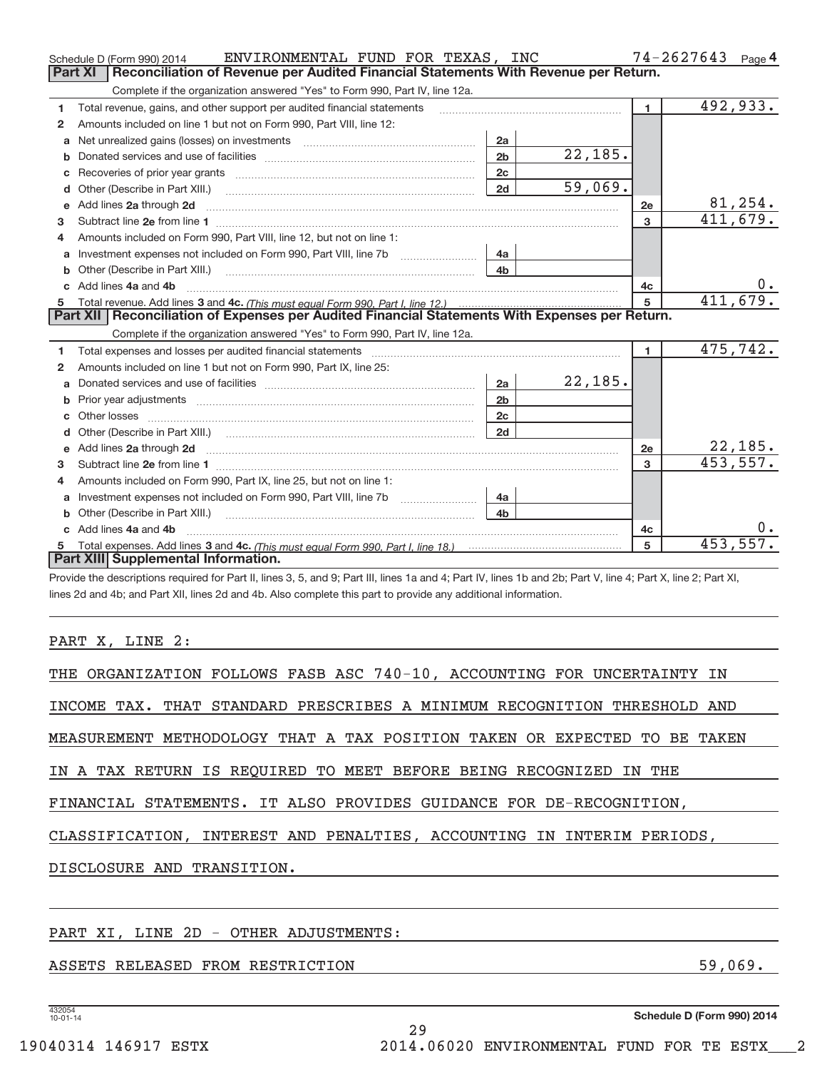Schedule D (Form 990) 2014 ENVIRONMENTAL FUND FOR TEXAS, INC 74-2627643 Page 4

## Part XI Reconciliation of Revenue per Audited Financial Statements With Revenue per Return.

Complete if the organization answered "Yes" to Form 990, Part IV, line 12a.

| | | | | | |
|---|---|---|---|---|---|
| 1 | Total revenue, gains, and other support per audited financial statements | | | 1 | 492,933. |
| 2 | Amounts included on line 1 but not on Form 990, Part VIII, line 12: | | | | |
| a | Net unrealized gains (losses) on investments | 2a | | | |
| b | Donated services and use of facilities | 2b | 22,185. | | |
| c | Recoveries of prior year grants | 2c | | | |
| d | Other (Describe in Part XIII.) | 2d | 59,069. | | |
| e | Add lines 2a through 2d | | | 2e | 81,254. |
| 3 | Subtract line 2e from line 1 | | | 3 | 411,679. |
| 4 | Amounts included on Form 990, Part VIII, line 12, but not on line 1: | | | | |
| a | Investment expenses not included on Form 990, Part VIII, line 7b | 4a | | | |
| b | Other (Describe in Part XIII.) | 4b | | | |
| c | Add lines 4a and 4b | | | 4c | 0. |
| 5 | Total revenue. Add lines 3 and 4c. *(This must equal Form 990, Part I, line 12.)* | | | 5 | 411,679. |

## Part XII Reconciliation of Expenses per Audited Financial Statements With Expenses per Return.

Complete if the organization answered "Yes" to Form 990, Part IV, line 12a.

| | | | | | |
|---|---|---|---|---|---|
| 1 | Total expenses and losses per audited financial statements | | | 1 | 475,742. |
| 2 | Amounts included on line 1 but not on Form 990, Part IX, line 25: | | | | |
| a | Donated services and use of facilities | 2a | 22,185. | | |
| b | Prior year adjustments | 2b | | | |
| c | Other losses | 2c | | | |
| d | Other (Describe in Part XIII.) | 2d | | | |
| e | Add lines 2a through 2d | | | 2e | 22,185. |
| 3 | Subtract line 2e from line 1 | | | 3 | 453,557. |
| 4 | Amounts included on Form 990, Part IX, line 25, but not on line 1: | | | | |
| a | Investment expenses not included on Form 990, Part VIII, line 7b | 4a | | | |
| b | Other (Describe in Part XIII.) | 4b | | | |
| c | Add lines 4a and 4b | | | 4c | 0. |
| 5 | Total expenses. Add lines 3 and 4c. *(This must equal Form 990, Part I, line 18.)* | | | 5 | 453,557. |

## Part XIII Supplemental Information.

Provide the descriptions required for Part II, lines 3, 5, and 9; Part III, lines 1a and 4; Part IV, lines 1b and 2b; Part V, line 4; Part X, line 2; Part XI, lines 2d and 4b; and Part XII, lines 2d and 4b. Also complete this part to provide any additional information.

PART X, LINE 2:

THE ORGANIZATION FOLLOWS FASB ASC 740-10, ACCOUNTING FOR UNCERTAINTY IN INCOME TAX. THAT STANDARD PRESCRIBES A MINIMUM RECOGNITION THRESHOLD AND MEASUREMENT METHODOLOGY THAT A TAX POSITION TAKEN OR EXPECTED TO BE TAKEN IN A TAX RETURN IS REQUIRED TO MEET BEFORE BEING RECOGNIZED IN THE FINANCIAL STATEMENTS. IT ALSO PROVIDES GUIDANCE FOR DE-RECOGNITION, CLASSIFICATION, INTEREST AND PENALTIES, ACCOUNTING IN INTERIM PERIODS, DISCLOSURE AND TRANSITION.

PART XI, LINE 2D - OTHER ADJUSTMENTS:

ASSETS RELEASED FROM RESTRICTION 59,069.

432054 10-01-14

Schedule D (Form 990) 2014

19040314 146917 ESTX 2014.06020 ENVIRONMENTAL FUND FOR TE ESTX___2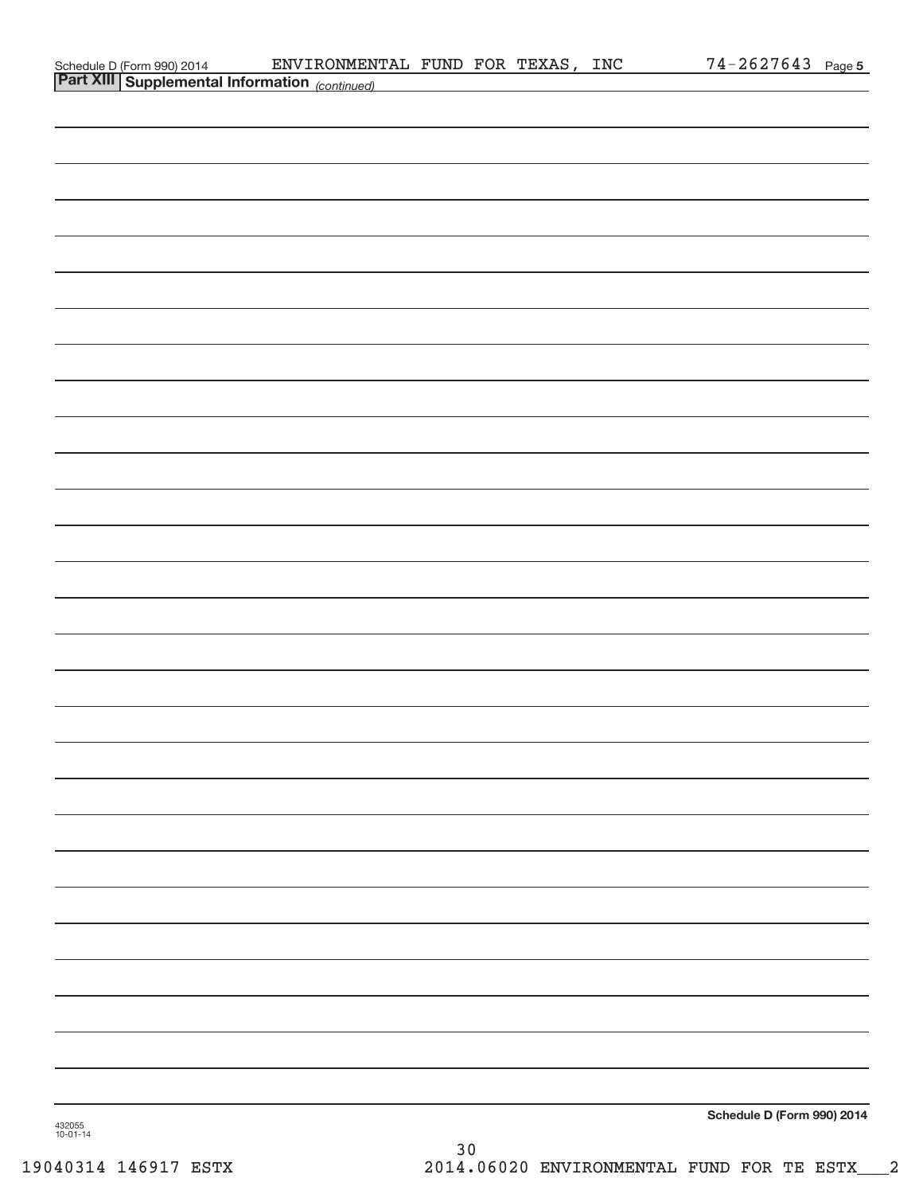Schedule D (Form 990) 2014 ENVIRONMENTAL FUND FOR TEXAS, INC 74-2627643 Page 5

**Part XIII Supplemental Information** *(continued)*

**Schedule D (Form 990) 2014**

432055
10-01-14

19040314 146917 ESTX 2014.06020 ENVIRONMENTAL FUND FOR TE ESTX___2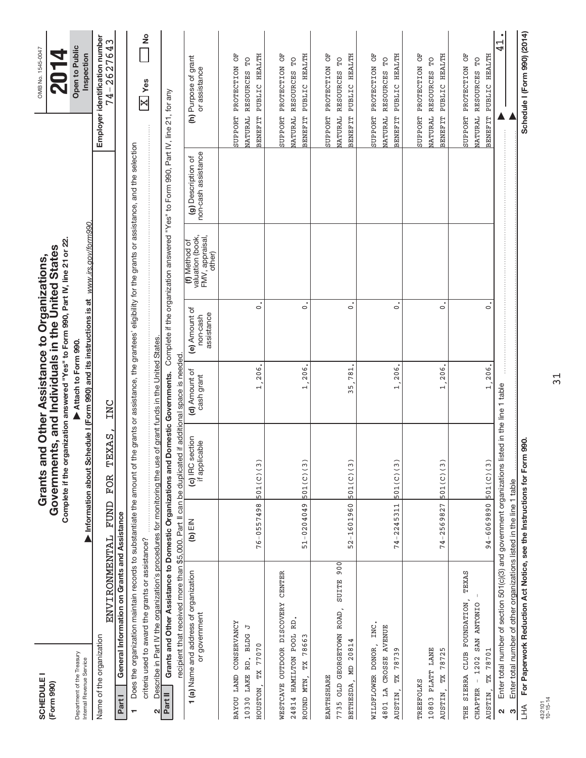**SCHEDULE I**
**(Form 990)**

Department of the Treasury
Internal Revenue Service

# Grants and Other Assistance to Organizations, Governments, and Individuals in the United States

**Complete if the organization answered "Yes" to Form 990, Part IV, line 21 or 22.**

▶ Attach to Form 990.

▶ Information about Schedule I (Form 990) and its instructions is at *www.irs.gov/form990.*

OMB No. 1545-0047

**2014**

**Open to Public Inspection**

Name of the organization: ENVIRONMENTAL FUND FOR TEXAS, INC

Employer identification number: 74-2627643

**Part I — General Information on Grants and Assistance**

1 Does the organization maintain records to substantiate the amount of the grants or assistance, the grantees' eligibility for the grants or assistance, and the selection criteria used to award the grants or assistance? [X] Yes [ ] No

2 Describe in Part IV the organization's procedures for monitoring the use of grant funds in the United States.

**Part II — Grants and Other Assistance to Domestic Organizations and Domestic Governments.** Complete if the organization answered "Yes" to Form 990, Part IV, line 21, for any recipient that received more than $5,000. Part II can be duplicated if additional space is needed.

| 1 (a) Name and address of organization or government | (b) EIN | (c) IRC section if applicable | (d) Amount of cash grant | (e) Amount of non-cash assistance | (f) Method of valuation (book, FMV, appraisal, other) | (g) Description of non-cash assistance | (h) Purpose of grant or assistance |
|---|---|---|---|---|---|---|---|
| BAYOU LAND CONSERVANCY 10330 LAKE RD. BLDG J HOUSTON, TX 77070 | 76-0557498 | 501(C)(3) | 1,206. | 0. | | | SUPPORT PROTECTION OF NATURAL RESOURCES TO BENEFIT PUBLIC HEALTH |
| WESTCAVE OUTDOOR DISCOVERY CENTER 24814 HAMILTON POOL RD. ROUND MTN, TX 78663 | 51-0204049 | 501(C)(3) | 1,206. | 0. | | | SUPPORT PROTECTION OF NATURAL RESOURCES TO BENEFIT PUBLIC HEALTH |
| EARTHSHARE 7735 OLD GEORGETOWN ROAD, SUITE 900 BETHESDA, MD 20814 | 52-1601960 | 501(C)(3) | 35,781. | 0. | | | SUPPORT PROTECTION OF NATURAL RESOURCES TO BENEFIT PUBLIC HEALTH |
| WILDFLOWER DONOR, INC. 4801 LA CROSSE AVENUE AUSTIN, TX 78739 | 74-2245311 | 501(C)(3) | 1,206. | 0. | | | SUPPORT PROTECTION OF NATURAL RESOURCES TO BENEFIT PUBLIC HEALTH |
| TREEFOLKS 10803 PLATT LANE AUSTIN, TX 78725 | 74-2569827 | 501(C)(3) | 1,206. | 0. | | | SUPPORT PROTECTION OF NATURAL RESOURCES TO BENEFIT PUBLIC HEALTH |
| THE SIERRA CLUB FOUNDATION, TEXAS CHAPTER - 1202 SAN ANTONIO - AUSTIN, TX 78701 | 94-6069890 | 501(C)(3) | 1,206. | 0. | | | SUPPORT PROTECTION OF NATURAL RESOURCES TO BENEFIT PUBLIC HEALTH |

2 Enter total number of section 501(c)(3) and government organizations listed in the line 1 table ▶ 41.

3 Enter total number of other organizations listed in the line 1 table ▶

LHA **For Paperwork Reduction Act Notice, see the Instructions for Form 990.** **Schedule I (Form 990) (2014)**

432101
10-15-14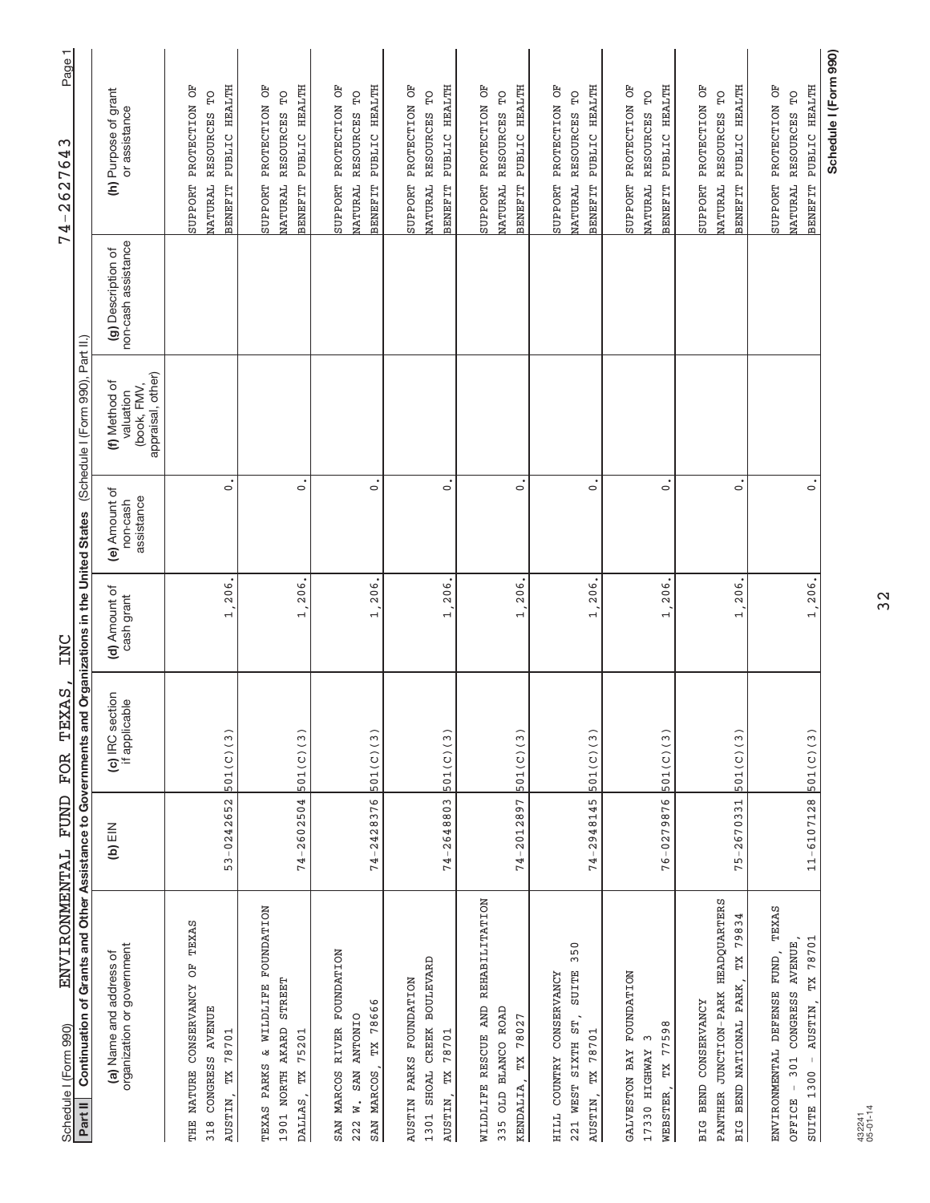Schedule I (Form 990) ENVIRONMENTAL FUND FOR TEXAS, INC 74-2627643 Page 1

**Part II** **Continuation of Grants and Other Assistance to Governments and Organizations in the United States** (Schedule I (Form 990), Part II.)

| (a) Name and address of organization or government | (b) EIN | (c) IRC section if applicable | (d) Amount of cash grant | (e) Amount of non-cash assistance | (f) Method of valuation (book, FMV, appraisal, other) | (g) Description of non-cash assistance | (h) Purpose of grant or assistance |
|---|---|---|---|---|---|---|---|
| THE NATURE CONSERVANCY OF TEXAS 318 CONGRESS AVENUE AUSTIN, TX 78701 | 53-0242652 | 501(C)(3) | 1,206. | 0. | | | SUPPORT PROTECTION OF NATURAL RESOURCES TO BENEFIT PUBLIC HEALTH |
| TEXAS PARKS & WILDLIFE FOUNDATION 1901 NORTH AKARD STREET DALLAS, TX 75201 | 74-2602504 | 501(C)(3) | 1,206. | 0. | | | SUPPORT PROTECTION OF NATURAL RESOURCES TO BENEFIT PUBLIC HEALTH |
| SAN MARCOS RIVER FOUNDATION 222 W. SAN ANTONIO SAN MARCOS, TX 78666 | 74-2428376 | 501(C)(3) | 1,206. | 0. | | | SUPPORT PROTECTION OF NATURAL RESOURCES TO BENEFIT PUBLIC HEALTH |
| AUSTIN PARKS FOUNDATION 1301 SHOAL CREEK BOULEVARD AUSTIN, TX 78701 | 74-2648803 | 501(C)(3) | 1,206. | 0. | | | SUPPORT PROTECTION OF NATURAL RESOURCES TO BENEFIT PUBLIC HEALTH |
| WILDLIFE RESCUE AND REHABILITATION 335 OLD BLANCO ROAD KENDALIA, TX 78027 | 74-2012897 | 501(C)(3) | 1,206. | 0. | | | SUPPORT PROTECTION OF NATURAL RESOURCES TO BENEFIT PUBLIC HEALTH |
| HILL COUNTRY CONSERVANCY 221 WEST SIXTH ST, SUITE 350 AUSTIN, TX 78701 | 74-2948145 | 501(C)(3) | 1,206. | 0. | | | SUPPORT PROTECTION OF NATURAL RESOURCES TO BENEFIT PUBLIC HEALTH |
| GALVESTON BAY FOUNDATION 17330 HIGHWAY 3 WEBSTER, TX 77598 | 76-0279876 | 501(C)(3) | 1,206. | 0. | | | SUPPORT PROTECTION OF NATURAL RESOURCES TO BENEFIT PUBLIC HEALTH |
| BIG BEND CONSERVANCY PANTHER JUNCTION-PARK HEADQUARTERS BIG BEND NATIONAL PARK, TX 79834 | 75-2670331 | 501(C)(3) | 1,206. | 0. | | | SUPPORT PROTECTION OF NATURAL RESOURCES TO BENEFIT PUBLIC HEALTH |
| ENVIRONMENTAL DEFENSE FUND, TEXAS OFFICE - 301 CONGRESS AVENUE, SUITE 1300 - AUSTIN, TX 78701 | 11-6107128 | 501(C)(3) | 1,206. | 0. | | | SUPPORT PROTECTION OF NATURAL RESOURCES TO BENEFIT PUBLIC HEALTH |

**Schedule I (Form 990)**

432241
05-01-14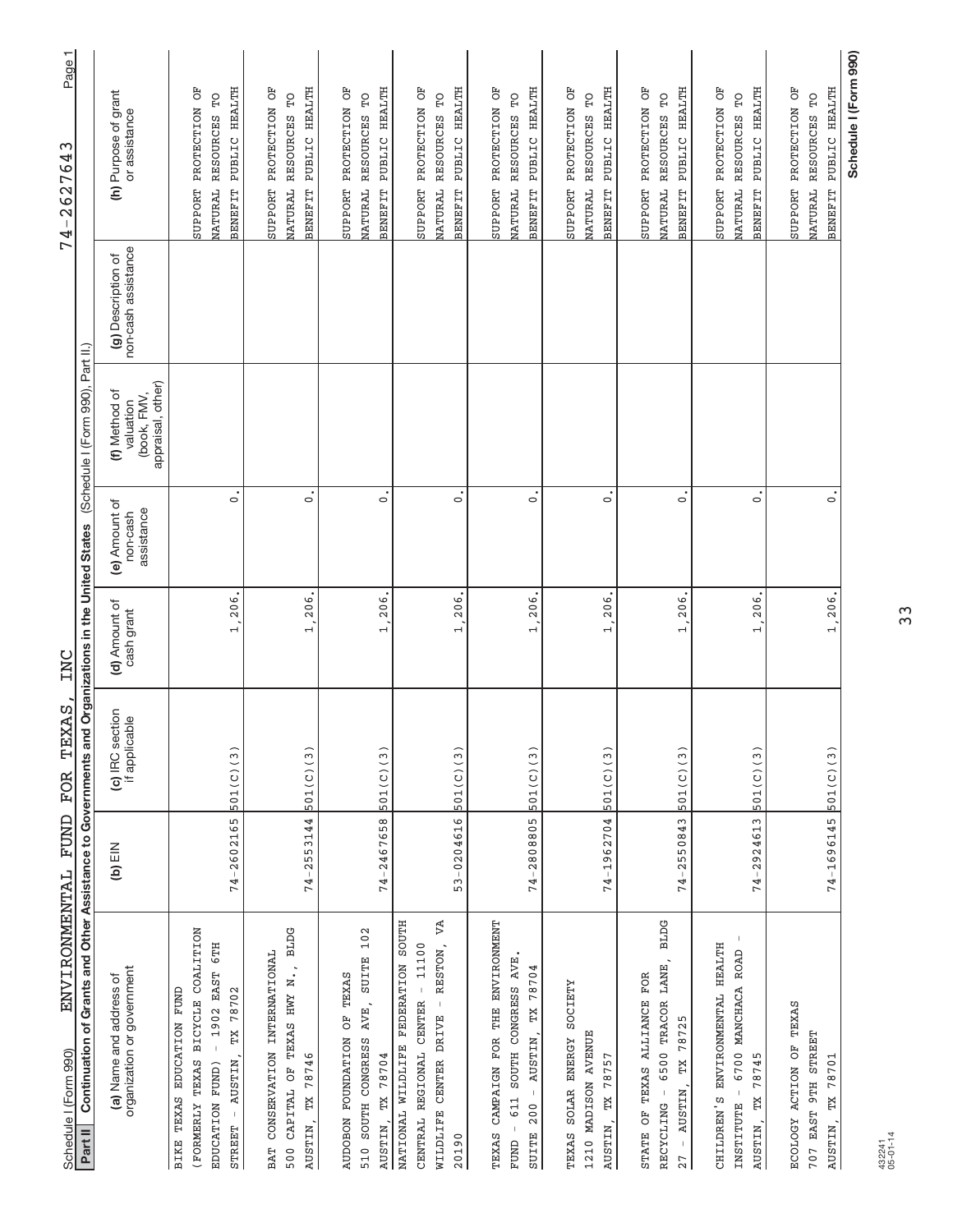Schedule I (Form 990) ENVIRONMENTAL FUND FOR TEXAS, INC 74-2627643 Page 1

**Part II** **Continuation of Grants and Other Assistance to Governments and Organizations in the United States** (Schedule I (Form 990), Part II.)

| (a) Name and address of organization or government | (b) EIN | (c) IRC section if applicable | (d) Amount of cash grant | (e) Amount of non-cash assistance | (f) Method of valuation (book, FMV, appraisal, other) | (g) Description of non-cash assistance | (h) Purpose of grant or assistance |
|---|---|---|---|---|---|---|---|
| BIKE TEXAS EDUCATION FUND (FORMERLY TEXAS BICYCLE COALITION EDUCATION FUND) - 1902 EAST 6TH STREET - AUSTIN, TX 78702 | 74-2602165 | 501(C)(3) | 1,206. | 0. | | | SUPPORT PROTECTION OF NATURAL RESOURCES TO BENEFIT PUBLIC HEALTH |
| BAT CONSERVATION INTERNATIONAL 500 CAPITAL OF TEXAS HWY N., BLDG AUSTIN, TX 78746 | 74-2553144 | 501(C)(3) | 1,206. | 0. | | | SUPPORT PROTECTION OF NATURAL RESOURCES TO BENEFIT PUBLIC HEALTH |
| AUDOBON FOUNDATION OF TEXAS 510 SOUTH CONGRESS AVE, SUITE 102 AUSTIN, TX 78704 | 74-2467658 | 501(C)(3) | 1,206. | 0. | | | SUPPORT PROTECTION OF NATURAL RESOURCES TO BENEFIT PUBLIC HEALTH |
| NATIONAL WILDLIFE FEDERATION SOUTH CENTRAL REGIONAL CENTER - 11100 WILDLIFE CENTER DRIVE - RESTON, VA 20190 | 53-0204616 | 501(C)(3) | 1,206. | 0. | | | SUPPORT PROTECTION OF NATURAL RESOURCES TO BENEFIT PUBLIC HEALTH |
| TEXAS CAMPAIGN FOR THE ENVIRONMENT FUND - 611 SOUTH CONGRESS AVE. SUITE 200 - AUSTIN, TX 78704 | 74-2808805 | 501(C)(3) | 1,206. | 0. | | | SUPPORT PROTECTION OF NATURAL RESOURCES TO BENEFIT PUBLIC HEALTH |
| TEXAS SOLAR ENERGY SOCIETY 1210 MADISON AVENUE AUSTIN, TX 78757 | 74-1962704 | 501(C)(3) | 1,206. | 0. | | | SUPPORT PROTECTION OF NATURAL RESOURCES TO BENEFIT PUBLIC HEALTH |
| STATE OF TEXAS ALLIANCE FOR RECYCLING - 6500 TRACOR LANE, BLDG 27 - AUSTIN, TX 78725 | 74-2550843 | 501(C)(3) | 1,206. | 0. | | | SUPPORT PROTECTION OF NATURAL RESOURCES TO BENEFIT PUBLIC HEALTH |
| CHILDREN'S ENVIRONMENTAL HEALTH INSTITUTE - 6700 MANCHACA ROAD - AUSTIN, TX 78745 | 74-2924613 | 501(C)(3) | 1,206. | 0. | | | SUPPORT PROTECTION OF NATURAL RESOURCES TO BENEFIT PUBLIC HEALTH |
| ECOLOGY ACTION OF TEXAS 707 EAST 9TH STREET AUSTIN, TX 78701 | 74-1696145 | 501(C)(3) | 1,206. | 0. | | | SUPPORT PROTECTION OF NATURAL RESOURCES TO BENEFIT PUBLIC HEALTH |

**Schedule I (Form 990)**

432241
05-01-14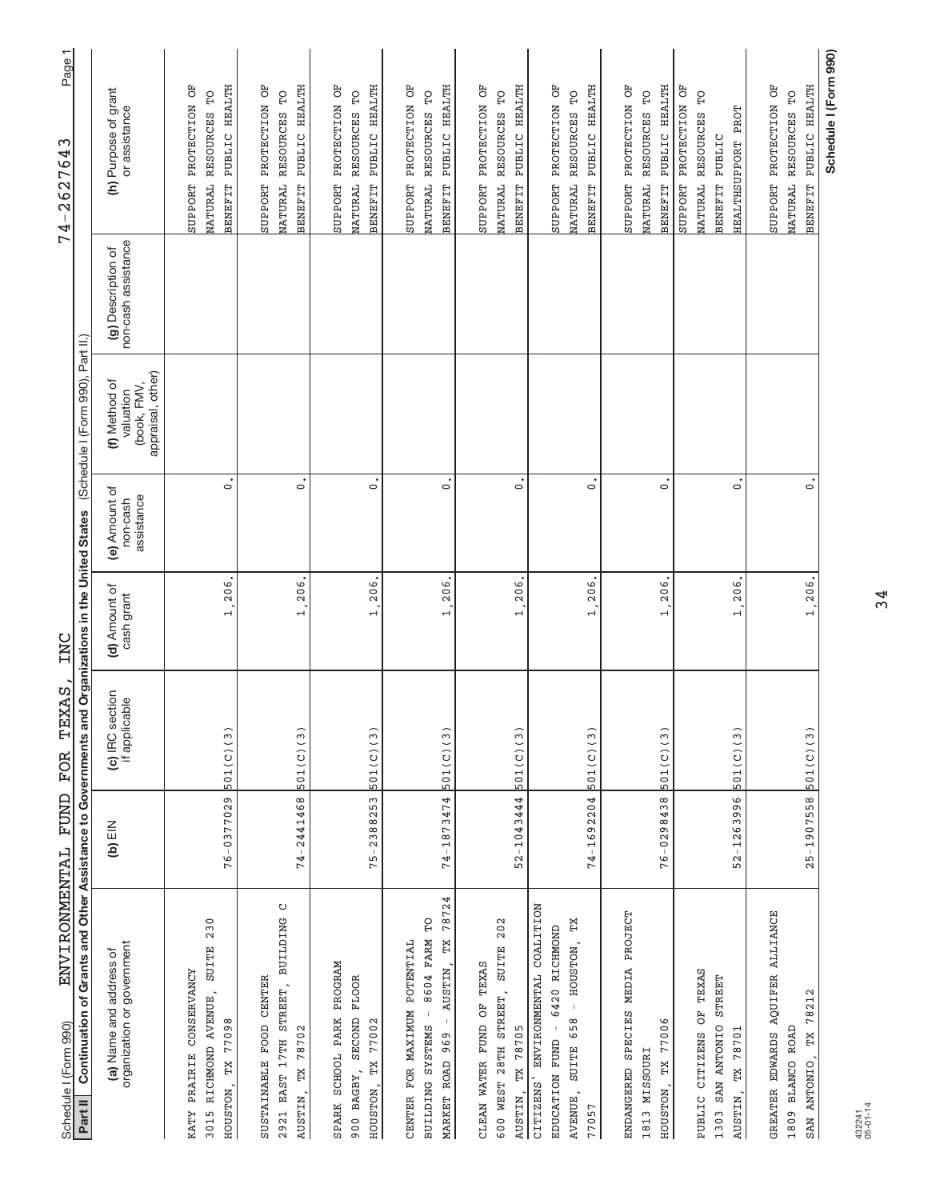Schedule I (Form 990) ENVIRONMENTAL FUND FOR TEXAS, INC 74-2627643

**Part II** Continuation of Grants and Other Assistance to Governments and Organizations in the United States (Schedule I (Form 990), Part II.)

| (a) Name and address of organization or government | (b) EIN | (c) IRC section if applicable | (d) Amount of cash grant | (e) Amount of non-cash assistance | (f) Method of valuation (book, FMV, appraisal, other) | (g) Description of non-cash assistance | (h) Purpose of grant or assistance |
|---|---|---|---|---|---|---|---|
| KATY PRAIRIE CONSERVANCY 3015 RICHMOND AVENUE, SUITE 230 HOUSTON, TX 77098 | 76-0377029 | 501(C)(3) | 1,206. | 0. | | | SUPPORT PROTECTION OF NATURAL RESOURCES TO BENEFIT PUBLIC HEALTH |
| SUSTAINABLE FOOD CENTER 2921 EAST 17TH STREET, BUILDING C AUSTIN, TX 78702 | 74-2441468 | 501(C)(3) | 1,206. | 0. | | | SUPPORT PROTECTION OF NATURAL RESOURCES TO BENEFIT PUBLIC HEALTH |
| SPARK SCHOOL PARK PROGRAM 900 BAGBY, SECOND FLOOR HOUSTON, TX 77002 | 75-2388253 | 501(C)(3) | 1,206. | 0. | | | SUPPORT PROTECTION OF NATURAL RESOURCES TO BENEFIT PUBLIC HEALTH |
| CENTER FOR MAXIMUM POTENTIAL BUILDING SYSTEMS - 8604 FARM TO MARKET ROAD 969 - AUSTIN, TX 78724 | 74-1873474 | 501(C)(3) | 1,206. | 0. | | | SUPPORT PROTECTION OF NATURAL RESOURCES TO BENEFIT PUBLIC HEALTH |
| CLEAN WATER FUND OF TEXAS 600 WEST 28TH STREET, SUITE 202 AUSTIN, TX 78705 | 52-1043444 | 501(C)(3) | 1,206. | 0. | | | SUPPORT PROTECTION OF NATURAL RESOURCES TO BENEFIT PUBLIC HEALTH |
| CITIZENS' ENVIRONMENTAL COALITION EDUCATION FUND - 6420 RICHMOND AVENUE, SUITE 658 - HOUSTON, TX 77057 | 74-1692204 | 501(C)(3) | 1,206. | 0. | | | SUPPORT PROTECTION OF NATURAL RESOURCES TO BENEFIT PUBLIC HEALTH |
| ENDANGERED SPECIES MEDIA PROJECT 1813 MISSOURI HOUSTON, TX 77006 | 76-0298438 | 501(C)(3) | 1,206. | 0. | | | SUPPORT PROTECTION OF NATURAL RESOURCES TO BENEFIT PUBLIC HEALTH |
| PUBLIC CITIZENS OF TEXAS 1303 SAN ANTONIO STREET AUSTIN, TX 78701 | 52-1263996 | 501(C)(3) | 1,206. | 0. | | | SUPPORT PROTECTION OF NATURAL RESOURCES TO BENEFIT PUBLIC HEALTHSUPPORT PROT |
| GREATER EDWARDS AQUIFER ALLIANCE 1809 BLANCO ROAD SAN ANTONIO, TX 78212 | 25-1907558 | 501(C)(3) | 1,206. | 0. | | | SUPPORT PROTECTION OF NATURAL RESOURCES TO BENEFIT PUBLIC HEALTH |

432241 05-01-14

**Schedule I (Form 990)**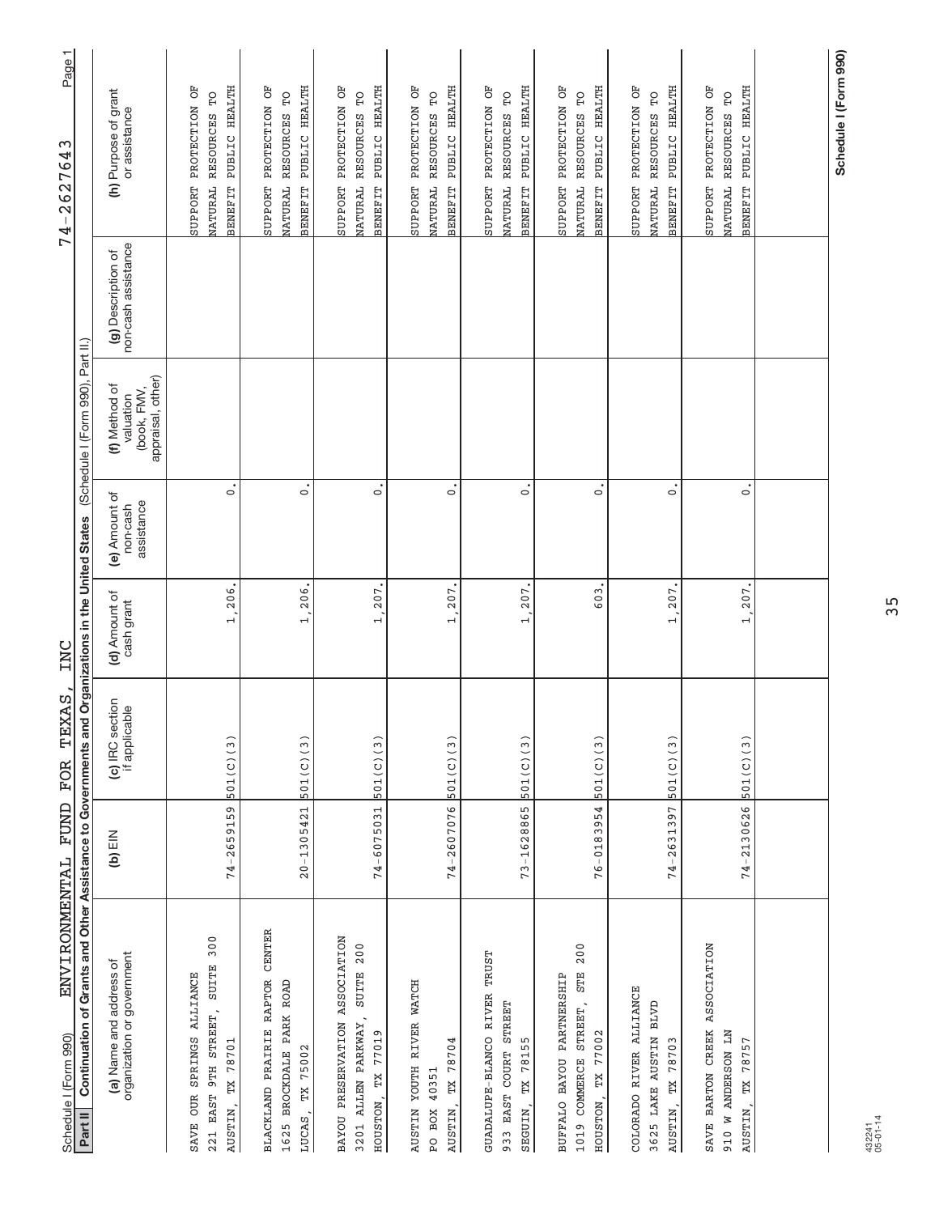Schedule I (Form 990) ENVIRONMENTAL FUND FOR TEXAS, INC 74-2627643 Page 1

**Part II** **Continuation of Grants and Other Assistance to Governments and Organizations in the United States** (Schedule I (Form 990), Part II.)

| (a) Name and address of organization or government | (b) EIN | (c) IRC section if applicable | (d) Amount of cash grant | (e) Amount of non-cash assistance | (f) Method of valuation (book, FMV, appraisal, other) | (g) Description of non-cash assistance | (h) Purpose of grant or assistance |
|---|---|---|---|---|---|---|---|
| SAVE OUR SPRINGS ALLIANCE<br>221 EAST 9TH STREET, SUITE 300<br>AUSTIN, TX 78701 | 74-2659159 | 501(C)(3) | 1,206. | 0. | | | SUPPORT PROTECTION OF NATURAL RESOURCES TO BENEFIT PUBLIC HEALTH |
| BLACKLAND PRAIRIE RAPTOR CENTER<br>1625 BROCKDALE PARK ROAD<br>LUCAS, TX 75002 | 20-1305421 | 501(C)(3) | 1,206. | 0. | | | SUPPORT PROTECTION OF NATURAL RESOURCES TO BENEFIT PUBLIC HEALTH |
| BAYOU PRESERVATION ASSOCIATION<br>3201 ALLEN PARKWAY, SUITE 200<br>HOUSTON, TX 77019 | 74-6075031 | 501(C)(3) | 1,207. | 0. | | | SUPPORT PROTECTION OF NATURAL RESOURCES TO BENEFIT PUBLIC HEALTH |
| AUSTIN YOUTH RIVER WATCH<br>PO BOX 40351<br>AUSTIN, TX 78704 | 74-2607076 | 501(C)(3) | 1,207. | 0. | | | SUPPORT PROTECTION OF NATURAL RESOURCES TO BENEFIT PUBLIC HEALTH |
| GUADALUPE-BLANCO RIVER TRUST<br>933 EAST COURT STREET<br>SEGUIN, TX 78155 | 73-1628865 | 501(C)(3) | 1,207. | 0. | | | SUPPORT PROTECTION OF NATURAL RESOURCES TO BENEFIT PUBLIC HEALTH |
| BUFFALO BAYOU PARTNERSHIP<br>1019 COMMERCE STREET, STE 200<br>HOUSTON, TX 77002 | 76-0183954 | 501(C)(3) | 603. | 0. | | | SUPPORT PROTECTION OF NATURAL RESOURCES TO BENEFIT PUBLIC HEALTH |
| COLORADO RIVER ALLIANCE<br>3625 LAKE AUSTIN BLVD<br>AUSTIN, TX 78703 | 74-2631397 | 501(C)(3) | 1,207. | 0. | | | SUPPORT PROTECTION OF NATURAL RESOURCES TO BENEFIT PUBLIC HEALTH |
| SAVE BARTON CREEK ASSOCIATION<br>910 W ANDERSON LN<br>AUSTIN, TX 78757 | 74-2130626 | 501(C)(3) | 1,207. | 0. | | | SUPPORT PROTECTION OF NATURAL RESOURCES TO BENEFIT PUBLIC HEALTH |
| | | | | | | | |

432241
05-01-14

**Schedule I (Form 990)**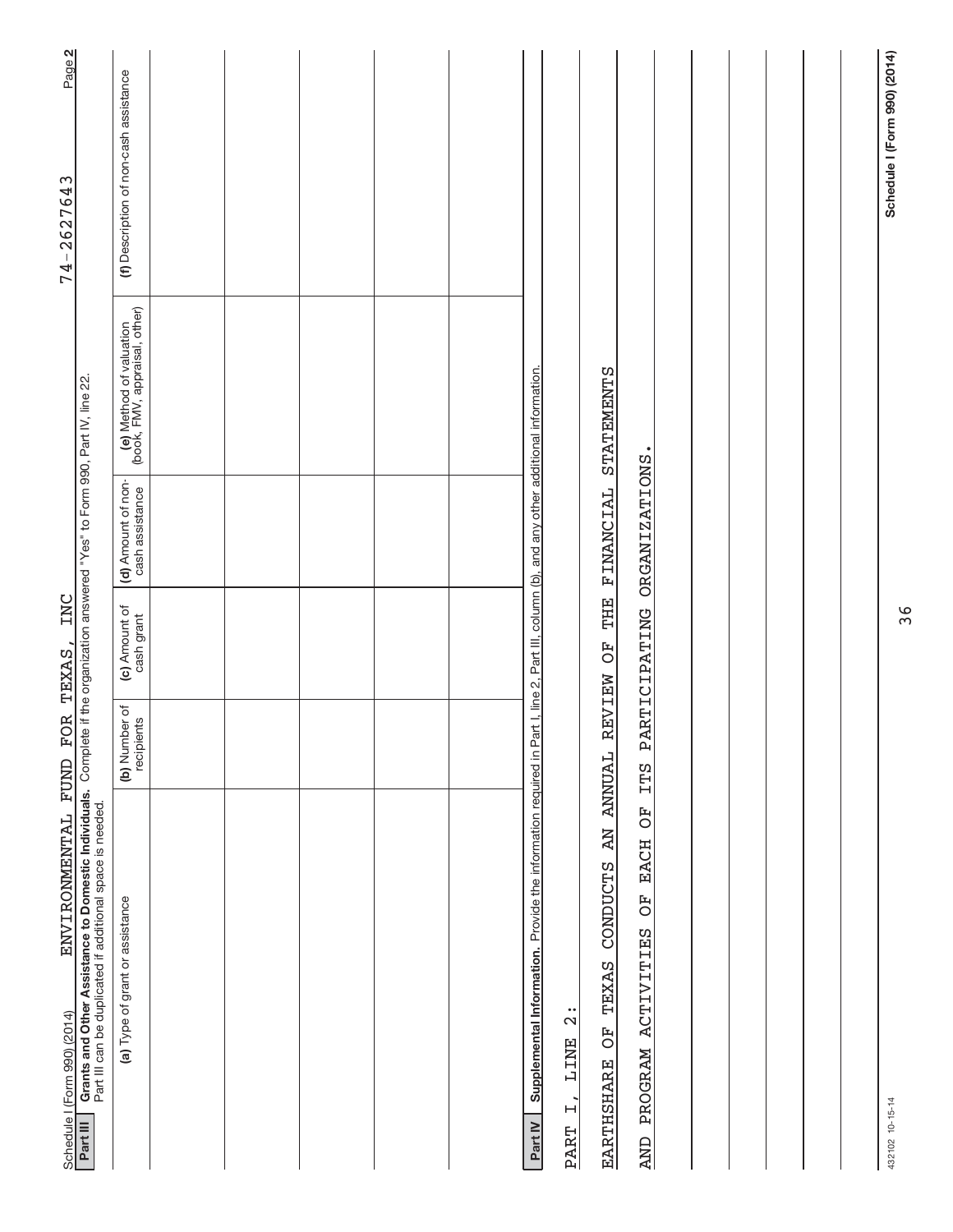Schedule I (Form 990) (2014) ENVIRONMENTAL FUND FOR TEXAS, INC 74-2627643 Page 2

**Part III Grants and Other Assistance to Domestic Individuals.** Complete if the organization answered "Yes" to Form 990, Part IV, line 22.
Part III can be duplicated if additional space is needed.

| (a) Type of grant or assistance | (b) Number of recipients | (c) Amount of cash grant | (d) Amount of non-cash assistance | (e) Method of valuation (book, FMV, appraisal, other) | (f) Description of non-cash assistance |
|---|---|---|---|---|---|
| | | | | | |
| | | | | | |
| | | | | | |
| | | | | | |
| | | | | | |

**Part IV Supplemental Information.** Provide the information required in Part I, line 2, Part III, column (b), and any other additional information.

PART I, LINE 2:

EARTHSHARE OF TEXAS CONDUCTS AN ANNUAL REVIEW OF THE FINANCIAL STATEMENTS AND PROGRAM ACTIVITIES OF EACH OF ITS PARTICIPATING ORGANIZATIONS.

432102 10-15-14

Schedule I (Form 990) (2014)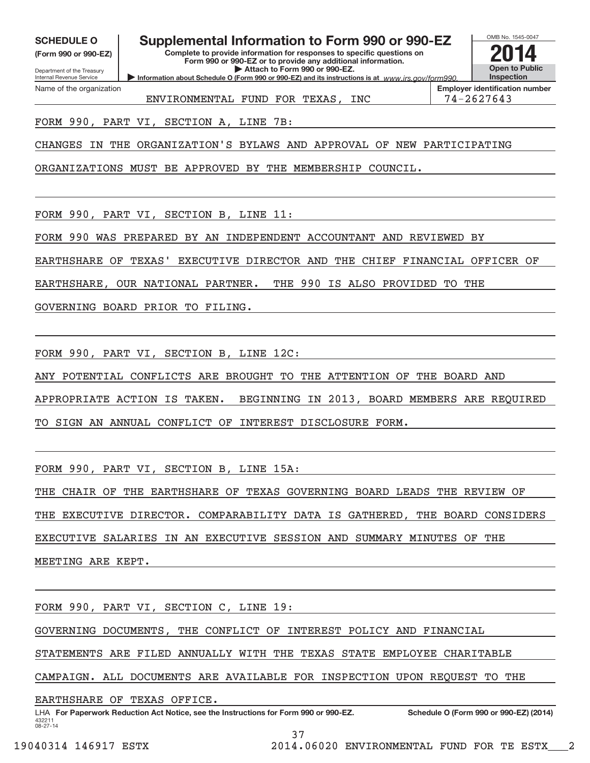**SCHEDULE O**
**(Form 990 or 990-EZ)**

Department of the Treasury
Internal Revenue Service

# Supplemental Information to Form 990 or 990-EZ

**Complete to provide information for responses to specific questions on Form 990 or 990-EZ or to provide any additional information.**
**▶ Attach to Form 990 or 990-EZ.**
**▶ Information about Schedule O (Form 990 or 990-EZ) and its instructions is at** *www.irs.gov/form990.*

OMB No. 1545-0047
**2014**
**Open to Public Inspection**

Name of the organization: ENVIRONMENTAL FUND FOR TEXAS, INC

**Employer identification number:** 74-2627643

FORM 990, PART VI, SECTION A, LINE 7B:

CHANGES IN THE ORGANIZATION'S BYLAWS AND APPROVAL OF NEW PARTICIPATING ORGANIZATIONS MUST BE APPROVED BY THE MEMBERSHIP COUNCIL.

FORM 990, PART VI, SECTION B, LINE 11:

FORM 990 WAS PREPARED BY AN INDEPENDENT ACCOUNTANT AND REVIEWED BY EARTHSHARE OF TEXAS' EXECUTIVE DIRECTOR AND THE CHIEF FINANCIAL OFFICER OF EARTHSHARE, OUR NATIONAL PARTNER. THE 990 IS ALSO PROVIDED TO THE GOVERNING BOARD PRIOR TO FILING.

FORM 990, PART VI, SECTION B, LINE 12C:

ANY POTENTIAL CONFLICTS ARE BROUGHT TO THE ATTENTION OF THE BOARD AND APPROPRIATE ACTION IS TAKEN. BEGINNING IN 2013, BOARD MEMBERS ARE REQUIRED TO SIGN AN ANNUAL CONFLICT OF INTEREST DISCLOSURE FORM.

FORM 990, PART VI, SECTION B, LINE 15A:

THE CHAIR OF THE EARTHSHARE OF TEXAS GOVERNING BOARD LEADS THE REVIEW OF THE EXECUTIVE DIRECTOR. COMPARABILITY DATA IS GATHERED, THE BOARD CONSIDERS EXECUTIVE SALARIES IN AN EXECUTIVE SESSION AND SUMMARY MINUTES OF THE MEETING ARE KEPT.

FORM 990, PART VI, SECTION C, LINE 19:

GOVERNING DOCUMENTS, THE CONFLICT OF INTEREST POLICY AND FINANCIAL STATEMENTS ARE FILED ANNUALLY WITH THE TEXAS STATE EMPLOYEE CHARITABLE CAMPAIGN. ALL DOCUMENTS ARE AVAILABLE FOR INSPECTION UPON REQUEST TO THE EARTHSHARE OF TEXAS OFFICE.

LHA **For Paperwork Reduction Act Notice, see the Instructions for Form 990 or 990-EZ.** **Schedule O (Form 990 or 990-EZ) (2014)**

432211
08-27-14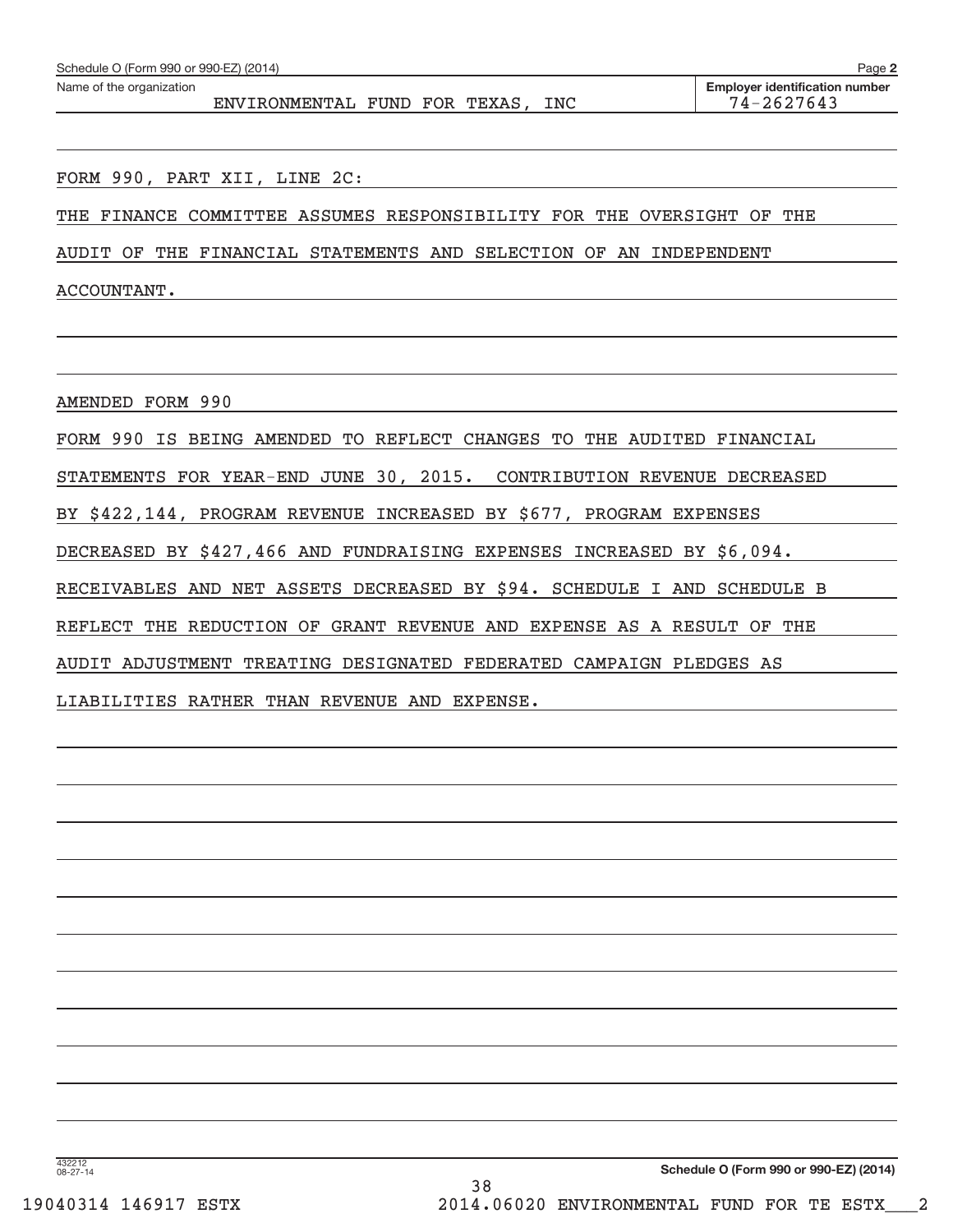Schedule O (Form 990 or 990-EZ) (2014)

Name of the organization: ENVIRONMENTAL FUND FOR TEXAS, INC

**Employer identification number** 74-2627643

FORM 990, PART XII, LINE 2C:

THE FINANCE COMMITTEE ASSUMES RESPONSIBILITY FOR THE OVERSIGHT OF THE AUDIT OF THE FINANCIAL STATEMENTS AND SELECTION OF AN INDEPENDENT ACCOUNTANT.

AMENDED FORM 990

FORM 990 IS BEING AMENDED TO REFLECT CHANGES TO THE AUDITED FINANCIAL STATEMENTS FOR YEAR-END JUNE 30, 2015. CONTRIBUTION REVENUE DECREASED BY $422,144, PROGRAM REVENUE INCREASED BY $677, PROGRAM EXPENSES DECREASED BY $427,466 AND FUNDRAISING EXPENSES INCREASED BY $6,094. RECEIVABLES AND NET ASSETS DECREASED BY $94. SCHEDULE I AND SCHEDULE B REFLECT THE REDUCTION OF GRANT REVENUE AND EXPENSE AS A RESULT OF THE AUDIT ADJUSTMENT TREATING DESIGNATED FEDERATED CAMPAIGN PLEDGES AS LIABILITIES RATHER THAN REVENUE AND EXPENSE.

**Schedule O (Form 990 or 990-EZ) (2014)**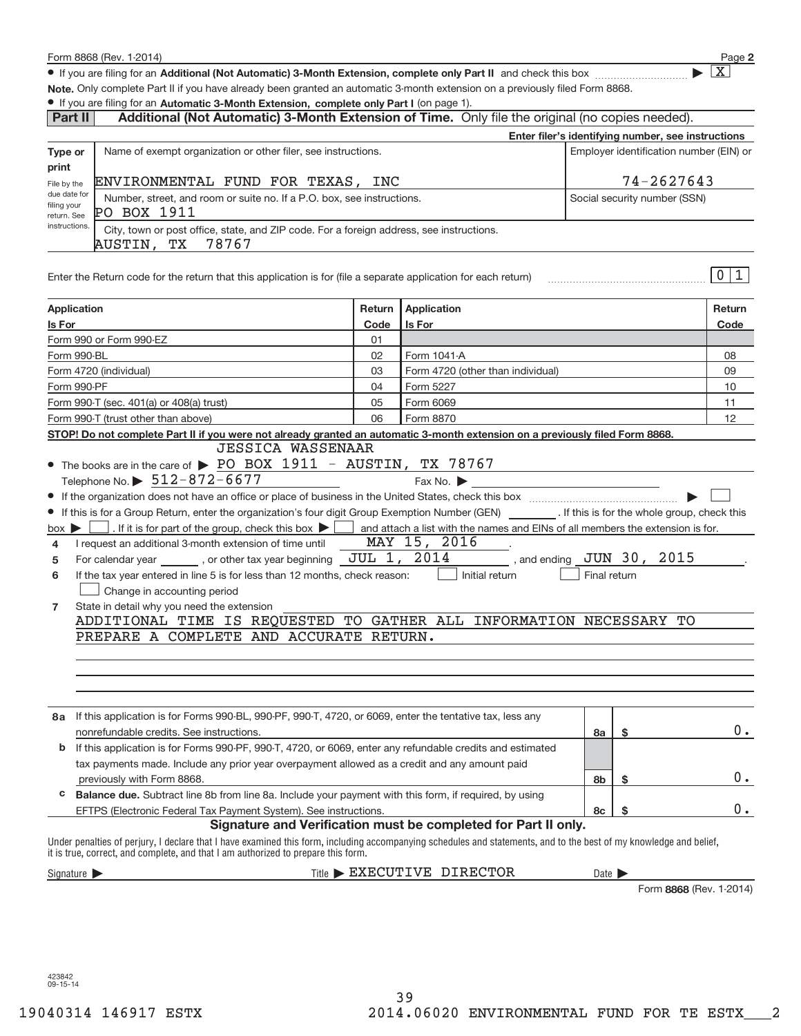Form 8868 (Rev. 1-2014)

- If you are filing for an **Additional (Not Automatic) 3-Month Extension, complete only Part II** and check this box ▶ X

**Note.** Only complete Part II if you have already been granted an automatic 3-month extension on a previously filed Form 8868.

- If you are filing for an **Automatic 3-Month Extension, complete only Part I** (on page 1).

## Part II Additional (Not Automatic) 3-Month Extension of Time. Only file the original (no copies needed).

**Enter filer's identifying number, see instructions**

| | | |
|---|---|---|
| **Type or print** | Name of exempt organization or other filer, see instructions. | Employer identification number (EIN) or |
| File by the due date for filing your return. See instructions. | ENVIRONMENTAL FUND FOR TEXAS, INC | 74-2627643 |
| | Number, street, and room or suite no. If a P.O. box, see instructions. PO BOX 1911 | Social security number (SSN) |
| | City, town or post office, state, and ZIP code. For a foreign address, see instructions. AUSTIN, TX 78767 | |

Enter the Return code for the return that this application is for (file a separate application for each return) 0 1

| Application Is For | Return Code | Application Is For | Return Code |
|---|---|---|---|
| Form 990 or Form 990-EZ | 01 | | |
| Form 990-BL | 02 | Form 1041-A | 08 |
| Form 4720 (individual) | 03 | Form 4720 (other than individual) | 09 |
| Form 990-PF | 04 | Form 5227 | 10 |
| Form 990-T (sec. 401(a) or 408(a) trust) | 05 | Form 6069 | 11 |
| Form 990-T (trust other than above) | 06 | Form 8870 | 12 |

**STOP! Do not complete Part II if you were not already granted an automatic 3-month extension on a previously filed Form 8868.**

- The books are in the care of ▶ JESSICA WASSENAAR PO BOX 1911 - AUSTIN, TX 78767

  Telephone No. ▶ 512-872-6677 Fax No. ▶

- If the organization does not have an office or place of business in the United States, check this box ▶ ☐
- If this is for a Group Return, enter the organization's four digit Group Exemption Number (GEN) ______ . If this is for the whole group, check this box ▶ ☐ . If it is for part of the group, check this box ▶ ☐ and attach a list with the names and EINs of all members the extension is for.

4 I request an additional 3-month extension of time until MAY 15, 2016 .

5 For calendar year ______ , or other tax year beginning JUL 1, 2014 , and ending JUN 30, 2015 .

6 If the tax year entered in line 5 is for less than 12 months, check reason: ☐ Initial return ☐ Final return ☐ Change in accounting period

7 State in detail why you need the extension

ADDITIONAL TIME IS REQUESTED TO GATHER ALL INFORMATION NECESSARY TO PREPARE A COMPLETE AND ACCURATE RETURN.

| | | | |
|---|---|---|---|
| **8a** If this application is for Forms 990-BL, 990-PF, 990-T, 4720, or 6069, enter the tentative tax, less any nonrefundable credits. See instructions. | 8a | $ | 0. |
| **b** If this application is for Forms 990-PF, 990-T, 4720, or 6069, enter any refundable credits and estimated tax payments made. Include any prior year overpayment allowed as a credit and any amount paid previously with Form 8868. | 8b | $ | 0. |
| **c** **Balance due.** Subtract line 8b from line 8a. Include your payment with this form, if required, by using EFTPS (Electronic Federal Tax Payment System). See instructions. | 8c | $ | 0. |

**Signature and Verification must be completed for Part II only.**

Under penalties of perjury, I declare that I have examined this form, including accompanying schedules and statements, and to the best of my knowledge and belief, it is true, correct, and complete, and that I am authorized to prepare this form.

Signature ▶ Title ▶ EXECUTIVE DIRECTOR Date ▶

Form **8868** (Rev. 1-2014)

423842 09-15-14

19040314 146917 ESTX 2014.06020 ENVIRONMENTAL FUND FOR TE ESTX___2